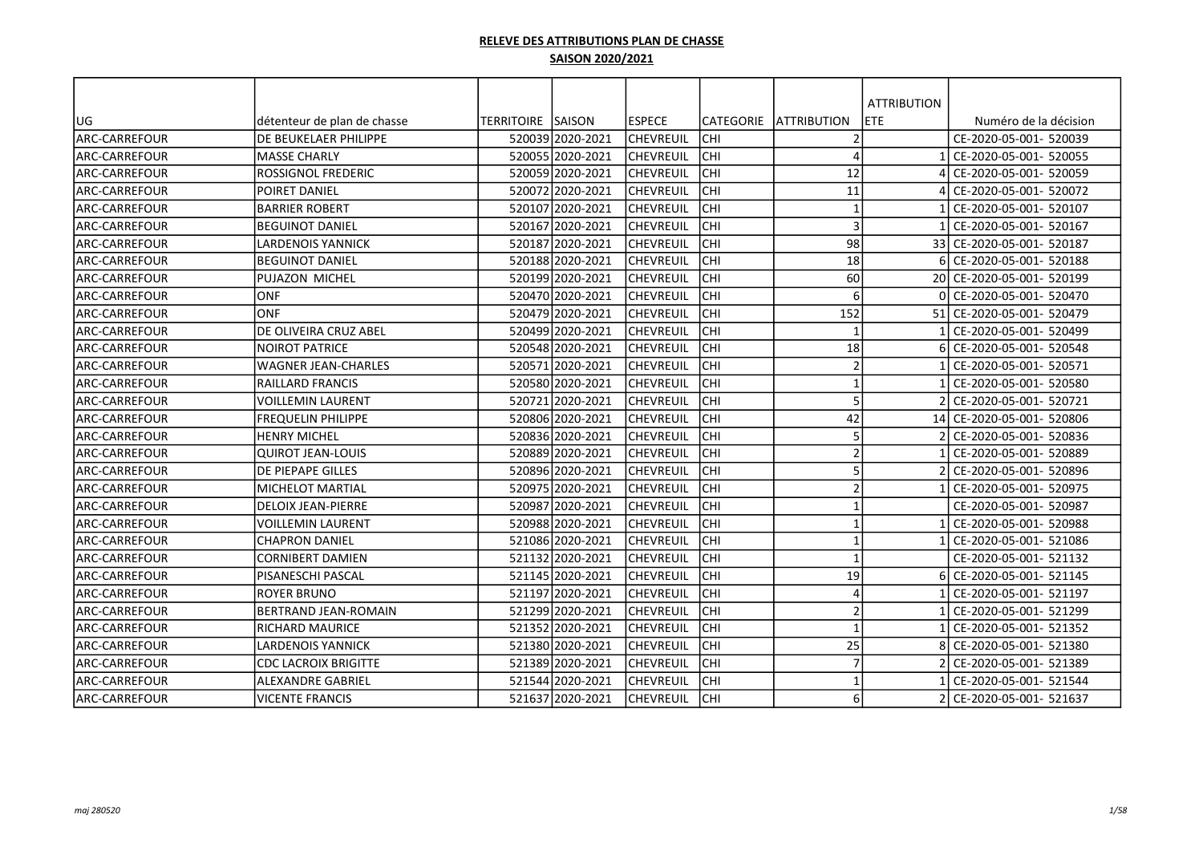**RELEVE DES ATTRIBUTIONS PLAN DE CHASSE**

**SAISON 2020/2021**

| UG | détenteur de plan de chasse | TERRITOIRE | SAISON | ESPECE | CATEGORIE | ATTRIBUTION | ATTRIBUTION ETE | Numéro de la décision |
|---|---|---|---|---|---|---|---|---|
| ARC-CARREFOUR | DE BEUKELAER PHILIPPE | 520039 | 2020-2021 | CHEVREUIL | CHI | 2 | | CE-2020-05-001- 520039 |
| ARC-CARREFOUR | MASSE CHARLY | 520055 | 2020-2021 | CHEVREUIL | CHI | 4 | 1 | CE-2020-05-001- 520055 |
| ARC-CARREFOUR | ROSSIGNOL FREDERIC | 520059 | 2020-2021 | CHEVREUIL | CHI | 12 | 4 | CE-2020-05-001- 520059 |
| ARC-CARREFOUR | POIRET DANIEL | 520072 | 2020-2021 | CHEVREUIL | CHI | 11 | 4 | CE-2020-05-001- 520072 |
| ARC-CARREFOUR | BARRIER ROBERT | 520107 | 2020-2021 | CHEVREUIL | CHI | 1 | 1 | CE-2020-05-001- 520107 |
| ARC-CARREFOUR | BEGUINOT DANIEL | 520167 | 2020-2021 | CHEVREUIL | CHI | 3 | 1 | CE-2020-05-001- 520167 |
| ARC-CARREFOUR | LARDENOIS YANNICK | 520187 | 2020-2021 | CHEVREUIL | CHI | 98 | 33 | CE-2020-05-001- 520187 |
| ARC-CARREFOUR | BEGUINOT DANIEL | 520188 | 2020-2021 | CHEVREUIL | CHI | 18 | 6 | CE-2020-05-001- 520188 |
| ARC-CARREFOUR | PUJAZON MICHEL | 520199 | 2020-2021 | CHEVREUIL | CHI | 60 | 20 | CE-2020-05-001- 520199 |
| ARC-CARREFOUR | ONF | 520470 | 2020-2021 | CHEVREUIL | CHI | 6 | 0 | CE-2020-05-001- 520470 |
| ARC-CARREFOUR | ONF | 520479 | 2020-2021 | CHEVREUIL | CHI | 152 | 51 | CE-2020-05-001- 520479 |
| ARC-CARREFOUR | DE OLIVEIRA CRUZ ABEL | 520499 | 2020-2021 | CHEVREUIL | CHI | 1 | 1 | CE-2020-05-001- 520499 |
| ARC-CARREFOUR | NOIROT PATRICE | 520548 | 2020-2021 | CHEVREUIL | CHI | 18 | 6 | CE-2020-05-001- 520548 |
| ARC-CARREFOUR | WAGNER JEAN-CHARLES | 520571 | 2020-2021 | CHEVREUIL | CHI | 2 | 1 | CE-2020-05-001- 520571 |
| ARC-CARREFOUR | RAILLARD FRANCIS | 520580 | 2020-2021 | CHEVREUIL | CHI | 1 | 1 | CE-2020-05-001- 520580 |
| ARC-CARREFOUR | VOILLEMIN LAURENT | 520721 | 2020-2021 | CHEVREUIL | CHI | 5 | 2 | CE-2020-05-001- 520721 |
| ARC-CARREFOUR | FREQUELIN PHILIPPE | 520806 | 2020-2021 | CHEVREUIL | CHI | 42 | 14 | CE-2020-05-001- 520806 |
| ARC-CARREFOUR | HENRY MICHEL | 520836 | 2020-2021 | CHEVREUIL | CHI | 5 | 2 | CE-2020-05-001- 520836 |
| ARC-CARREFOUR | QUIROT JEAN-LOUIS | 520889 | 2020-2021 | CHEVREUIL | CHI | 2 | 1 | CE-2020-05-001- 520889 |
| ARC-CARREFOUR | DE PIEPAPE GILLES | 520896 | 2020-2021 | CHEVREUIL | CHI | 5 | 2 | CE-2020-05-001- 520896 |
| ARC-CARREFOUR | MICHELOT MARTIAL | 520975 | 2020-2021 | CHEVREUIL | CHI | 2 | 1 | CE-2020-05-001- 520975 |
| ARC-CARREFOUR | DELOIX JEAN-PIERRE | 520987 | 2020-2021 | CHEVREUIL | CHI | 1 | | CE-2020-05-001- 520987 |
| ARC-CARREFOUR | VOILLEMIN LAURENT | 520988 | 2020-2021 | CHEVREUIL | CHI | 1 | 1 | CE-2020-05-001- 520988 |
| ARC-CARREFOUR | CHAPRON DANIEL | 521086 | 2020-2021 | CHEVREUIL | CHI | 1 | 1 | CE-2020-05-001- 521086 |
| ARC-CARREFOUR | CORNIBERT DAMIEN | 521132 | 2020-2021 | CHEVREUIL | CHI | 1 | | CE-2020-05-001- 521132 |
| ARC-CARREFOUR | PISANESCHI PASCAL | 521145 | 2020-2021 | CHEVREUIL | CHI | 19 | 6 | CE-2020-05-001- 521145 |
| ARC-CARREFOUR | ROYER BRUNO | 521197 | 2020-2021 | CHEVREUIL | CHI | 4 | 1 | CE-2020-05-001- 521197 |
| ARC-CARREFOUR | BERTRAND JEAN-ROMAIN | 521299 | 2020-2021 | CHEVREUIL | CHI | 2 | 1 | CE-2020-05-001- 521299 |
| ARC-CARREFOUR | RICHARD MAURICE | 521352 | 2020-2021 | CHEVREUIL | CHI | 1 | 1 | CE-2020-05-001- 521352 |
| ARC-CARREFOUR | LARDENOIS YANNICK | 521380 | 2020-2021 | CHEVREUIL | CHI | 25 | 8 | CE-2020-05-001- 521380 |
| ARC-CARREFOUR | CDC LACROIX BRIGITTE | 521389 | 2020-2021 | CHEVREUIL | CHI | 7 | 2 | CE-2020-05-001- 521389 |
| ARC-CARREFOUR | ALEXANDRE GABRIEL | 521544 | 2020-2021 | CHEVREUIL | CHI | 1 | 1 | CE-2020-05-001- 521544 |
| ARC-CARREFOUR | VICENTE FRANCIS | 521637 | 2020-2021 | CHEVREUIL | CHI | 6 | 2 | CE-2020-05-001- 521637 |

*maj 280520*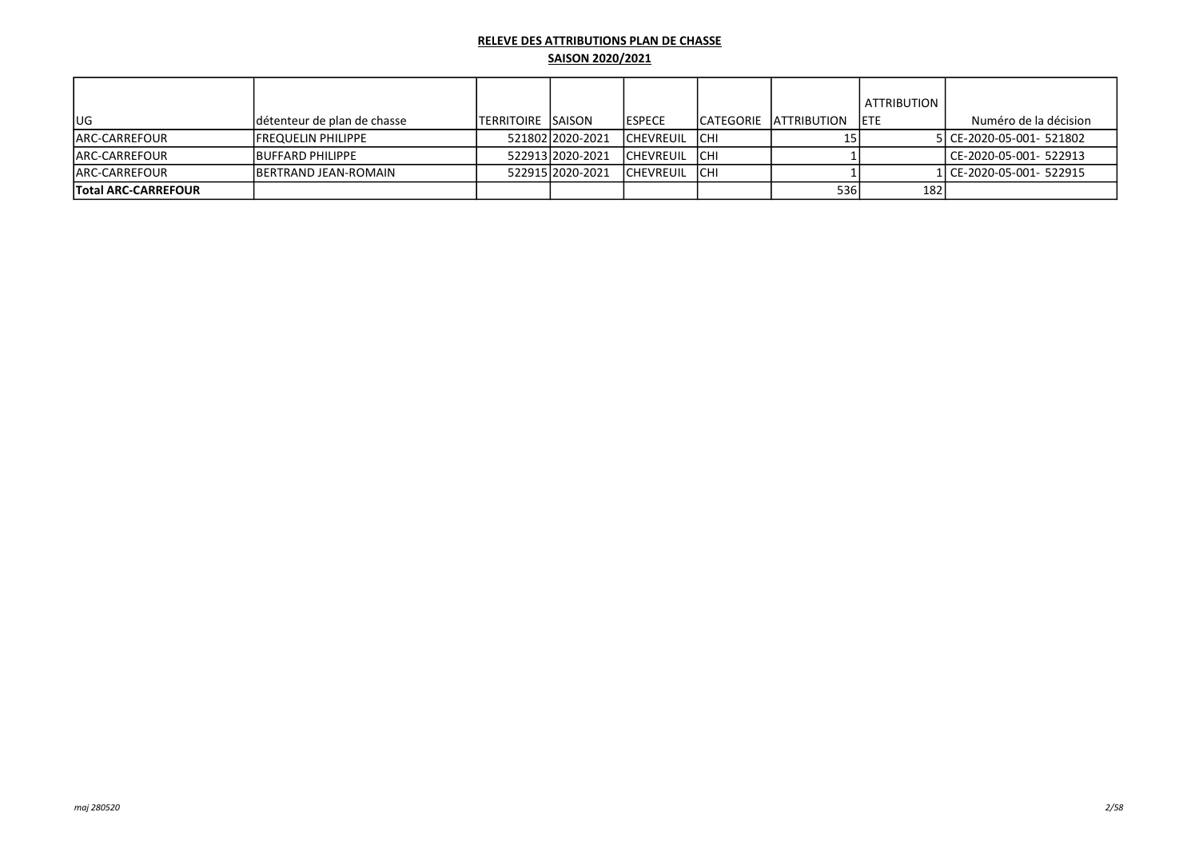**RELEVE DES ATTRIBUTIONS PLAN DE CHASSE**

**SAISON 2020/2021**

| UG | détenteur de plan de chasse | TERRITOIRE | SAISON | ESPECE | CATEGORIE | ATTRIBUTION | ATTRIBUTION ETE | Numéro de la décision |
|---|---|---|---|---|---|---|---|---|
| ARC-CARREFOUR | FREQUELIN PHILIPPE | 521802 | 2020-2021 | CHEVREUIL | CHI | 15 | 5 | CE-2020-05-001- 521802 |
| ARC-CARREFOUR | BUFFARD PHILIPPE | 522913 | 2020-2021 | CHEVREUIL | CHI | 1 | | CE-2020-05-001- 522913 |
| ARC-CARREFOUR | BERTRAND JEAN-ROMAIN | 522915 | 2020-2021 | CHEVREUIL | CHI | 1 | 1 | CE-2020-05-001- 522915 |
| **Total ARC-CARREFOUR** | | | | | | 536 | 182 | |

*maj 280520*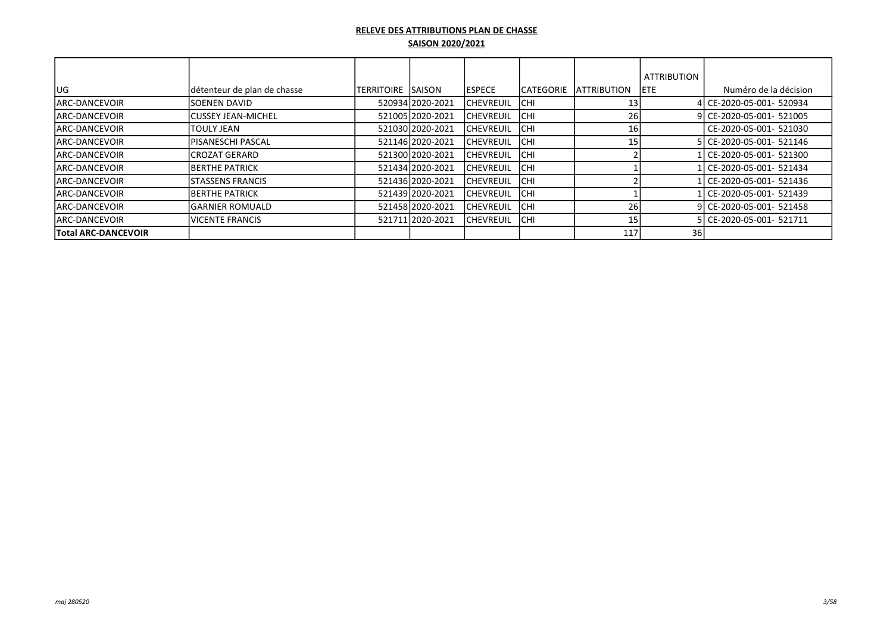**RELEVE DES ATTRIBUTIONS PLAN DE CHASSE**

**SAISON 2020/2021**

| UG | détenteur de plan de chasse | TERRITOIRE | SAISON | ESPECE | CATEGORIE | ATTRIBUTION | ATTRIBUTION ETE | Numéro de la décision |
|---|---|---|---|---|---|---|---|---|
| ARC-DANCEVOIR | SOENEN DAVID | 520934 | 2020-2021 | CHEVREUIL | CHI | 13 | 4 | CE-2020-05-001- 520934 |
| ARC-DANCEVOIR | CUSSEY JEAN-MICHEL | 521005 | 2020-2021 | CHEVREUIL | CHI | 26 | 9 | CE-2020-05-001- 521005 |
| ARC-DANCEVOIR | TOULY JEAN | 521030 | 2020-2021 | CHEVREUIL | CHI | 16 | | CE-2020-05-001- 521030 |
| ARC-DANCEVOIR | PISANESCHI PASCAL | 521146 | 2020-2021 | CHEVREUIL | CHI | 15 | 5 | CE-2020-05-001- 521146 |
| ARC-DANCEVOIR | CROZAT GERARD | 521300 | 2020-2021 | CHEVREUIL | CHI | 2 | 1 | CE-2020-05-001- 521300 |
| ARC-DANCEVOIR | BERTHE PATRICK | 521434 | 2020-2021 | CHEVREUIL | CHI | 1 | 1 | CE-2020-05-001- 521434 |
| ARC-DANCEVOIR | STASSENS FRANCIS | 521436 | 2020-2021 | CHEVREUIL | CHI | 2 | 1 | CE-2020-05-001- 521436 |
| ARC-DANCEVOIR | BERTHE PATRICK | 521439 | 2020-2021 | CHEVREUIL | CHI | 1 | 1 | CE-2020-05-001- 521439 |
| ARC-DANCEVOIR | GARNIER ROMUALD | 521458 | 2020-2021 | CHEVREUIL | CHI | 26 | 9 | CE-2020-05-001- 521458 |
| ARC-DANCEVOIR | VICENTE FRANCIS | 521711 | 2020-2021 | CHEVREUIL | CHI | 15 | 5 | CE-2020-05-001- 521711 |
| **Total ARC-DANCEVOIR** | | | | | | 117 | 36 | |

*maj 280520*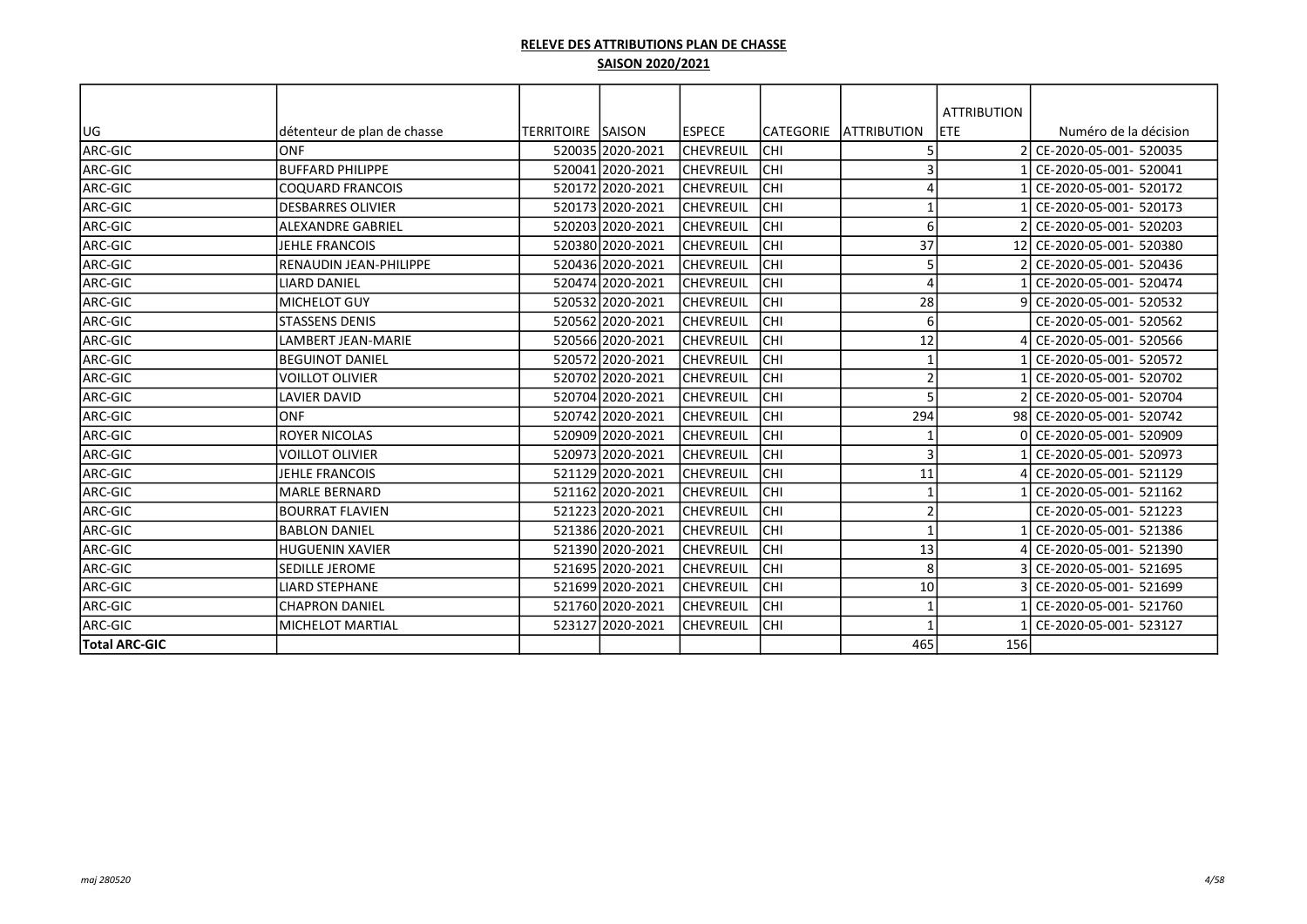**RELEVE DES ATTRIBUTIONS PLAN DE CHASSE**

**SAISON 2020/2021**

| UG | détenteur de plan de chasse | TERRITOIRE | SAISON | ESPECE | CATEGORIE | ATTRIBUTION | ATTRIBUTION ETE | Numéro de la décision |
|---|---|---|---|---|---|---|---|---|
| ARC-GIC | ONF | 520035 | 2020-2021 | CHEVREUIL | CHI | 5 | 2 | CE-2020-05-001- 520035 |
| ARC-GIC | BUFFARD PHILIPPE | 520041 | 2020-2021 | CHEVREUIL | CHI | 3 | 1 | CE-2020-05-001- 520041 |
| ARC-GIC | COQUARD FRANCOIS | 520172 | 2020-2021 | CHEVREUIL | CHI | 4 | 1 | CE-2020-05-001- 520172 |
| ARC-GIC | DESBARRES OLIVIER | 520173 | 2020-2021 | CHEVREUIL | CHI | 1 | 1 | CE-2020-05-001- 520173 |
| ARC-GIC | ALEXANDRE GABRIEL | 520203 | 2020-2021 | CHEVREUIL | CHI | 6 | 2 | CE-2020-05-001- 520203 |
| ARC-GIC | JEHLE FRANCOIS | 520380 | 2020-2021 | CHEVREUIL | CHI | 37 | 12 | CE-2020-05-001- 520380 |
| ARC-GIC | RENAUDIN JEAN-PHILIPPE | 520436 | 2020-2021 | CHEVREUIL | CHI | 5 | 2 | CE-2020-05-001- 520436 |
| ARC-GIC | LIARD DANIEL | 520474 | 2020-2021 | CHEVREUIL | CHI | 4 | 1 | CE-2020-05-001- 520474 |
| ARC-GIC | MICHELOT GUY | 520532 | 2020-2021 | CHEVREUIL | CHI | 28 | 9 | CE-2020-05-001- 520532 |
| ARC-GIC | STASSENS DENIS | 520562 | 2020-2021 | CHEVREUIL | CHI | 6 | | CE-2020-05-001- 520562 |
| ARC-GIC | LAMBERT JEAN-MARIE | 520566 | 2020-2021 | CHEVREUIL | CHI | 12 | 4 | CE-2020-05-001- 520566 |
| ARC-GIC | BEGUINOT DANIEL | 520572 | 2020-2021 | CHEVREUIL | CHI | 1 | 1 | CE-2020-05-001- 520572 |
| ARC-GIC | VOILLOT OLIVIER | 520702 | 2020-2021 | CHEVREUIL | CHI | 2 | 1 | CE-2020-05-001- 520702 |
| ARC-GIC | LAVIER DAVID | 520704 | 2020-2021 | CHEVREUIL | CHI | 5 | 2 | CE-2020-05-001- 520704 |
| ARC-GIC | ONF | 520742 | 2020-2021 | CHEVREUIL | CHI | 294 | 98 | CE-2020-05-001- 520742 |
| ARC-GIC | ROYER NICOLAS | 520909 | 2020-2021 | CHEVREUIL | CHI | 1 | 0 | CE-2020-05-001- 520909 |
| ARC-GIC | VOILLOT OLIVIER | 520973 | 2020-2021 | CHEVREUIL | CHI | 3 | 1 | CE-2020-05-001- 520973 |
| ARC-GIC | JEHLE FRANCOIS | 521129 | 2020-2021 | CHEVREUIL | CHI | 11 | 4 | CE-2020-05-001- 521129 |
| ARC-GIC | MARLE BERNARD | 521162 | 2020-2021 | CHEVREUIL | CHI | 1 | 1 | CE-2020-05-001- 521162 |
| ARC-GIC | BOURRAT FLAVIEN | 521223 | 2020-2021 | CHEVREUIL | CHI | 2 | | CE-2020-05-001- 521223 |
| ARC-GIC | BABLON DANIEL | 521386 | 2020-2021 | CHEVREUIL | CHI | 1 | 1 | CE-2020-05-001- 521386 |
| ARC-GIC | HUGUENIN XAVIER | 521390 | 2020-2021 | CHEVREUIL | CHI | 13 | 4 | CE-2020-05-001- 521390 |
| ARC-GIC | SEDILLE JEROME | 521695 | 2020-2021 | CHEVREUIL | CHI | 8 | 3 | CE-2020-05-001- 521695 |
| ARC-GIC | LIARD STEPHANE | 521699 | 2020-2021 | CHEVREUIL | CHI | 10 | 3 | CE-2020-05-001- 521699 |
| ARC-GIC | CHAPRON DANIEL | 521760 | 2020-2021 | CHEVREUIL | CHI | 1 | 1 | CE-2020-05-001- 521760 |
| ARC-GIC | MICHELOT MARTIAL | 523127 | 2020-2021 | CHEVREUIL | CHI | 1 | 1 | CE-2020-05-001- 523127 |
| **Total ARC-GIC** | | | | | | 465 | 156 | |

*maj 280520*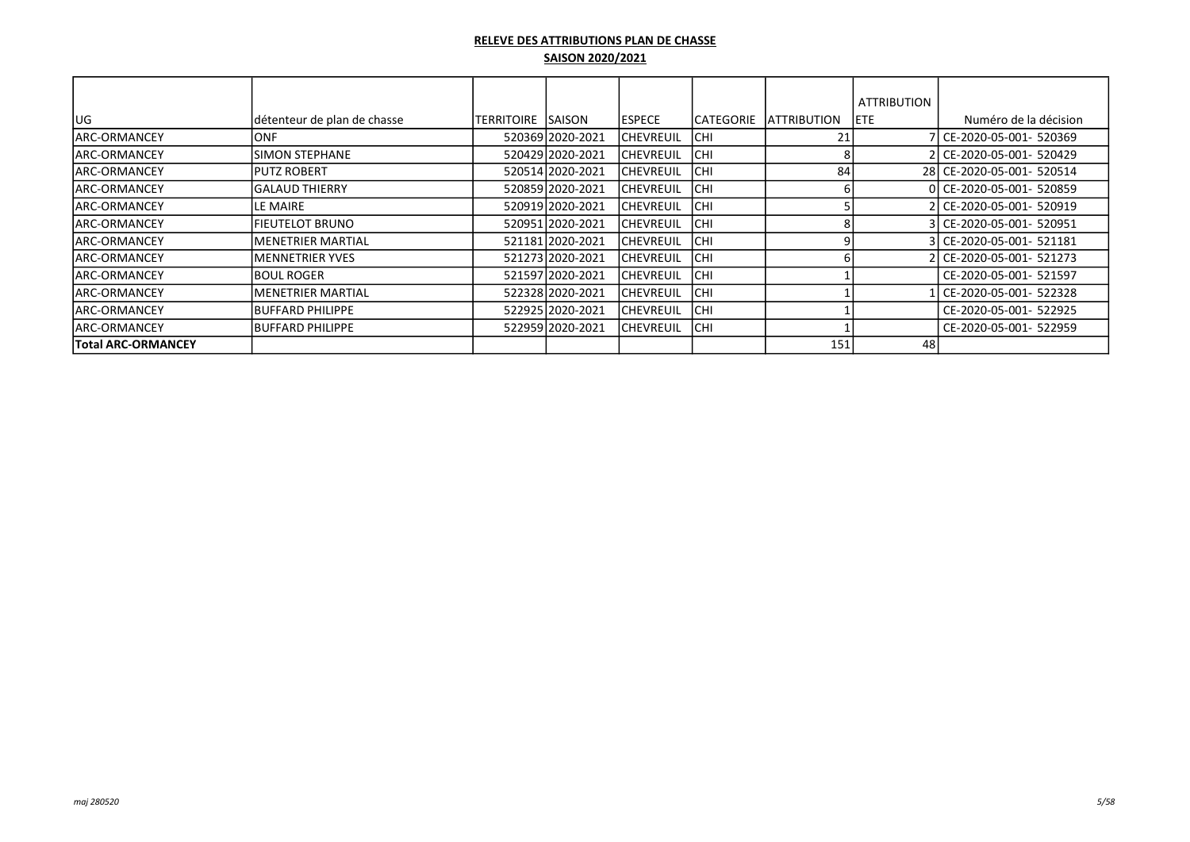**RELEVE DES ATTRIBUTIONS PLAN DE CHASSE**

**SAISON 2020/2021**

| UG | détenteur de plan de chasse | TERRITOIRE | SAISON | ESPECE | CATEGORIE | ATTRIBUTION | ATTRIBUTION ETE | Numéro de la décision |
|---|---|---|---|---|---|---|---|---|
| ARC-ORMANCEY | ONF | 520369 | 2020-2021 | CHEVREUIL | CHI | 21 | 7 | CE-2020-05-001- 520369 |
| ARC-ORMANCEY | SIMON STEPHANE | 520429 | 2020-2021 | CHEVREUIL | CHI | 8 | 2 | CE-2020-05-001- 520429 |
| ARC-ORMANCEY | PUTZ ROBERT | 520514 | 2020-2021 | CHEVREUIL | CHI | 84 | 28 | CE-2020-05-001- 520514 |
| ARC-ORMANCEY | GALAUD THIERRY | 520859 | 2020-2021 | CHEVREUIL | CHI | 6 | 0 | CE-2020-05-001- 520859 |
| ARC-ORMANCEY | LE MAIRE | 520919 | 2020-2021 | CHEVREUIL | CHI | 5 | 2 | CE-2020-05-001- 520919 |
| ARC-ORMANCEY | FIEUTELOT BRUNO | 520951 | 2020-2021 | CHEVREUIL | CHI | 8 | 3 | CE-2020-05-001- 520951 |
| ARC-ORMANCEY | MENETRIER MARTIAL | 521181 | 2020-2021 | CHEVREUIL | CHI | 9 | 3 | CE-2020-05-001- 521181 |
| ARC-ORMANCEY | MENNETRIER YVES | 521273 | 2020-2021 | CHEVREUIL | CHI | 6 | 2 | CE-2020-05-001- 521273 |
| ARC-ORMANCEY | BOUL ROGER | 521597 | 2020-2021 | CHEVREUIL | CHI | 1 | | CE-2020-05-001- 521597 |
| ARC-ORMANCEY | MENETRIER MARTIAL | 522328 | 2020-2021 | CHEVREUIL | CHI | 1 | 1 | CE-2020-05-001- 522328 |
| ARC-ORMANCEY | BUFFARD PHILIPPE | 522925 | 2020-2021 | CHEVREUIL | CHI | 1 | | CE-2020-05-001- 522925 |
| ARC-ORMANCEY | BUFFARD PHILIPPE | 522959 | 2020-2021 | CHEVREUIL | CHI | 1 | | CE-2020-05-001- 522959 |
| **Total ARC-ORMANCEY** | | | | | | 151 | 48 | |

*maj 280520*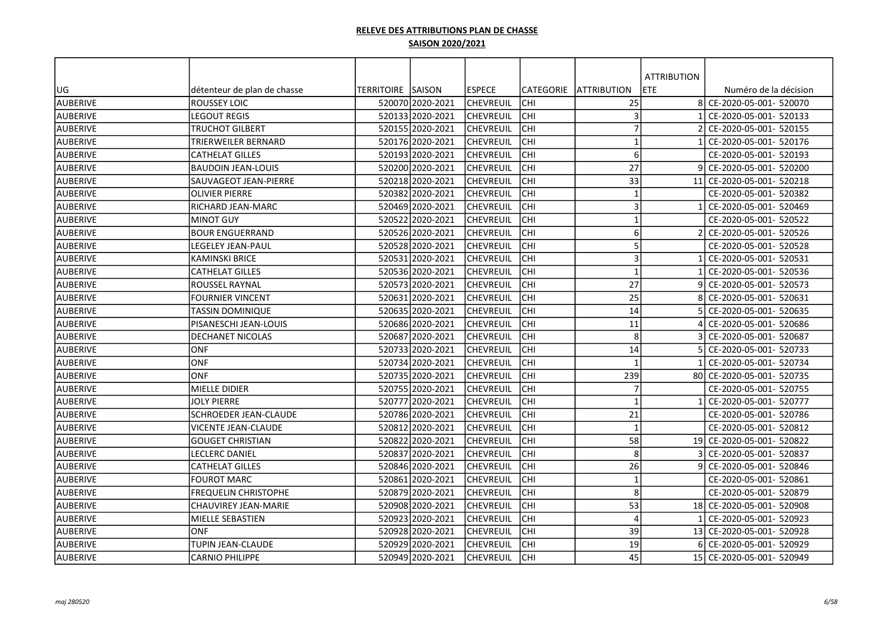**RELEVE DES ATTRIBUTIONS PLAN DE CHASSE**

**SAISON 2020/2021**

| UG | détenteur de plan de chasse | TERRITOIRE | SAISON | ESPECE | CATEGORIE | ATTRIBUTION | ATTRIBUTION ETE | Numéro de la décision |
|---|---|---|---|---|---|---|---|---|
| AUBERIVE | ROUSSEY LOIC | 520070 | 2020-2021 | CHEVREUIL | CHI | 25 | 8 | CE-2020-05-001- 520070 |
| AUBERIVE | LEGOUT REGIS | 520133 | 2020-2021 | CHEVREUIL | CHI | 3 | 1 | CE-2020-05-001- 520133 |
| AUBERIVE | TRUCHOT GILBERT | 520155 | 2020-2021 | CHEVREUIL | CHI | 7 | 2 | CE-2020-05-001- 520155 |
| AUBERIVE | TRIERWEILER BERNARD | 520176 | 2020-2021 | CHEVREUIL | CHI | 1 | 1 | CE-2020-05-001- 520176 |
| AUBERIVE | CATHELAT GILLES | 520193 | 2020-2021 | CHEVREUIL | CHI | 6 | | CE-2020-05-001- 520193 |
| AUBERIVE | BAUDOIN JEAN-LOUIS | 520200 | 2020-2021 | CHEVREUIL | CHI | 27 | 9 | CE-2020-05-001- 520200 |
| AUBERIVE | SAUVAGEOT JEAN-PIERRE | 520218 | 2020-2021 | CHEVREUIL | CHI | 33 | 11 | CE-2020-05-001- 520218 |
| AUBERIVE | OLIVIER PIERRE | 520382 | 2020-2021 | CHEVREUIL | CHI | 1 | | CE-2020-05-001- 520382 |
| AUBERIVE | RICHARD JEAN-MARC | 520469 | 2020-2021 | CHEVREUIL | CHI | 3 | 1 | CE-2020-05-001- 520469 |
| AUBERIVE | MINOT GUY | 520522 | 2020-2021 | CHEVREUIL | CHI | 1 | | CE-2020-05-001- 520522 |
| AUBERIVE | BOUR ENGUERRAND | 520526 | 2020-2021 | CHEVREUIL | CHI | 6 | 2 | CE-2020-05-001- 520526 |
| AUBERIVE | LEGELEY JEAN-PAUL | 520528 | 2020-2021 | CHEVREUIL | CHI | 5 | | CE-2020-05-001- 520528 |
| AUBERIVE | KAMINSKI BRICE | 520531 | 2020-2021 | CHEVREUIL | CHI | 3 | 1 | CE-2020-05-001- 520531 |
| AUBERIVE | CATHELAT GILLES | 520536 | 2020-2021 | CHEVREUIL | CHI | 1 | 1 | CE-2020-05-001- 520536 |
| AUBERIVE | ROUSSEL RAYNAL | 520573 | 2020-2021 | CHEVREUIL | CHI | 27 | 9 | CE-2020-05-001- 520573 |
| AUBERIVE | FOURNIER VINCENT | 520631 | 2020-2021 | CHEVREUIL | CHI | 25 | 8 | CE-2020-05-001- 520631 |
| AUBERIVE | TASSIN DOMINIQUE | 520635 | 2020-2021 | CHEVREUIL | CHI | 14 | 5 | CE-2020-05-001- 520635 |
| AUBERIVE | PISANESCHI JEAN-LOUIS | 520686 | 2020-2021 | CHEVREUIL | CHI | 11 | 4 | CE-2020-05-001- 520686 |
| AUBERIVE | DECHANET NICOLAS | 520687 | 2020-2021 | CHEVREUIL | CHI | 8 | 3 | CE-2020-05-001- 520687 |
| AUBERIVE | ONF | 520733 | 2020-2021 | CHEVREUIL | CHI | 14 | 5 | CE-2020-05-001- 520733 |
| AUBERIVE | ONF | 520734 | 2020-2021 | CHEVREUIL | CHI | 1 | 1 | CE-2020-05-001- 520734 |
| AUBERIVE | ONF | 520735 | 2020-2021 | CHEVREUIL | CHI | 239 | 80 | CE-2020-05-001- 520735 |
| AUBERIVE | MIELLE DIDIER | 520755 | 2020-2021 | CHEVREUIL | CHI | 7 | | CE-2020-05-001- 520755 |
| AUBERIVE | JOLY PIERRE | 520777 | 2020-2021 | CHEVREUIL | CHI | 1 | 1 | CE-2020-05-001- 520777 |
| AUBERIVE | SCHROEDER JEAN-CLAUDE | 520786 | 2020-2021 | CHEVREUIL | CHI | 21 | | CE-2020-05-001- 520786 |
| AUBERIVE | VICENTE JEAN-CLAUDE | 520812 | 2020-2021 | CHEVREUIL | CHI | 1 | | CE-2020-05-001- 520812 |
| AUBERIVE | GOUGET CHRISTIAN | 520822 | 2020-2021 | CHEVREUIL | CHI | 58 | 19 | CE-2020-05-001- 520822 |
| AUBERIVE | LECLERC DANIEL | 520837 | 2020-2021 | CHEVREUIL | CHI | 8 | 3 | CE-2020-05-001- 520837 |
| AUBERIVE | CATHELAT GILLES | 520846 | 2020-2021 | CHEVREUIL | CHI | 26 | 9 | CE-2020-05-001- 520846 |
| AUBERIVE | FOUROT MARC | 520861 | 2020-2021 | CHEVREUIL | CHI | 1 | | CE-2020-05-001- 520861 |
| AUBERIVE | FREQUELIN CHRISTOPHE | 520879 | 2020-2021 | CHEVREUIL | CHI | 8 | | CE-2020-05-001- 520879 |
| AUBERIVE | CHAUVIREY JEAN-MARIE | 520908 | 2020-2021 | CHEVREUIL | CHI | 53 | 18 | CE-2020-05-001- 520908 |
| AUBERIVE | MIELLE SEBASTIEN | 520923 | 2020-2021 | CHEVREUIL | CHI | 4 | 1 | CE-2020-05-001- 520923 |
| AUBERIVE | ONF | 520928 | 2020-2021 | CHEVREUIL | CHI | 39 | 13 | CE-2020-05-001- 520928 |
| AUBERIVE | TUPIN JEAN-CLAUDE | 520929 | 2020-2021 | CHEVREUIL | CHI | 19 | 6 | CE-2020-05-001- 520929 |
| AUBERIVE | CARNIO PHILIPPE | 520949 | 2020-2021 | CHEVREUIL | CHI | 45 | 15 | CE-2020-05-001- 520949 |

*maj 280520*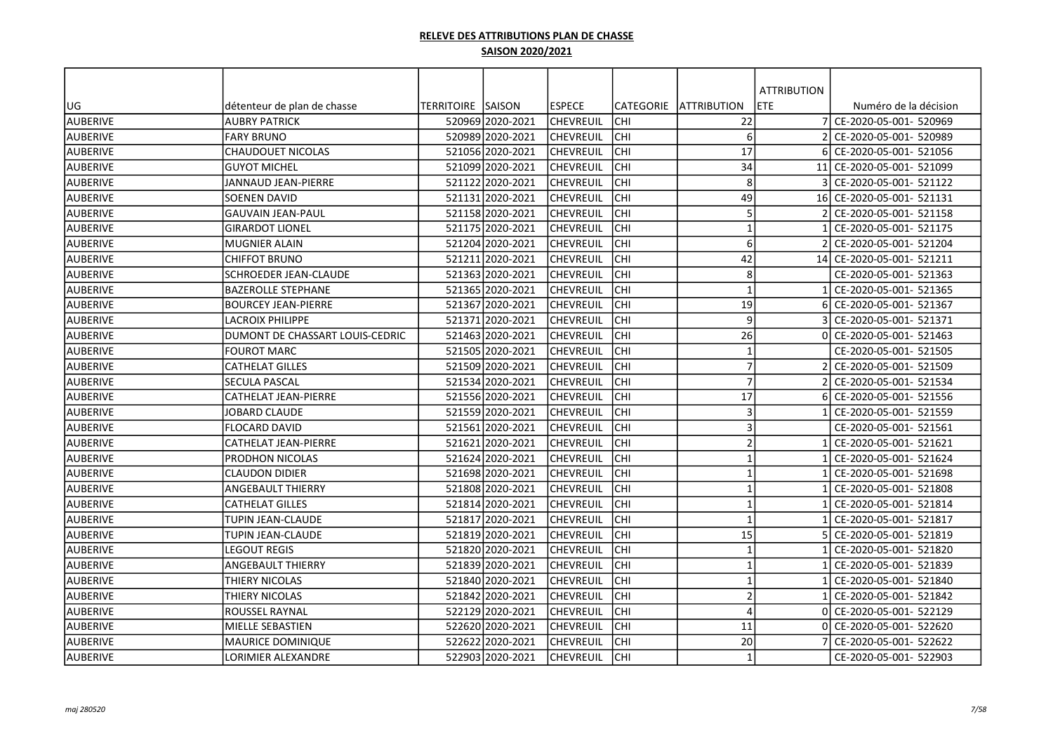**RELEVE DES ATTRIBUTIONS PLAN DE CHASSE**

**SAISON 2020/2021**

| UG | détenteur de plan de chasse | TERRITOIRE | SAISON | ESPECE | CATEGORIE | ATTRIBUTION | ATTRIBUTION ETE | Numéro de la décision |
|---|---|---|---|---|---|---|---|---|
| AUBERIVE | AUBRY PATRICK | 520969 | 2020-2021 | CHEVREUIL | CHI | 22 | 7 | CE-2020-05-001- 520969 |
| AUBERIVE | FARY BRUNO | 520989 | 2020-2021 | CHEVREUIL | CHI | 6 | 2 | CE-2020-05-001- 520989 |
| AUBERIVE | CHAUDOUET NICOLAS | 521056 | 2020-2021 | CHEVREUIL | CHI | 17 | 6 | CE-2020-05-001- 521056 |
| AUBERIVE | GUYOT MICHEL | 521099 | 2020-2021 | CHEVREUIL | CHI | 34 | 11 | CE-2020-05-001- 521099 |
| AUBERIVE | JANNAUD JEAN-PIERRE | 521122 | 2020-2021 | CHEVREUIL | CHI | 8 | 3 | CE-2020-05-001- 521122 |
| AUBERIVE | SOENEN DAVID | 521131 | 2020-2021 | CHEVREUIL | CHI | 49 | 16 | CE-2020-05-001- 521131 |
| AUBERIVE | GAUVAIN JEAN-PAUL | 521158 | 2020-2021 | CHEVREUIL | CHI | 5 | 2 | CE-2020-05-001- 521158 |
| AUBERIVE | GIRARDOT LIONEL | 521175 | 2020-2021 | CHEVREUIL | CHI | 1 | 1 | CE-2020-05-001- 521175 |
| AUBERIVE | MUGNIER ALAIN | 521204 | 2020-2021 | CHEVREUIL | CHI | 6 | 2 | CE-2020-05-001- 521204 |
| AUBERIVE | CHIFFOT BRUNO | 521211 | 2020-2021 | CHEVREUIL | CHI | 42 | 14 | CE-2020-05-001- 521211 |
| AUBERIVE | SCHROEDER JEAN-CLAUDE | 521363 | 2020-2021 | CHEVREUIL | CHI | 8 | | CE-2020-05-001- 521363 |
| AUBERIVE | BAZEROLLE STEPHANE | 521365 | 2020-2021 | CHEVREUIL | CHI | 1 | 1 | CE-2020-05-001- 521365 |
| AUBERIVE | BOURCEY JEAN-PIERRE | 521367 | 2020-2021 | CHEVREUIL | CHI | 19 | 6 | CE-2020-05-001- 521367 |
| AUBERIVE | LACROIX PHILIPPE | 521371 | 2020-2021 | CHEVREUIL | CHI | 9 | 3 | CE-2020-05-001- 521371 |
| AUBERIVE | DUMONT DE CHASSART LOUIS-CEDRIC | 521463 | 2020-2021 | CHEVREUIL | CHI | 26 | 0 | CE-2020-05-001- 521463 |
| AUBERIVE | FOUROT MARC | 521505 | 2020-2021 | CHEVREUIL | CHI | 1 | | CE-2020-05-001- 521505 |
| AUBERIVE | CATHELAT GILLES | 521509 | 2020-2021 | CHEVREUIL | CHI | 7 | 2 | CE-2020-05-001- 521509 |
| AUBERIVE | SECULA PASCAL | 521534 | 2020-2021 | CHEVREUIL | CHI | 7 | 2 | CE-2020-05-001- 521534 |
| AUBERIVE | CATHELAT JEAN-PIERRE | 521556 | 2020-2021 | CHEVREUIL | CHI | 17 | 6 | CE-2020-05-001- 521556 |
| AUBERIVE | JOBARD CLAUDE | 521559 | 2020-2021 | CHEVREUIL | CHI | 3 | 1 | CE-2020-05-001- 521559 |
| AUBERIVE | FLOCARD DAVID | 521561 | 2020-2021 | CHEVREUIL | CHI | 3 | | CE-2020-05-001- 521561 |
| AUBERIVE | CATHELAT JEAN-PIERRE | 521621 | 2020-2021 | CHEVREUIL | CHI | 2 | 1 | CE-2020-05-001- 521621 |
| AUBERIVE | PRODHON NICOLAS | 521624 | 2020-2021 | CHEVREUIL | CHI | 1 | 1 | CE-2020-05-001- 521624 |
| AUBERIVE | CLAUDON DIDIER | 521698 | 2020-2021 | CHEVREUIL | CHI | 1 | 1 | CE-2020-05-001- 521698 |
| AUBERIVE | ANGEBAULT THIERRY | 521808 | 2020-2021 | CHEVREUIL | CHI | 1 | 1 | CE-2020-05-001- 521808 |
| AUBERIVE | CATHELAT GILLES | 521814 | 2020-2021 | CHEVREUIL | CHI | 1 | 1 | CE-2020-05-001- 521814 |
| AUBERIVE | TUPIN JEAN-CLAUDE | 521817 | 2020-2021 | CHEVREUIL | CHI | 1 | 1 | CE-2020-05-001- 521817 |
| AUBERIVE | TUPIN JEAN-CLAUDE | 521819 | 2020-2021 | CHEVREUIL | CHI | 15 | 5 | CE-2020-05-001- 521819 |
| AUBERIVE | LEGOUT REGIS | 521820 | 2020-2021 | CHEVREUIL | CHI | 1 | 1 | CE-2020-05-001- 521820 |
| AUBERIVE | ANGEBAULT THIERRY | 521839 | 2020-2021 | CHEVREUIL | CHI | 1 | 1 | CE-2020-05-001- 521839 |
| AUBERIVE | THIERY NICOLAS | 521840 | 2020-2021 | CHEVREUIL | CHI | 1 | 1 | CE-2020-05-001- 521840 |
| AUBERIVE | THIERY NICOLAS | 521842 | 2020-2021 | CHEVREUIL | CHI | 2 | 1 | CE-2020-05-001- 521842 |
| AUBERIVE | ROUSSEL RAYNAL | 522129 | 2020-2021 | CHEVREUIL | CHI | 4 | 0 | CE-2020-05-001- 522129 |
| AUBERIVE | MIELLE SEBASTIEN | 522620 | 2020-2021 | CHEVREUIL | CHI | 11 | 0 | CE-2020-05-001- 522620 |
| AUBERIVE | MAURICE DOMINIQUE | 522622 | 2020-2021 | CHEVREUIL | CHI | 20 | 7 | CE-2020-05-001- 522622 |
| AUBERIVE | LORIMIER ALEXANDRE | 522903 | 2020-2021 | CHEVREUIL | CHI | 1 | | CE-2020-05-001- 522903 |

*maj 280520*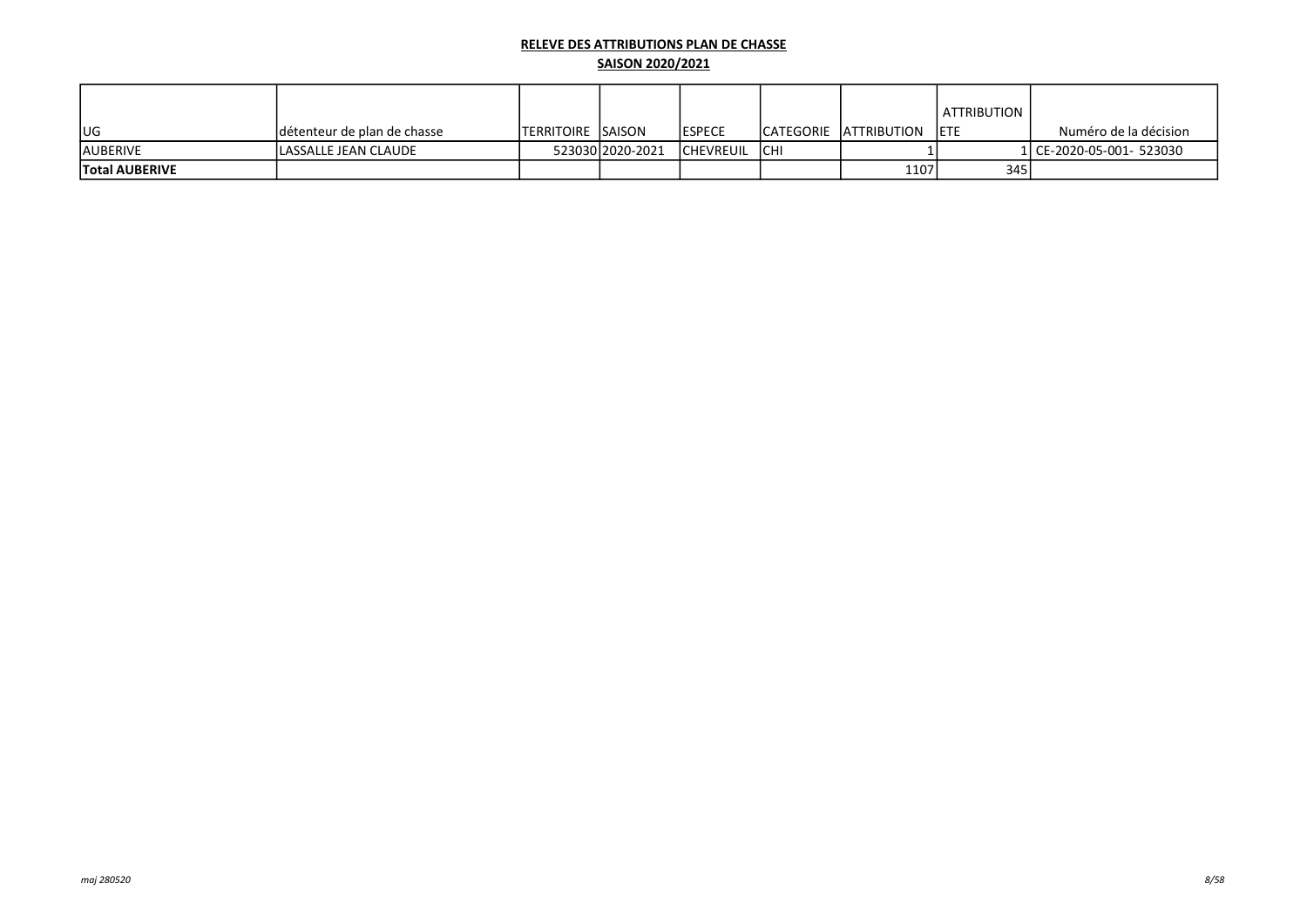**RELEVE DES ATTRIBUTIONS PLAN DE CHASSE**

**SAISON 2020/2021**

| UG | détenteur de plan de chasse | TERRITOIRE | SAISON | ESPECE | CATEGORIE | ATTRIBUTION | ATTRIBUTION ETE | Numéro de la décision |
|---|---|---|---|---|---|---|---|---|
| AUBERIVE | LASSALLE JEAN CLAUDE | 523030 | 2020-2021 | CHEVREUIL | CHI | 1 | 1 | CE-2020-05-001- 523030 |
| **Total AUBERIVE** | | | | | | 1107 | 345 | |

*maj 280520*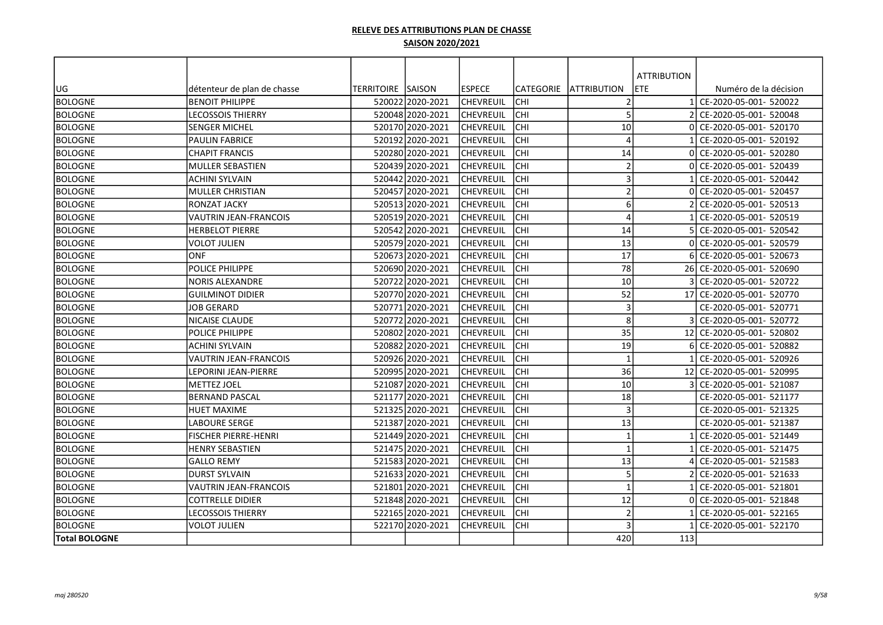**RELEVE DES ATTRIBUTIONS PLAN DE CHASSE**

**SAISON 2020/2021**

| UG | détenteur de plan de chasse | TERRITOIRE | SAISON | ESPECE | CATEGORIE | ATTRIBUTION | ATTRIBUTION ETE | Numéro de la décision |
|---|---|---|---|---|---|---|---|---|
| BOLOGNE | BENOIT PHILIPPE | 520022 | 2020-2021 | CHEVREUIL | CHI | 2 | 1 | CE-2020-05-001- 520022 |
| BOLOGNE | LECOSSOIS THIERRY | 520048 | 2020-2021 | CHEVREUIL | CHI | 5 | 2 | CE-2020-05-001- 520048 |
| BOLOGNE | SENGER MICHEL | 520170 | 2020-2021 | CHEVREUIL | CHI | 10 | 0 | CE-2020-05-001- 520170 |
| BOLOGNE | PAULIN FABRICE | 520192 | 2020-2021 | CHEVREUIL | CHI | 4 | 1 | CE-2020-05-001- 520192 |
| BOLOGNE | CHAPIT FRANCIS | 520280 | 2020-2021 | CHEVREUIL | CHI | 14 | 0 | CE-2020-05-001- 520280 |
| BOLOGNE | MULLER SEBASTIEN | 520439 | 2020-2021 | CHEVREUIL | CHI | 2 | 0 | CE-2020-05-001- 520439 |
| BOLOGNE | ACHINI SYLVAIN | 520442 | 2020-2021 | CHEVREUIL | CHI | 3 | 1 | CE-2020-05-001- 520442 |
| BOLOGNE | MULLER CHRISTIAN | 520457 | 2020-2021 | CHEVREUIL | CHI | 2 | 0 | CE-2020-05-001- 520457 |
| BOLOGNE | RONZAT JACKY | 520513 | 2020-2021 | CHEVREUIL | CHI | 6 | 2 | CE-2020-05-001- 520513 |
| BOLOGNE | VAUTRIN JEAN-FRANCOIS | 520519 | 2020-2021 | CHEVREUIL | CHI | 4 | 1 | CE-2020-05-001- 520519 |
| BOLOGNE | HERBELOT PIERRE | 520542 | 2020-2021 | CHEVREUIL | CHI | 14 | 5 | CE-2020-05-001- 520542 |
| BOLOGNE | VOLOT JULIEN | 520579 | 2020-2021 | CHEVREUIL | CHI | 13 | 0 | CE-2020-05-001- 520579 |
| BOLOGNE | ONF | 520673 | 2020-2021 | CHEVREUIL | CHI | 17 | 6 | CE-2020-05-001- 520673 |
| BOLOGNE | POLICE PHILIPPE | 520690 | 2020-2021 | CHEVREUIL | CHI | 78 | 26 | CE-2020-05-001- 520690 |
| BOLOGNE | NORIS ALEXANDRE | 520722 | 2020-2021 | CHEVREUIL | CHI | 10 | 3 | CE-2020-05-001- 520722 |
| BOLOGNE | GUILMINOT DIDIER | 520770 | 2020-2021 | CHEVREUIL | CHI | 52 | 17 | CE-2020-05-001- 520770 |
| BOLOGNE | JOB GERARD | 520771 | 2020-2021 | CHEVREUIL | CHI | 3 | | CE-2020-05-001- 520771 |
| BOLOGNE | NICAISE CLAUDE | 520772 | 2020-2021 | CHEVREUIL | CHI | 8 | 3 | CE-2020-05-001- 520772 |
| BOLOGNE | POLICE PHILIPPE | 520802 | 2020-2021 | CHEVREUIL | CHI | 35 | 12 | CE-2020-05-001- 520802 |
| BOLOGNE | ACHINI SYLVAIN | 520882 | 2020-2021 | CHEVREUIL | CHI | 19 | 6 | CE-2020-05-001- 520882 |
| BOLOGNE | VAUTRIN JEAN-FRANCOIS | 520926 | 2020-2021 | CHEVREUIL | CHI | 1 | 1 | CE-2020-05-001- 520926 |
| BOLOGNE | LEPORINI JEAN-PIERRE | 520995 | 2020-2021 | CHEVREUIL | CHI | 36 | 12 | CE-2020-05-001- 520995 |
| BOLOGNE | METTEZ JOEL | 521087 | 2020-2021 | CHEVREUIL | CHI | 10 | 3 | CE-2020-05-001- 521087 |
| BOLOGNE | BERNAND PASCAL | 521177 | 2020-2021 | CHEVREUIL | CHI | 18 | | CE-2020-05-001- 521177 |
| BOLOGNE | HUET MAXIME | 521325 | 2020-2021 | CHEVREUIL | CHI | 3 | | CE-2020-05-001- 521325 |
| BOLOGNE | LABOURE SERGE | 521387 | 2020-2021 | CHEVREUIL | CHI | 13 | | CE-2020-05-001- 521387 |
| BOLOGNE | FISCHER PIERRE-HENRI | 521449 | 2020-2021 | CHEVREUIL | CHI | 1 | 1 | CE-2020-05-001- 521449 |
| BOLOGNE | HENRY SEBASTIEN | 521475 | 2020-2021 | CHEVREUIL | CHI | 1 | 1 | CE-2020-05-001- 521475 |
| BOLOGNE | GALLO REMY | 521583 | 2020-2021 | CHEVREUIL | CHI | 13 | 4 | CE-2020-05-001- 521583 |
| BOLOGNE | DURST SYLVAIN | 521633 | 2020-2021 | CHEVREUIL | CHI | 5 | 2 | CE-2020-05-001- 521633 |
| BOLOGNE | VAUTRIN JEAN-FRANCOIS | 521801 | 2020-2021 | CHEVREUIL | CHI | 1 | 1 | CE-2020-05-001- 521801 |
| BOLOGNE | COTTRELLE DIDIER | 521848 | 2020-2021 | CHEVREUIL | CHI | 12 | 0 | CE-2020-05-001- 521848 |
| BOLOGNE | LECOSSOIS THIERRY | 522165 | 2020-2021 | CHEVREUIL | CHI | 2 | 1 | CE-2020-05-001- 522165 |
| BOLOGNE | VOLOT JULIEN | 522170 | 2020-2021 | CHEVREUIL | CHI | 3 | 1 | CE-2020-05-001- 522170 |
| **Total BOLOGNE** | | | | | | 420 | 113 | |

*maj 280520*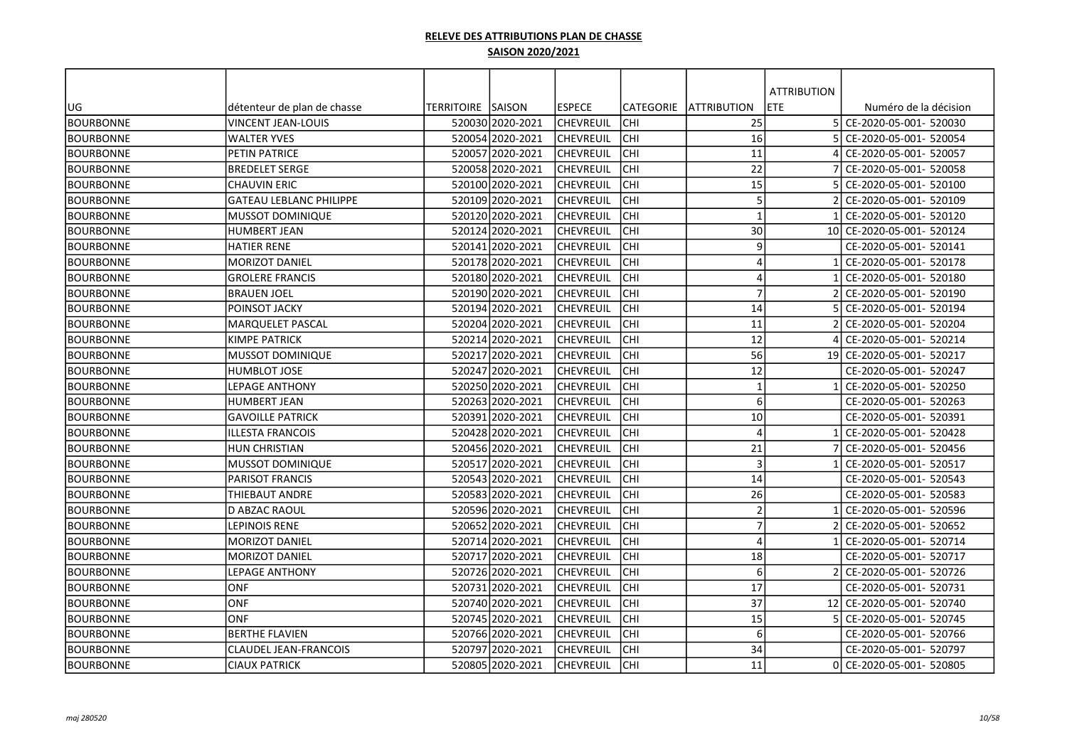# RELEVE DES ATTRIBUTIONS PLAN DE CHASSE

## SAISON 2020/2021

| UG | détenteur de plan de chasse | TERRITOIRE | SAISON | ESPECE | CATEGORIE | ATTRIBUTION | ATTRIBUTION ETE | Numéro de la décision |
|---|---|---|---|---|---|---|---|---|
| BOURBONNE | VINCENT JEAN-LOUIS | 520030 | 2020-2021 | CHEVREUIL | CHI | 25 | 5 | CE-2020-05-001- 520030 |
| BOURBONNE | WALTER YVES | 520054 | 2020-2021 | CHEVREUIL | CHI | 16 | 5 | CE-2020-05-001- 520054 |
| BOURBONNE | PETIN PATRICE | 520057 | 2020-2021 | CHEVREUIL | CHI | 11 | 4 | CE-2020-05-001- 520057 |
| BOURBONNE | BREDELET SERGE | 520058 | 2020-2021 | CHEVREUIL | CHI | 22 | 7 | CE-2020-05-001- 520058 |
| BOURBONNE | CHAUVIN ERIC | 520100 | 2020-2021 | CHEVREUIL | CHI | 15 | 5 | CE-2020-05-001- 520100 |
| BOURBONNE | GATEAU LEBLANC PHILIPPE | 520109 | 2020-2021 | CHEVREUIL | CHI | 5 | 2 | CE-2020-05-001- 520109 |
| BOURBONNE | MUSSOT DOMINIQUE | 520120 | 2020-2021 | CHEVREUIL | CHI | 1 | 1 | CE-2020-05-001- 520120 |
| BOURBONNE | HUMBERT JEAN | 520124 | 2020-2021 | CHEVREUIL | CHI | 30 | 10 | CE-2020-05-001- 520124 |
| BOURBONNE | HATIER RENE | 520141 | 2020-2021 | CHEVREUIL | CHI | 9 | | CE-2020-05-001- 520141 |
| BOURBONNE | MORIZOT DANIEL | 520178 | 2020-2021 | CHEVREUIL | CHI | 4 | 1 | CE-2020-05-001- 520178 |
| BOURBONNE | GROLERE FRANCIS | 520180 | 2020-2021 | CHEVREUIL | CHI | 4 | 1 | CE-2020-05-001- 520180 |
| BOURBONNE | BRAUEN JOEL | 520190 | 2020-2021 | CHEVREUIL | CHI | 7 | 2 | CE-2020-05-001- 520190 |
| BOURBONNE | POINSOT JACKY | 520194 | 2020-2021 | CHEVREUIL | CHI | 14 | 5 | CE-2020-05-001- 520194 |
| BOURBONNE | MARQUELET PASCAL | 520204 | 2020-2021 | CHEVREUIL | CHI | 11 | 2 | CE-2020-05-001- 520204 |
| BOURBONNE | KIMPE PATRICK | 520214 | 2020-2021 | CHEVREUIL | CHI | 12 | 4 | CE-2020-05-001- 520214 |
| BOURBONNE | MUSSOT DOMINIQUE | 520217 | 2020-2021 | CHEVREUIL | CHI | 56 | 19 | CE-2020-05-001- 520217 |
| BOURBONNE | HUMBLOT JOSE | 520247 | 2020-2021 | CHEVREUIL | CHI | 12 | | CE-2020-05-001- 520247 |
| BOURBONNE | LEPAGE ANTHONY | 520250 | 2020-2021 | CHEVREUIL | CHI | 1 | 1 | CE-2020-05-001- 520250 |
| BOURBONNE | HUMBERT JEAN | 520263 | 2020-2021 | CHEVREUIL | CHI | 6 | | CE-2020-05-001- 520263 |
| BOURBONNE | GAVOILLE PATRICK | 520391 | 2020-2021 | CHEVREUIL | CHI | 10 | | CE-2020-05-001- 520391 |
| BOURBONNE | ILLESTA FRANCOIS | 520428 | 2020-2021 | CHEVREUIL | CHI | 4 | 1 | CE-2020-05-001- 520428 |
| BOURBONNE | HUN CHRISTIAN | 520456 | 2020-2021 | CHEVREUIL | CHI | 21 | 7 | CE-2020-05-001- 520456 |
| BOURBONNE | MUSSOT DOMINIQUE | 520517 | 2020-2021 | CHEVREUIL | CHI | 3 | 1 | CE-2020-05-001- 520517 |
| BOURBONNE | PARISOT FRANCIS | 520543 | 2020-2021 | CHEVREUIL | CHI | 14 | | CE-2020-05-001- 520543 |
| BOURBONNE | THIEBAUT ANDRE | 520583 | 2020-2021 | CHEVREUIL | CHI | 26 | | CE-2020-05-001- 520583 |
| BOURBONNE | D ABZAC RAOUL | 520596 | 2020-2021 | CHEVREUIL | CHI | 2 | 1 | CE-2020-05-001- 520596 |
| BOURBONNE | LEPINOIS RENE | 520652 | 2020-2021 | CHEVREUIL | CHI | 7 | 2 | CE-2020-05-001- 520652 |
| BOURBONNE | MORIZOT DANIEL | 520714 | 2020-2021 | CHEVREUIL | CHI | 4 | 1 | CE-2020-05-001- 520714 |
| BOURBONNE | MORIZOT DANIEL | 520717 | 2020-2021 | CHEVREUIL | CHI | 18 | | CE-2020-05-001- 520717 |
| BOURBONNE | LEPAGE ANTHONY | 520726 | 2020-2021 | CHEVREUIL | CHI | 6 | 2 | CE-2020-05-001- 520726 |
| BOURBONNE | ONF | 520731 | 2020-2021 | CHEVREUIL | CHI | 17 | | CE-2020-05-001- 520731 |
| BOURBONNE | ONF | 520740 | 2020-2021 | CHEVREUIL | CHI | 37 | 12 | CE-2020-05-001- 520740 |
| BOURBONNE | ONF | 520745 | 2020-2021 | CHEVREUIL | CHI | 15 | 5 | CE-2020-05-001- 520745 |
| BOURBONNE | BERTHE FLAVIEN | 520766 | 2020-2021 | CHEVREUIL | CHI | 6 | | CE-2020-05-001- 520766 |
| BOURBONNE | CLAUDEL JEAN-FRANCOIS | 520797 | 2020-2021 | CHEVREUIL | CHI | 34 | | CE-2020-05-001- 520797 |
| BOURBONNE | CIAUX PATRICK | 520805 | 2020-2021 | CHEVREUIL | CHI | 11 | 0 | CE-2020-05-001- 520805 |

*maj 280520*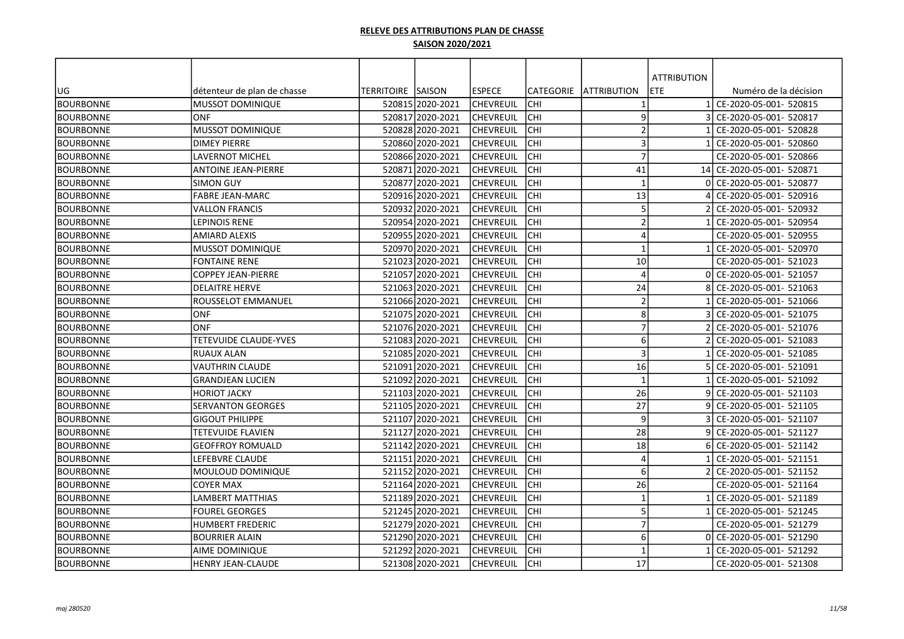**RELEVE DES ATTRIBUTIONS PLAN DE CHASSE**

**SAISON 2020/2021**

| UG | détenteur de plan de chasse | TERRITOIRE | SAISON | ESPECE | CATEGORIE | ATTRIBUTION | ATTRIBUTION ETE | Numéro de la décision |
|---|---|---|---|---|---|---|---|---|
| BOURBONNE | MUSSOT DOMINIQUE | 520815 | 2020-2021 | CHEVREUIL | CHI | 1 | 1 | CE-2020-05-001- 520815 |
| BOURBONNE | ONF | 520817 | 2020-2021 | CHEVREUIL | CHI | 9 | 3 | CE-2020-05-001- 520817 |
| BOURBONNE | MUSSOT DOMINIQUE | 520828 | 2020-2021 | CHEVREUIL | CHI | 2 | 1 | CE-2020-05-001- 520828 |
| BOURBONNE | DIMEY PIERRE | 520860 | 2020-2021 | CHEVREUIL | CHI | 3 | 1 | CE-2020-05-001- 520860 |
| BOURBONNE | LAVERNOT MICHEL | 520866 | 2020-2021 | CHEVREUIL | CHI | 7 | | CE-2020-05-001- 520866 |
| BOURBONNE | ANTOINE JEAN-PIERRE | 520871 | 2020-2021 | CHEVREUIL | CHI | 41 | 14 | CE-2020-05-001- 520871 |
| BOURBONNE | SIMON GUY | 520877 | 2020-2021 | CHEVREUIL | CHI | 1 | 0 | CE-2020-05-001- 520877 |
| BOURBONNE | FABRE JEAN-MARC | 520916 | 2020-2021 | CHEVREUIL | CHI | 13 | 4 | CE-2020-05-001- 520916 |
| BOURBONNE | VALLON FRANCIS | 520932 | 2020-2021 | CHEVREUIL | CHI | 5 | 2 | CE-2020-05-001- 520932 |
| BOURBONNE | LEPINOIS RENE | 520954 | 2020-2021 | CHEVREUIL | CHI | 2 | 1 | CE-2020-05-001- 520954 |
| BOURBONNE | AMIARD ALEXIS | 520955 | 2020-2021 | CHEVREUIL | CHI | 4 | | CE-2020-05-001- 520955 |
| BOURBONNE | MUSSOT DOMINIQUE | 520970 | 2020-2021 | CHEVREUIL | CHI | 1 | 1 | CE-2020-05-001- 520970 |
| BOURBONNE | FONTAINE RENE | 521023 | 2020-2021 | CHEVREUIL | CHI | 10 | | CE-2020-05-001- 521023 |
| BOURBONNE | COPPEY JEAN-PIERRE | 521057 | 2020-2021 | CHEVREUIL | CHI | 4 | 0 | CE-2020-05-001- 521057 |
| BOURBONNE | DELAITRE HERVE | 521063 | 2020-2021 | CHEVREUIL | CHI | 24 | 8 | CE-2020-05-001- 521063 |
| BOURBONNE | ROUSSELOT EMMANUEL | 521066 | 2020-2021 | CHEVREUIL | CHI | 2 | 1 | CE-2020-05-001- 521066 |
| BOURBONNE | ONF | 521075 | 2020-2021 | CHEVREUIL | CHI | 8 | 3 | CE-2020-05-001- 521075 |
| BOURBONNE | ONF | 521076 | 2020-2021 | CHEVREUIL | CHI | 7 | 2 | CE-2020-05-001- 521076 |
| BOURBONNE | TETEVUIDE CLAUDE-YVES | 521083 | 2020-2021 | CHEVREUIL | CHI | 6 | 2 | CE-2020-05-001- 521083 |
| BOURBONNE | RUAUX ALAN | 521085 | 2020-2021 | CHEVREUIL | CHI | 3 | 1 | CE-2020-05-001- 521085 |
| BOURBONNE | VAUTHRIN CLAUDE | 521091 | 2020-2021 | CHEVREUIL | CHI | 16 | 5 | CE-2020-05-001- 521091 |
| BOURBONNE | GRANDJEAN LUCIEN | 521092 | 2020-2021 | CHEVREUIL | CHI | 1 | 1 | CE-2020-05-001- 521092 |
| BOURBONNE | HORIOT JACKY | 521103 | 2020-2021 | CHEVREUIL | CHI | 26 | 9 | CE-2020-05-001- 521103 |
| BOURBONNE | SERVANTON GEORGES | 521105 | 2020-2021 | CHEVREUIL | CHI | 27 | 9 | CE-2020-05-001- 521105 |
| BOURBONNE | GIGOUT PHILIPPE | 521107 | 2020-2021 | CHEVREUIL | CHI | 9 | 3 | CE-2020-05-001- 521107 |
| BOURBONNE | TETEVUIDE FLAVIEN | 521127 | 2020-2021 | CHEVREUIL | CHI | 28 | 9 | CE-2020-05-001- 521127 |
| BOURBONNE | GEOFFROY ROMUALD | 521142 | 2020-2021 | CHEVREUIL | CHI | 18 | 6 | CE-2020-05-001- 521142 |
| BOURBONNE | LEFEBVRE CLAUDE | 521151 | 2020-2021 | CHEVREUIL | CHI | 4 | 1 | CE-2020-05-001- 521151 |
| BOURBONNE | MOULOUD DOMINIQUE | 521152 | 2020-2021 | CHEVREUIL | CHI | 6 | 2 | CE-2020-05-001- 521152 |
| BOURBONNE | COYER MAX | 521164 | 2020-2021 | CHEVREUIL | CHI | 26 | | CE-2020-05-001- 521164 |
| BOURBONNE | LAMBERT MATTHIAS | 521189 | 2020-2021 | CHEVREUIL | CHI | 1 | 1 | CE-2020-05-001- 521189 |
| BOURBONNE | FOUREL GEORGES | 521245 | 2020-2021 | CHEVREUIL | CHI | 5 | 1 | CE-2020-05-001- 521245 |
| BOURBONNE | HUMBERT FREDERIC | 521279 | 2020-2021 | CHEVREUIL | CHI | 7 | | CE-2020-05-001- 521279 |
| BOURBONNE | BOURRIER ALAIN | 521290 | 2020-2021 | CHEVREUIL | CHI | 6 | 0 | CE-2020-05-001- 521290 |
| BOURBONNE | AIME DOMINIQUE | 521292 | 2020-2021 | CHEVREUIL | CHI | 1 | 1 | CE-2020-05-001- 521292 |
| BOURBONNE | HENRY JEAN-CLAUDE | 521308 | 2020-2021 | CHEVREUIL | CHI | 17 | | CE-2020-05-001- 521308 |

*maj 280520*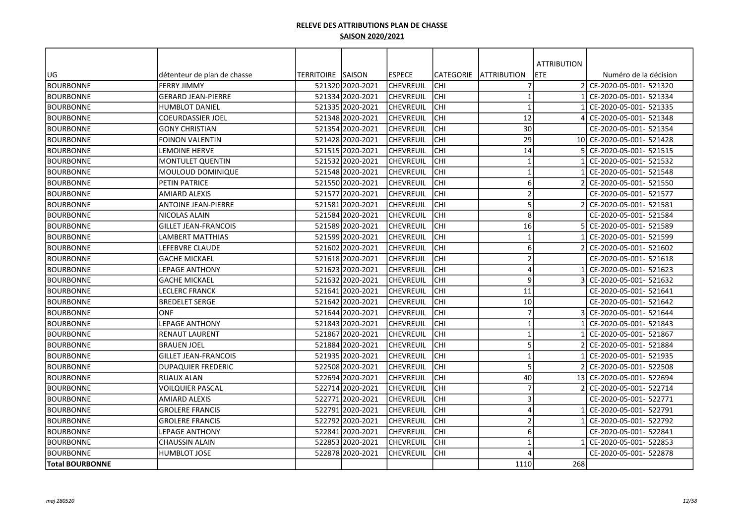**RELEVE DES ATTRIBUTIONS PLAN DE CHASSE**

**SAISON 2020/2021**

| UG | détenteur de plan de chasse | TERRITOIRE | SAISON | ESPECE | CATEGORIE | ATTRIBUTION | ATTRIBUTION ETE | Numéro de la décision |
|---|---|---|---|---|---|---|---|---|
| BOURBONNE | FERRY JIMMY | 521320 | 2020-2021 | CHEVREUIL | CHI | 7 | 2 | CE-2020-05-001- 521320 |
| BOURBONNE | GERARD JEAN-PIERRE | 521334 | 2020-2021 | CHEVREUIL | CHI | 1 | 1 | CE-2020-05-001- 521334 |
| BOURBONNE | HUMBLOT DANIEL | 521335 | 2020-2021 | CHEVREUIL | CHI | 1 | 1 | CE-2020-05-001- 521335 |
| BOURBONNE | COEURDASSIER JOEL | 521348 | 2020-2021 | CHEVREUIL | CHI | 12 | 4 | CE-2020-05-001- 521348 |
| BOURBONNE | GONY CHRISTIAN | 521354 | 2020-2021 | CHEVREUIL | CHI | 30 | | CE-2020-05-001- 521354 |
| BOURBONNE | FOINON VALENTIN | 521428 | 2020-2021 | CHEVREUIL | CHI | 29 | 10 | CE-2020-05-001- 521428 |
| BOURBONNE | LEMOINE HERVE | 521515 | 2020-2021 | CHEVREUIL | CHI | 14 | 5 | CE-2020-05-001- 521515 |
| BOURBONNE | MONTULET QUENTIN | 521532 | 2020-2021 | CHEVREUIL | CHI | 1 | 1 | CE-2020-05-001- 521532 |
| BOURBONNE | MOULOUD DOMINIQUE | 521548 | 2020-2021 | CHEVREUIL | CHI | 1 | 1 | CE-2020-05-001- 521548 |
| BOURBONNE | PETIN PATRICE | 521550 | 2020-2021 | CHEVREUIL | CHI | 6 | 2 | CE-2020-05-001- 521550 |
| BOURBONNE | AMIARD ALEXIS | 521577 | 2020-2021 | CHEVREUIL | CHI | 2 | | CE-2020-05-001- 521577 |
| BOURBONNE | ANTOINE JEAN-PIERRE | 521581 | 2020-2021 | CHEVREUIL | CHI | 5 | 2 | CE-2020-05-001- 521581 |
| BOURBONNE | NICOLAS ALAIN | 521584 | 2020-2021 | CHEVREUIL | CHI | 8 | | CE-2020-05-001- 521584 |
| BOURBONNE | GILLET JEAN-FRANCOIS | 521589 | 2020-2021 | CHEVREUIL | CHI | 16 | 5 | CE-2020-05-001- 521589 |
| BOURBONNE | LAMBERT MATTHIAS | 521599 | 2020-2021 | CHEVREUIL | CHI | 1 | 1 | CE-2020-05-001- 521599 |
| BOURBONNE | LEFEBVRE CLAUDE | 521602 | 2020-2021 | CHEVREUIL | CHI | 6 | 2 | CE-2020-05-001- 521602 |
| BOURBONNE | GACHE MICKAEL | 521618 | 2020-2021 | CHEVREUIL | CHI | 2 | | CE-2020-05-001- 521618 |
| BOURBONNE | LEPAGE ANTHONY | 521623 | 2020-2021 | CHEVREUIL | CHI | 4 | 1 | CE-2020-05-001- 521623 |
| BOURBONNE | GACHE MICKAEL | 521632 | 2020-2021 | CHEVREUIL | CHI | 9 | 3 | CE-2020-05-001- 521632 |
| BOURBONNE | LECLERC FRANCK | 521641 | 2020-2021 | CHEVREUIL | CHI | 11 | | CE-2020-05-001- 521641 |
| BOURBONNE | BREDELET SERGE | 521642 | 2020-2021 | CHEVREUIL | CHI | 10 | | CE-2020-05-001- 521642 |
| BOURBONNE | ONF | 521644 | 2020-2021 | CHEVREUIL | CHI | 7 | 3 | CE-2020-05-001- 521644 |
| BOURBONNE | LEPAGE ANTHONY | 521843 | 2020-2021 | CHEVREUIL | CHI | 1 | 1 | CE-2020-05-001- 521843 |
| BOURBONNE | RENAUT LAURENT | 521867 | 2020-2021 | CHEVREUIL | CHI | 1 | 1 | CE-2020-05-001- 521867 |
| BOURBONNE | BRAUEN JOEL | 521884 | 2020-2021 | CHEVREUIL | CHI | 5 | 2 | CE-2020-05-001- 521884 |
| BOURBONNE | GILLET JEAN-FRANCOIS | 521935 | 2020-2021 | CHEVREUIL | CHI | 1 | 1 | CE-2020-05-001- 521935 |
| BOURBONNE | DUPAQUIER FREDERIC | 522508 | 2020-2021 | CHEVREUIL | CHI | 5 | 2 | CE-2020-05-001- 522508 |
| BOURBONNE | RUAUX ALAN | 522694 | 2020-2021 | CHEVREUIL | CHI | 40 | 13 | CE-2020-05-001- 522694 |
| BOURBONNE | VOILQUIER PASCAL | 522714 | 2020-2021 | CHEVREUIL | CHI | 7 | 2 | CE-2020-05-001- 522714 |
| BOURBONNE | AMIARD ALEXIS | 522771 | 2020-2021 | CHEVREUIL | CHI | 3 | | CE-2020-05-001- 522771 |
| BOURBONNE | GROLERE FRANCIS | 522791 | 2020-2021 | CHEVREUIL | CHI | 4 | 1 | CE-2020-05-001- 522791 |
| BOURBONNE | GROLERE FRANCIS | 522792 | 2020-2021 | CHEVREUIL | CHI | 2 | 1 | CE-2020-05-001- 522792 |
| BOURBONNE | LEPAGE ANTHONY | 522841 | 2020-2021 | CHEVREUIL | CHI | 6 | | CE-2020-05-001- 522841 |
| BOURBONNE | CHAUSSIN ALAIN | 522853 | 2020-2021 | CHEVREUIL | CHI | 1 | 1 | CE-2020-05-001- 522853 |
| BOURBONNE | HUMBLOT JOSE | 522878 | 2020-2021 | CHEVREUIL | CHI | 4 | | CE-2020-05-001- 522878 |
| **Total BOURBONNE** | | | | | | 1110 | 268 | |

*maj 280520*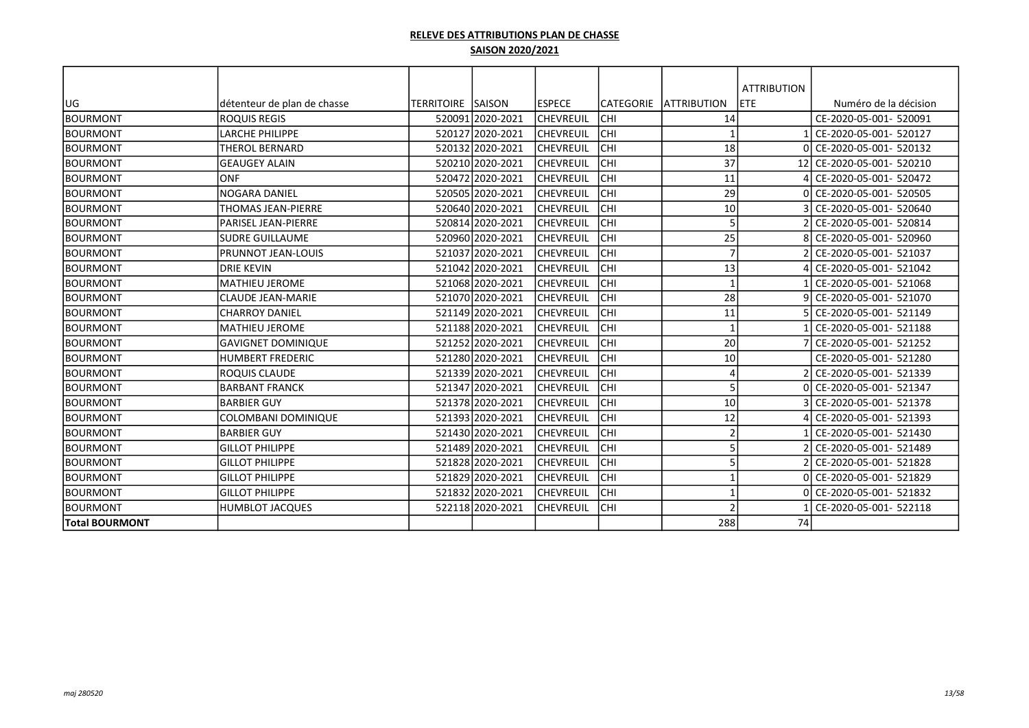**RELEVE DES ATTRIBUTIONS PLAN DE CHASSE**

**SAISON 2020/2021**

| UG | détenteur de plan de chasse | TERRITOIRE | SAISON | ESPECE | CATEGORIE | ATTRIBUTION | ATTRIBUTION ETE | Numéro de la décision |
|---|---|---|---|---|---|---|---|---|
| BOURMONT | ROQUIS REGIS | 520091 | 2020-2021 | CHEVREUIL | CHI | 14 | | CE-2020-05-001- 520091 |
| BOURMONT | LARCHE PHILIPPE | 520127 | 2020-2021 | CHEVREUIL | CHI | 1 | 1 | CE-2020-05-001- 520127 |
| BOURMONT | THEROL BERNARD | 520132 | 2020-2021 | CHEVREUIL | CHI | 18 | 0 | CE-2020-05-001- 520132 |
| BOURMONT | GEAUGEY ALAIN | 520210 | 2020-2021 | CHEVREUIL | CHI | 37 | 12 | CE-2020-05-001- 520210 |
| BOURMONT | ONF | 520472 | 2020-2021 | CHEVREUIL | CHI | 11 | 4 | CE-2020-05-001- 520472 |
| BOURMONT | NOGARA DANIEL | 520505 | 2020-2021 | CHEVREUIL | CHI | 29 | 0 | CE-2020-05-001- 520505 |
| BOURMONT | THOMAS JEAN-PIERRE | 520640 | 2020-2021 | CHEVREUIL | CHI | 10 | 3 | CE-2020-05-001- 520640 |
| BOURMONT | PARISEL JEAN-PIERRE | 520814 | 2020-2021 | CHEVREUIL | CHI | 5 | 2 | CE-2020-05-001- 520814 |
| BOURMONT | SUDRE GUILLAUME | 520960 | 2020-2021 | CHEVREUIL | CHI | 25 | 8 | CE-2020-05-001- 520960 |
| BOURMONT | PRUNNOT JEAN-LOUIS | 521037 | 2020-2021 | CHEVREUIL | CHI | 7 | 2 | CE-2020-05-001- 521037 |
| BOURMONT | DRIE KEVIN | 521042 | 2020-2021 | CHEVREUIL | CHI | 13 | 4 | CE-2020-05-001- 521042 |
| BOURMONT | MATHIEU JEROME | 521068 | 2020-2021 | CHEVREUIL | CHI | 1 | 1 | CE-2020-05-001- 521068 |
| BOURMONT | CLAUDE JEAN-MARIE | 521070 | 2020-2021 | CHEVREUIL | CHI | 28 | 9 | CE-2020-05-001- 521070 |
| BOURMONT | CHARROY DANIEL | 521149 | 2020-2021 | CHEVREUIL | CHI | 11 | 5 | CE-2020-05-001- 521149 |
| BOURMONT | MATHIEU JEROME | 521188 | 2020-2021 | CHEVREUIL | CHI | 1 | 1 | CE-2020-05-001- 521188 |
| BOURMONT | GAVIGNET DOMINIQUE | 521252 | 2020-2021 | CHEVREUIL | CHI | 20 | 7 | CE-2020-05-001- 521252 |
| BOURMONT | HUMBERT FREDERIC | 521280 | 2020-2021 | CHEVREUIL | CHI | 10 | | CE-2020-05-001- 521280 |
| BOURMONT | ROQUIS CLAUDE | 521339 | 2020-2021 | CHEVREUIL | CHI | 4 | 2 | CE-2020-05-001- 521339 |
| BOURMONT | BARBANT FRANCK | 521347 | 2020-2021 | CHEVREUIL | CHI | 5 | 0 | CE-2020-05-001- 521347 |
| BOURMONT | BARBIER GUY | 521378 | 2020-2021 | CHEVREUIL | CHI | 10 | 3 | CE-2020-05-001- 521378 |
| BOURMONT | COLOMBANI DOMINIQUE | 521393 | 2020-2021 | CHEVREUIL | CHI | 12 | 4 | CE-2020-05-001- 521393 |
| BOURMONT | BARBIER GUY | 521430 | 2020-2021 | CHEVREUIL | CHI | 2 | 1 | CE-2020-05-001- 521430 |
| BOURMONT | GILLOT PHILIPPE | 521489 | 2020-2021 | CHEVREUIL | CHI | 5 | 2 | CE-2020-05-001- 521489 |
| BOURMONT | GILLOT PHILIPPE | 521828 | 2020-2021 | CHEVREUIL | CHI | 5 | 2 | CE-2020-05-001- 521828 |
| BOURMONT | GILLOT PHILIPPE | 521829 | 2020-2021 | CHEVREUIL | CHI | 1 | 0 | CE-2020-05-001- 521829 |
| BOURMONT | GILLOT PHILIPPE | 521832 | 2020-2021 | CHEVREUIL | CHI | 1 | 0 | CE-2020-05-001- 521832 |
| BOURMONT | HUMBLOT JACQUES | 522118 | 2020-2021 | CHEVREUIL | CHI | 2 | 1 | CE-2020-05-001- 522118 |
| **Total BOURMONT** | | | | | | 288 | 74 | |

*maj 280520*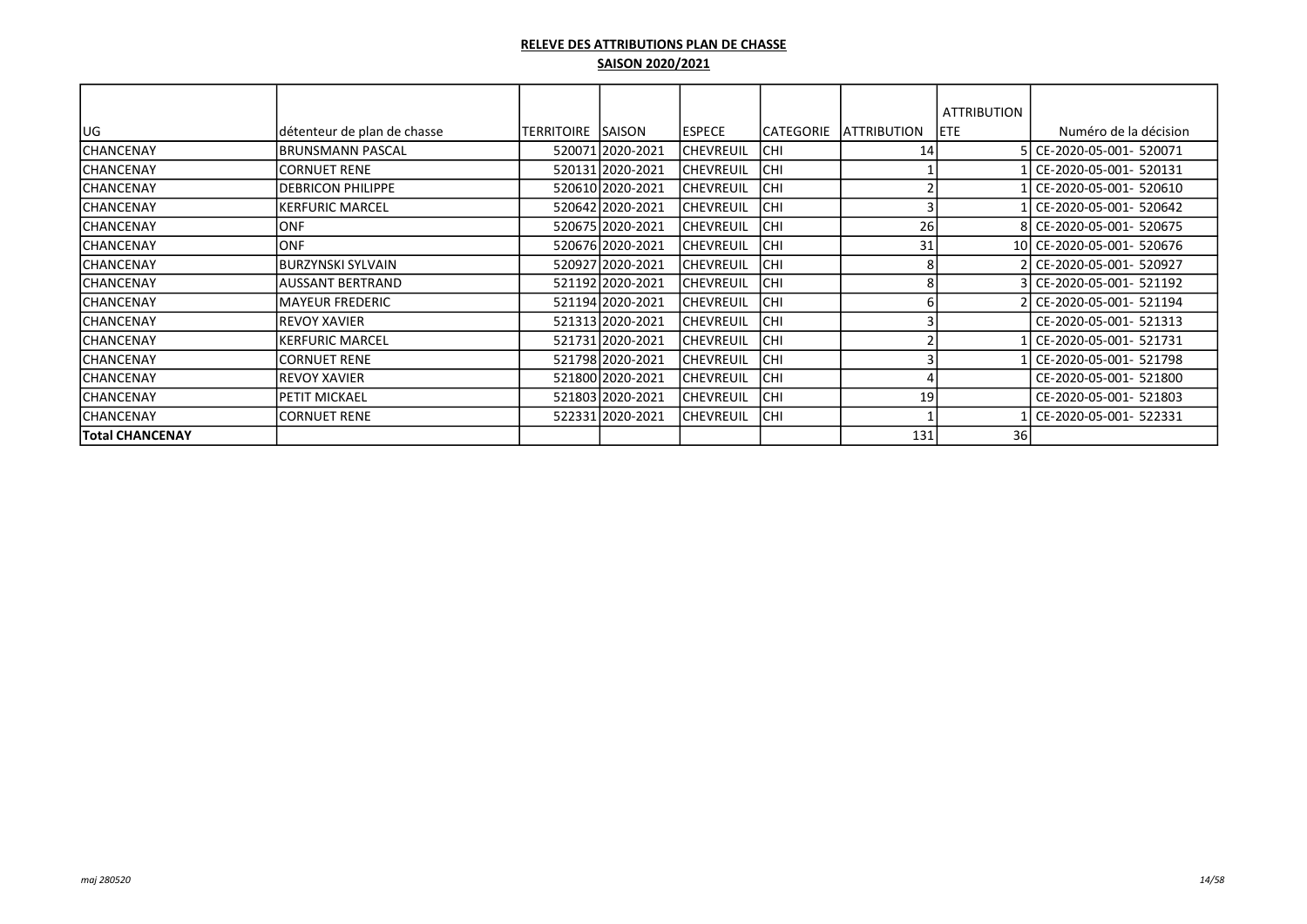**RELEVE DES ATTRIBUTIONS PLAN DE CHASSE**

**SAISON 2020/2021**

| UG | détenteur de plan de chasse | TERRITOIRE | SAISON | ESPECE | CATEGORIE | ATTRIBUTION | ATTRIBUTION ETE | Numéro de la décision |
|---|---|---|---|---|---|---|---|---|
| CHANCENAY | BRUNSMANN PASCAL | 520071 | 2020-2021 | CHEVREUIL | CHI | 14 | 5 | CE-2020-05-001- 520071 |
| CHANCENAY | CORNUET RENE | 520131 | 2020-2021 | CHEVREUIL | CHI | 1 | 1 | CE-2020-05-001- 520131 |
| CHANCENAY | DEBRICON PHILIPPE | 520610 | 2020-2021 | CHEVREUIL | CHI | 2 | 1 | CE-2020-05-001- 520610 |
| CHANCENAY | KERFURIC MARCEL | 520642 | 2020-2021 | CHEVREUIL | CHI | 3 | 1 | CE-2020-05-001- 520642 |
| CHANCENAY | ONF | 520675 | 2020-2021 | CHEVREUIL | CHI | 26 | 8 | CE-2020-05-001- 520675 |
| CHANCENAY | ONF | 520676 | 2020-2021 | CHEVREUIL | CHI | 31 | 10 | CE-2020-05-001- 520676 |
| CHANCENAY | BURZYNSKI SYLVAIN | 520927 | 2020-2021 | CHEVREUIL | CHI | 8 | 2 | CE-2020-05-001- 520927 |
| CHANCENAY | AUSSANT BERTRAND | 521192 | 2020-2021 | CHEVREUIL | CHI | 8 | 3 | CE-2020-05-001- 521192 |
| CHANCENAY | MAYEUR FREDERIC | 521194 | 2020-2021 | CHEVREUIL | CHI | 6 | 2 | CE-2020-05-001- 521194 |
| CHANCENAY | REVOY XAVIER | 521313 | 2020-2021 | CHEVREUIL | CHI | 3 | | CE-2020-05-001- 521313 |
| CHANCENAY | KERFURIC MARCEL | 521731 | 2020-2021 | CHEVREUIL | CHI | 2 | 1 | CE-2020-05-001- 521731 |
| CHANCENAY | CORNUET RENE | 521798 | 2020-2021 | CHEVREUIL | CHI | 3 | 1 | CE-2020-05-001- 521798 |
| CHANCENAY | REVOY XAVIER | 521800 | 2020-2021 | CHEVREUIL | CHI | 4 | | CE-2020-05-001- 521800 |
| CHANCENAY | PETIT MICKAEL | 521803 | 2020-2021 | CHEVREUIL | CHI | 19 | | CE-2020-05-001- 521803 |
| CHANCENAY | CORNUET RENE | 522331 | 2020-2021 | CHEVREUIL | CHI | 1 | 1 | CE-2020-05-001- 522331 |
| **Total CHANCENAY** | | | | | | 131 | 36 | |

*maj 280520*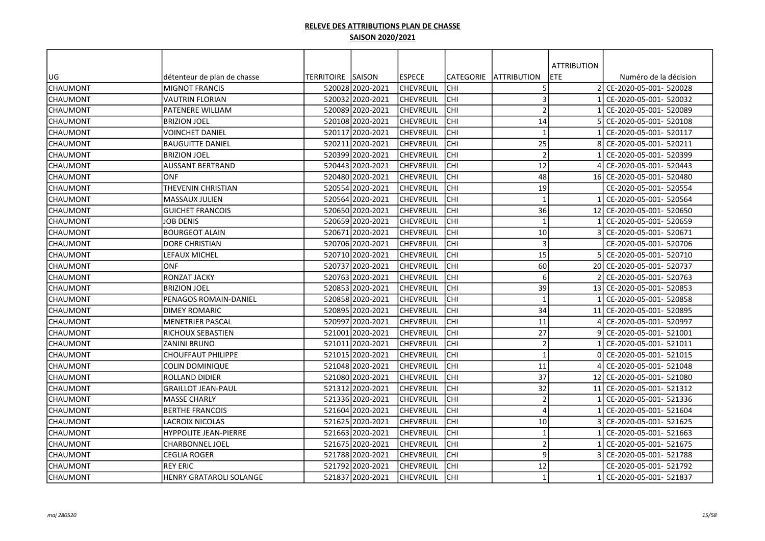**RELEVE DES ATTRIBUTIONS PLAN DE CHASSE**

**SAISON 2020/2021**

| UG | détenteur de plan de chasse | TERRITOIRE | SAISON | ESPECE | CATEGORIE | ATTRIBUTION | ATTRIBUTION ETE | Numéro de la décision |
|---|---|---|---|---|---|---|---|---|
| CHAUMONT | MIGNOT FRANCIS | 520028 | 2020-2021 | CHEVREUIL | CHI | 5 | 2 | CE-2020-05-001- 520028 |
| CHAUMONT | VAUTRIN FLORIAN | 520032 | 2020-2021 | CHEVREUIL | CHI | 3 | 1 | CE-2020-05-001- 520032 |
| CHAUMONT | PATENERE WILLIAM | 520089 | 2020-2021 | CHEVREUIL | CHI | 2 | 1 | CE-2020-05-001- 520089 |
| CHAUMONT | BRIZION JOEL | 520108 | 2020-2021 | CHEVREUIL | CHI | 14 | 5 | CE-2020-05-001- 520108 |
| CHAUMONT | VOINCHET DANIEL | 520117 | 2020-2021 | CHEVREUIL | CHI | 1 | 1 | CE-2020-05-001- 520117 |
| CHAUMONT | BAUGUITTE DANIEL | 520211 | 2020-2021 | CHEVREUIL | CHI | 25 | 8 | CE-2020-05-001- 520211 |
| CHAUMONT | BRIZION JOEL | 520399 | 2020-2021 | CHEVREUIL | CHI | 2 | 1 | CE-2020-05-001- 520399 |
| CHAUMONT | AUSSANT BERTRAND | 520443 | 2020-2021 | CHEVREUIL | CHI | 12 | 4 | CE-2020-05-001- 520443 |
| CHAUMONT | ONF | 520480 | 2020-2021 | CHEVREUIL | CHI | 48 | 16 | CE-2020-05-001- 520480 |
| CHAUMONT | THEVENIN CHRISTIAN | 520554 | 2020-2021 | CHEVREUIL | CHI | 19 | | CE-2020-05-001- 520554 |
| CHAUMONT | MASSAUX JULIEN | 520564 | 2020-2021 | CHEVREUIL | CHI | 1 | 1 | CE-2020-05-001- 520564 |
| CHAUMONT | GUICHET FRANCOIS | 520650 | 2020-2021 | CHEVREUIL | CHI | 36 | 12 | CE-2020-05-001- 520650 |
| CHAUMONT | JOB DENIS | 520659 | 2020-2021 | CHEVREUIL | CHI | 1 | 1 | CE-2020-05-001- 520659 |
| CHAUMONT | BOURGEOT ALAIN | 520671 | 2020-2021 | CHEVREUIL | CHI | 10 | 3 | CE-2020-05-001- 520671 |
| CHAUMONT | DORE CHRISTIAN | 520706 | 2020-2021 | CHEVREUIL | CHI | 3 | | CE-2020-05-001- 520706 |
| CHAUMONT | LEFAUX MICHEL | 520710 | 2020-2021 | CHEVREUIL | CHI | 15 | 5 | CE-2020-05-001- 520710 |
| CHAUMONT | ONF | 520737 | 2020-2021 | CHEVREUIL | CHI | 60 | 20 | CE-2020-05-001- 520737 |
| CHAUMONT | RONZAT JACKY | 520763 | 2020-2021 | CHEVREUIL | CHI | 6 | 2 | CE-2020-05-001- 520763 |
| CHAUMONT | BRIZION JOEL | 520853 | 2020-2021 | CHEVREUIL | CHI | 39 | 13 | CE-2020-05-001- 520853 |
| CHAUMONT | PENAGOS ROMAIN-DANIEL | 520858 | 2020-2021 | CHEVREUIL | CHI | 1 | 1 | CE-2020-05-001- 520858 |
| CHAUMONT | DIMEY ROMARIC | 520895 | 2020-2021 | CHEVREUIL | CHI | 34 | 11 | CE-2020-05-001- 520895 |
| CHAUMONT | MENETRIER PASCAL | 520997 | 2020-2021 | CHEVREUIL | CHI | 11 | 4 | CE-2020-05-001- 520997 |
| CHAUMONT | RICHOUX SEBASTIEN | 521001 | 2020-2021 | CHEVREUIL | CHI | 27 | 9 | CE-2020-05-001- 521001 |
| CHAUMONT | ZANINI BRUNO | 521011 | 2020-2021 | CHEVREUIL | CHI | 2 | 1 | CE-2020-05-001- 521011 |
| CHAUMONT | CHOUFFAUT PHILIPPE | 521015 | 2020-2021 | CHEVREUIL | CHI | 1 | 0 | CE-2020-05-001- 521015 |
| CHAUMONT | COLIN DOMINIQUE | 521048 | 2020-2021 | CHEVREUIL | CHI | 11 | 4 | CE-2020-05-001- 521048 |
| CHAUMONT | ROLLAND DIDIER | 521080 | 2020-2021 | CHEVREUIL | CHI | 37 | 12 | CE-2020-05-001- 521080 |
| CHAUMONT | GRAILLOT JEAN-PAUL | 521312 | 2020-2021 | CHEVREUIL | CHI | 32 | 11 | CE-2020-05-001- 521312 |
| CHAUMONT | MASSE CHARLY | 521336 | 2020-2021 | CHEVREUIL | CHI | 2 | 1 | CE-2020-05-001- 521336 |
| CHAUMONT | BERTHE FRANCOIS | 521604 | 2020-2021 | CHEVREUIL | CHI | 4 | 1 | CE-2020-05-001- 521604 |
| CHAUMONT | LACROIX NICOLAS | 521625 | 2020-2021 | CHEVREUIL | CHI | 10 | 3 | CE-2020-05-001- 521625 |
| CHAUMONT | HYPPOLITE JEAN-PIERRE | 521663 | 2020-2021 | CHEVREUIL | CHI | 1 | 1 | CE-2020-05-001- 521663 |
| CHAUMONT | CHARBONNEL JOEL | 521675 | 2020-2021 | CHEVREUIL | CHI | 2 | 1 | CE-2020-05-001- 521675 |
| CHAUMONT | CEGLIA ROGER | 521788 | 2020-2021 | CHEVREUIL | CHI | 9 | 3 | CE-2020-05-001- 521788 |
| CHAUMONT | REY ERIC | 521792 | 2020-2021 | CHEVREUIL | CHI | 12 | | CE-2020-05-001- 521792 |
| CHAUMONT | HENRY GRATAROLI SOLANGE | 521837 | 2020-2021 | CHEVREUIL | CHI | 1 | 1 | CE-2020-05-001- 521837 |

*maj 280520*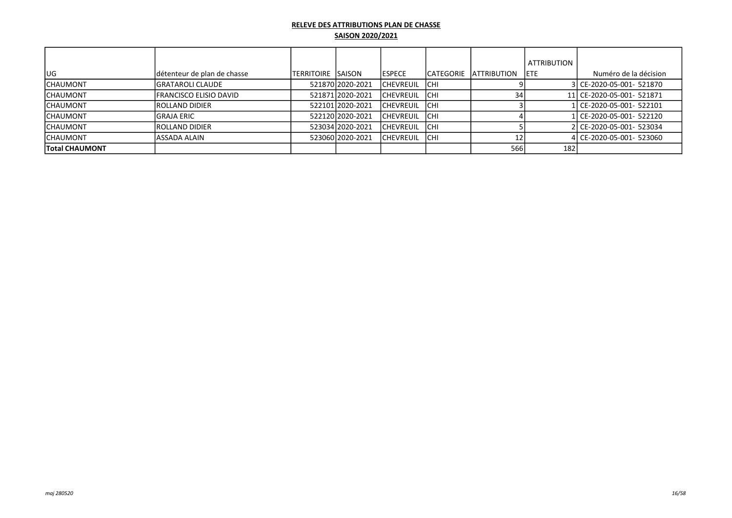**RELEVE DES ATTRIBUTIONS PLAN DE CHASSE**

**SAISON 2020/2021**

| UG | détenteur de plan de chasse | TERRITOIRE | SAISON | ESPECE | CATEGORIE | ATTRIBUTION | ATTRIBUTION ETE | Numéro de la décision |
|---|---|---|---|---|---|---|---|---|
| CHAUMONT | GRATAROLI CLAUDE | 521870 | 2020-2021 | CHEVREUIL | CHI | 9 | 3 | CE-2020-05-001- 521870 |
| CHAUMONT | FRANCISCO ELISIO DAVID | 521871 | 2020-2021 | CHEVREUIL | CHI | 34 | 11 | CE-2020-05-001- 521871 |
| CHAUMONT | ROLLAND DIDIER | 522101 | 2020-2021 | CHEVREUIL | CHI | 3 | 1 | CE-2020-05-001- 522101 |
| CHAUMONT | GRAJA ERIC | 522120 | 2020-2021 | CHEVREUIL | CHI | 4 | 1 | CE-2020-05-001- 522120 |
| CHAUMONT | ROLLAND DIDIER | 523034 | 2020-2021 | CHEVREUIL | CHI | 5 | 2 | CE-2020-05-001- 523034 |
| CHAUMONT | ASSADA ALAIN | 523060 | 2020-2021 | CHEVREUIL | CHI | 12 | 4 | CE-2020-05-001- 523060 |
| **Total CHAUMONT** | | | | | | 566 | 182 | |

*maj 280520*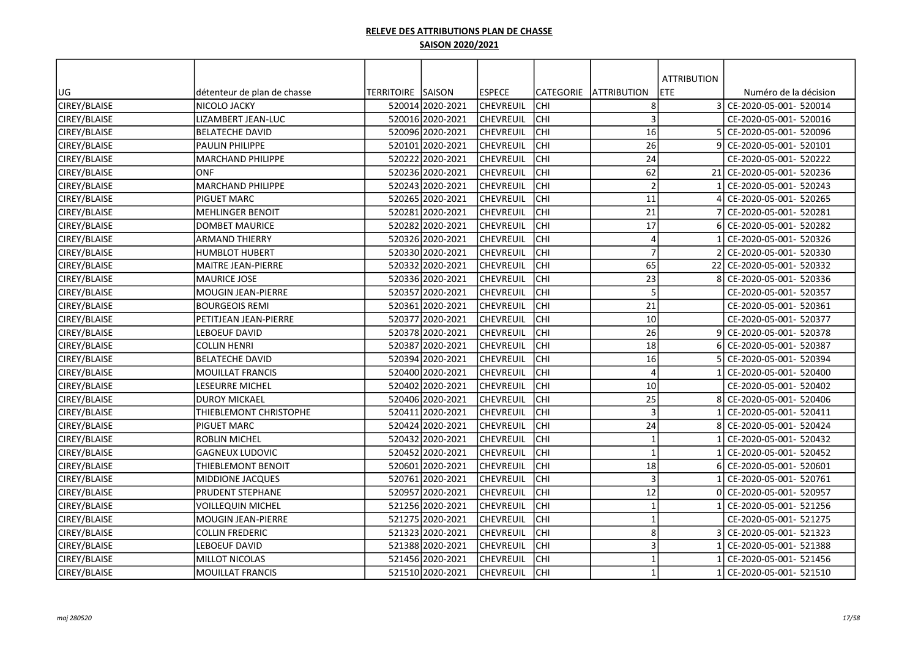**RELEVE DES ATTRIBUTIONS PLAN DE CHASSE**

**SAISON 2020/2021**

| UG | détenteur de plan de chasse | TERRITOIRE | SAISON | ESPECE | CATEGORIE | ATTRIBUTION | ATTRIBUTION ETE | Numéro de la décision |
|---|---|---|---|---|---|---|---|---|
| CIREY/BLAISE | NICOLO JACKY | 520014 | 2020-2021 | CHEVREUIL | CHI | 8 | 3 | CE-2020-05-001- 520014 |
| CIREY/BLAISE | LIZAMBERT JEAN-LUC | 520016 | 2020-2021 | CHEVREUIL | CHI | 3 | | CE-2020-05-001- 520016 |
| CIREY/BLAISE | BELATECHE DAVID | 520096 | 2020-2021 | CHEVREUIL | CHI | 16 | 5 | CE-2020-05-001- 520096 |
| CIREY/BLAISE | PAULIN PHILIPPE | 520101 | 2020-2021 | CHEVREUIL | CHI | 26 | 9 | CE-2020-05-001- 520101 |
| CIREY/BLAISE | MARCHAND PHILIPPE | 520222 | 2020-2021 | CHEVREUIL | CHI | 24 | | CE-2020-05-001- 520222 |
| CIREY/BLAISE | ONF | 520236 | 2020-2021 | CHEVREUIL | CHI | 62 | 21 | CE-2020-05-001- 520236 |
| CIREY/BLAISE | MARCHAND PHILIPPE | 520243 | 2020-2021 | CHEVREUIL | CHI | 2 | 1 | CE-2020-05-001- 520243 |
| CIREY/BLAISE | PIGUET MARC | 520265 | 2020-2021 | CHEVREUIL | CHI | 11 | 4 | CE-2020-05-001- 520265 |
| CIREY/BLAISE | MEHLINGER BENOIT | 520281 | 2020-2021 | CHEVREUIL | CHI | 21 | 7 | CE-2020-05-001- 520281 |
| CIREY/BLAISE | DOMBET MAURICE | 520282 | 2020-2021 | CHEVREUIL | CHI | 17 | 6 | CE-2020-05-001- 520282 |
| CIREY/BLAISE | ARMAND THIERRY | 520326 | 2020-2021 | CHEVREUIL | CHI | 4 | 1 | CE-2020-05-001- 520326 |
| CIREY/BLAISE | HUMBLOT HUBERT | 520330 | 2020-2021 | CHEVREUIL | CHI | 7 | 2 | CE-2020-05-001- 520330 |
| CIREY/BLAISE | MAITRE JEAN-PIERRE | 520332 | 2020-2021 | CHEVREUIL | CHI | 65 | 22 | CE-2020-05-001- 520332 |
| CIREY/BLAISE | MAURICE JOSE | 520336 | 2020-2021 | CHEVREUIL | CHI | 23 | 8 | CE-2020-05-001- 520336 |
| CIREY/BLAISE | MOUGIN JEAN-PIERRE | 520357 | 2020-2021 | CHEVREUIL | CHI | 5 | | CE-2020-05-001- 520357 |
| CIREY/BLAISE | BOURGEOIS REMI | 520361 | 2020-2021 | CHEVREUIL | CHI | 21 | | CE-2020-05-001- 520361 |
| CIREY/BLAISE | PETITJEAN JEAN-PIERRE | 520377 | 2020-2021 | CHEVREUIL | CHI | 10 | | CE-2020-05-001- 520377 |
| CIREY/BLAISE | LEBOEUF DAVID | 520378 | 2020-2021 | CHEVREUIL | CHI | 26 | 9 | CE-2020-05-001- 520378 |
| CIREY/BLAISE | COLLIN HENRI | 520387 | 2020-2021 | CHEVREUIL | CHI | 18 | 6 | CE-2020-05-001- 520387 |
| CIREY/BLAISE | BELATECHE DAVID | 520394 | 2020-2021 | CHEVREUIL | CHI | 16 | 5 | CE-2020-05-001- 520394 |
| CIREY/BLAISE | MOUILLAT FRANCIS | 520400 | 2020-2021 | CHEVREUIL | CHI | 4 | 1 | CE-2020-05-001- 520400 |
| CIREY/BLAISE | LESEURRE MICHEL | 520402 | 2020-2021 | CHEVREUIL | CHI | 10 | | CE-2020-05-001- 520402 |
| CIREY/BLAISE | DUROY MICKAEL | 520406 | 2020-2021 | CHEVREUIL | CHI | 25 | 8 | CE-2020-05-001- 520406 |
| CIREY/BLAISE | THIEBLEMONT CHRISTOPHE | 520411 | 2020-2021 | CHEVREUIL | CHI | 3 | 1 | CE-2020-05-001- 520411 |
| CIREY/BLAISE | PIGUET MARC | 520424 | 2020-2021 | CHEVREUIL | CHI | 24 | 8 | CE-2020-05-001- 520424 |
| CIREY/BLAISE | ROBLIN MICHEL | 520432 | 2020-2021 | CHEVREUIL | CHI | 1 | 1 | CE-2020-05-001- 520432 |
| CIREY/BLAISE | GAGNEUX LUDOVIC | 520452 | 2020-2021 | CHEVREUIL | CHI | 1 | 1 | CE-2020-05-001- 520452 |
| CIREY/BLAISE | THIEBLEMONT BENOIT | 520601 | 2020-2021 | CHEVREUIL | CHI | 18 | 6 | CE-2020-05-001- 520601 |
| CIREY/BLAISE | MIDDIONE JACQUES | 520761 | 2020-2021 | CHEVREUIL | CHI | 3 | 1 | CE-2020-05-001- 520761 |
| CIREY/BLAISE | PRUDENT STEPHANE | 520957 | 2020-2021 | CHEVREUIL | CHI | 12 | 0 | CE-2020-05-001- 520957 |
| CIREY/BLAISE | VOILLEQUIN MICHEL | 521256 | 2020-2021 | CHEVREUIL | CHI | 1 | 1 | CE-2020-05-001- 521256 |
| CIREY/BLAISE | MOUGIN JEAN-PIERRE | 521275 | 2020-2021 | CHEVREUIL | CHI | 1 | | CE-2020-05-001- 521275 |
| CIREY/BLAISE | COLLIN FREDERIC | 521323 | 2020-2021 | CHEVREUIL | CHI | 8 | 3 | CE-2020-05-001- 521323 |
| CIREY/BLAISE | LEBOEUF DAVID | 521388 | 2020-2021 | CHEVREUIL | CHI | 3 | 1 | CE-2020-05-001- 521388 |
| CIREY/BLAISE | MILLOT NICOLAS | 521456 | 2020-2021 | CHEVREUIL | CHI | 1 | 1 | CE-2020-05-001- 521456 |
| CIREY/BLAISE | MOUILLAT FRANCIS | 521510 | 2020-2021 | CHEVREUIL | CHI | 1 | 1 | CE-2020-05-001- 521510 |

*maj 280520*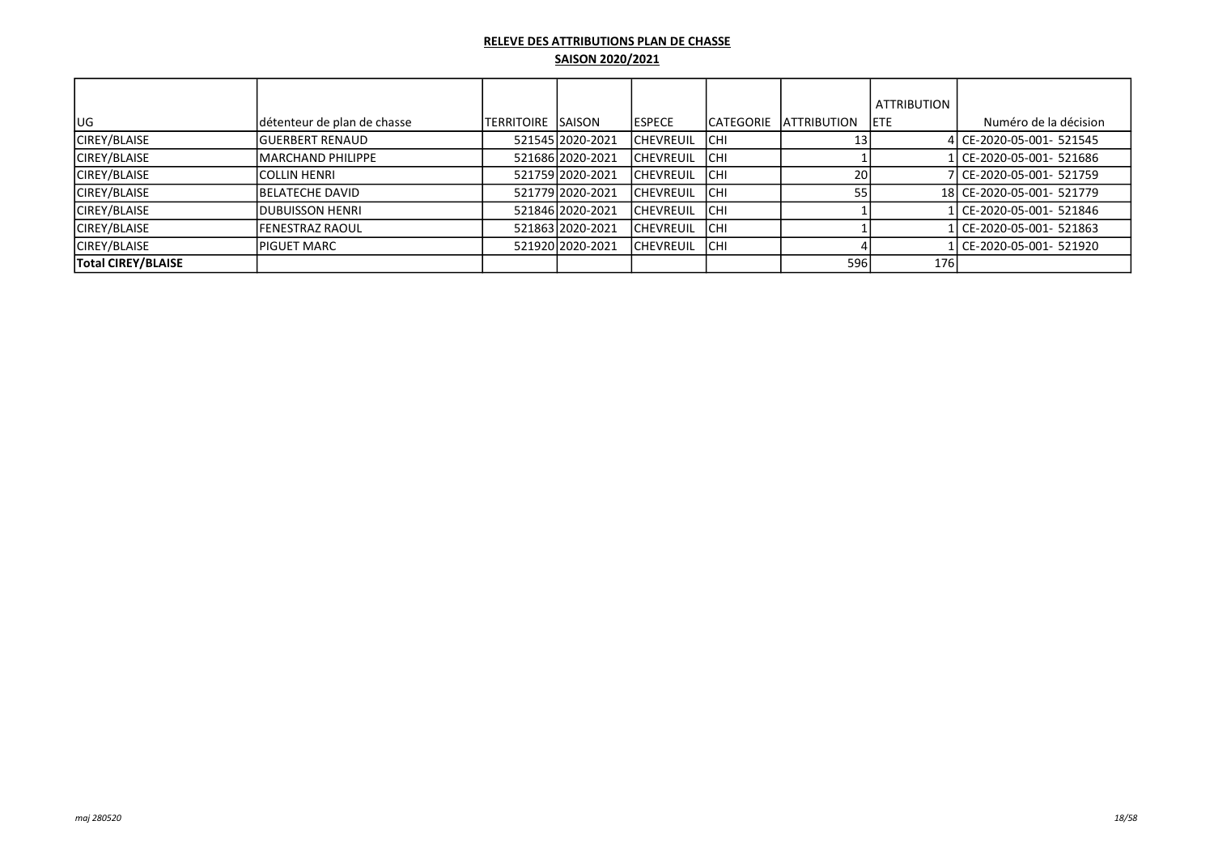**RELEVE DES ATTRIBUTIONS PLAN DE CHASSE**

**SAISON 2020/2021**

| UG | détenteur de plan de chasse | TERRITOIRE | SAISON | ESPECE | CATEGORIE | ATTRIBUTION | ATTRIBUTION ETE | Numéro de la décision |
|---|---|---|---|---|---|---|---|---|
| CIREY/BLAISE | GUERBERT RENAUD | 521545 | 2020-2021 | CHEVREUIL | CHI | 13 | 4 | CE-2020-05-001- 521545 |
| CIREY/BLAISE | MARCHAND PHILIPPE | 521686 | 2020-2021 | CHEVREUIL | CHI | 1 | 1 | CE-2020-05-001- 521686 |
| CIREY/BLAISE | COLLIN HENRI | 521759 | 2020-2021 | CHEVREUIL | CHI | 20 | 7 | CE-2020-05-001- 521759 |
| CIREY/BLAISE | BELATECHE DAVID | 521779 | 2020-2021 | CHEVREUIL | CHI | 55 | 18 | CE-2020-05-001- 521779 |
| CIREY/BLAISE | DUBUISSON HENRI | 521846 | 2020-2021 | CHEVREUIL | CHI | 1 | 1 | CE-2020-05-001- 521846 |
| CIREY/BLAISE | FENESTRAZ RAOUL | 521863 | 2020-2021 | CHEVREUIL | CHI | 1 | 1 | CE-2020-05-001- 521863 |
| CIREY/BLAISE | PIGUET MARC | 521920 | 2020-2021 | CHEVREUIL | CHI | 4 | 1 | CE-2020-05-001- 521920 |
| **Total CIREY/BLAISE** | | | | | | 596 | 176 | |

*maj 280520*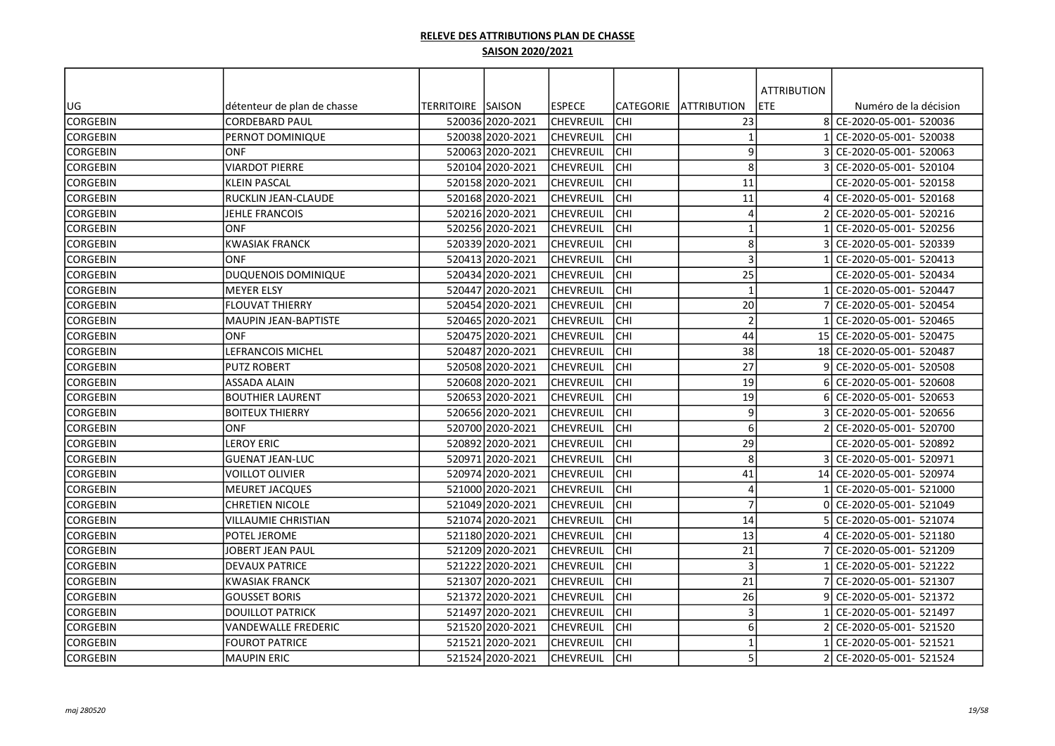**RELEVE DES ATTRIBUTIONS PLAN DE CHASSE**

**SAISON 2020/2021**

| UG | détenteur de plan de chasse | TERRITOIRE | SAISON | ESPECE | CATEGORIE | ATTRIBUTION | ATTRIBUTION ETE | Numéro de la décision |
|---|---|---|---|---|---|---|---|---|
| CORGEBIN | CORDEBARD PAUL | 520036 | 2020-2021 | CHEVREUIL | CHI | 23 | 8 | CE-2020-05-001- 520036 |
| CORGEBIN | PERNOT DOMINIQUE | 520038 | 2020-2021 | CHEVREUIL | CHI | 1 | 1 | CE-2020-05-001- 520038 |
| CORGEBIN | ONF | 520063 | 2020-2021 | CHEVREUIL | CHI | 9 | 3 | CE-2020-05-001- 520063 |
| CORGEBIN | VIARDOT PIERRE | 520104 | 2020-2021 | CHEVREUIL | CHI | 8 | 3 | CE-2020-05-001- 520104 |
| CORGEBIN | KLEIN PASCAL | 520158 | 2020-2021 | CHEVREUIL | CHI | 11 | | CE-2020-05-001- 520158 |
| CORGEBIN | RUCKLIN JEAN-CLAUDE | 520168 | 2020-2021 | CHEVREUIL | CHI | 11 | 4 | CE-2020-05-001- 520168 |
| CORGEBIN | JEHLE FRANCOIS | 520216 | 2020-2021 | CHEVREUIL | CHI | 4 | 2 | CE-2020-05-001- 520216 |
| CORGEBIN | ONF | 520256 | 2020-2021 | CHEVREUIL | CHI | 1 | 1 | CE-2020-05-001- 520256 |
| CORGEBIN | KWASIAK FRANCK | 520339 | 2020-2021 | CHEVREUIL | CHI | 8 | 3 | CE-2020-05-001- 520339 |
| CORGEBIN | ONF | 520413 | 2020-2021 | CHEVREUIL | CHI | 3 | 1 | CE-2020-05-001- 520413 |
| CORGEBIN | DUQUENOIS DOMINIQUE | 520434 | 2020-2021 | CHEVREUIL | CHI | 25 | | CE-2020-05-001- 520434 |
| CORGEBIN | MEYER ELSY | 520447 | 2020-2021 | CHEVREUIL | CHI | 1 | 1 | CE-2020-05-001- 520447 |
| CORGEBIN | FLOUVAT THIERRY | 520454 | 2020-2021 | CHEVREUIL | CHI | 20 | 7 | CE-2020-05-001- 520454 |
| CORGEBIN | MAUPIN JEAN-BAPTISTE | 520465 | 2020-2021 | CHEVREUIL | CHI | 2 | 1 | CE-2020-05-001- 520465 |
| CORGEBIN | ONF | 520475 | 2020-2021 | CHEVREUIL | CHI | 44 | 15 | CE-2020-05-001- 520475 |
| CORGEBIN | LEFRANCOIS MICHEL | 520487 | 2020-2021 | CHEVREUIL | CHI | 38 | 18 | CE-2020-05-001- 520487 |
| CORGEBIN | PUTZ ROBERT | 520508 | 2020-2021 | CHEVREUIL | CHI | 27 | 9 | CE-2020-05-001- 520508 |
| CORGEBIN | ASSADA ALAIN | 520608 | 2020-2021 | CHEVREUIL | CHI | 19 | 6 | CE-2020-05-001- 520608 |
| CORGEBIN | BOUTHIER LAURENT | 520653 | 2020-2021 | CHEVREUIL | CHI | 19 | 6 | CE-2020-05-001- 520653 |
| CORGEBIN | BOITEUX THIERRY | 520656 | 2020-2021 | CHEVREUIL | CHI | 9 | 3 | CE-2020-05-001- 520656 |
| CORGEBIN | ONF | 520700 | 2020-2021 | CHEVREUIL | CHI | 6 | 2 | CE-2020-05-001- 520700 |
| CORGEBIN | LEROY ERIC | 520892 | 2020-2021 | CHEVREUIL | CHI | 29 | | CE-2020-05-001- 520892 |
| CORGEBIN | GUENAT JEAN-LUC | 520971 | 2020-2021 | CHEVREUIL | CHI | 8 | 3 | CE-2020-05-001- 520971 |
| CORGEBIN | VOILLOT OLIVIER | 520974 | 2020-2021 | CHEVREUIL | CHI | 41 | 14 | CE-2020-05-001- 520974 |
| CORGEBIN | MEURET JACQUES | 521000 | 2020-2021 | CHEVREUIL | CHI | 4 | 1 | CE-2020-05-001- 521000 |
| CORGEBIN | CHRETIEN NICOLE | 521049 | 2020-2021 | CHEVREUIL | CHI | 7 | 0 | CE-2020-05-001- 521049 |
| CORGEBIN | VILLAUMIE CHRISTIAN | 521074 | 2020-2021 | CHEVREUIL | CHI | 14 | 5 | CE-2020-05-001- 521074 |
| CORGEBIN | POTEL JEROME | 521180 | 2020-2021 | CHEVREUIL | CHI | 13 | 4 | CE-2020-05-001- 521180 |
| CORGEBIN | JOBERT JEAN PAUL | 521209 | 2020-2021 | CHEVREUIL | CHI | 21 | 7 | CE-2020-05-001- 521209 |
| CORGEBIN | DEVAUX PATRICE | 521222 | 2020-2021 | CHEVREUIL | CHI | 3 | 1 | CE-2020-05-001- 521222 |
| CORGEBIN | KWASIAK FRANCK | 521307 | 2020-2021 | CHEVREUIL | CHI | 21 | 7 | CE-2020-05-001- 521307 |
| CORGEBIN | GOUSSET BORIS | 521372 | 2020-2021 | CHEVREUIL | CHI | 26 | 9 | CE-2020-05-001- 521372 |
| CORGEBIN | DOUILLOT PATRICK | 521497 | 2020-2021 | CHEVREUIL | CHI | 3 | 1 | CE-2020-05-001- 521497 |
| CORGEBIN | VANDEWALLE FREDERIC | 521520 | 2020-2021 | CHEVREUIL | CHI | 6 | 2 | CE-2020-05-001- 521520 |
| CORGEBIN | FOUROT PATRICE | 521521 | 2020-2021 | CHEVREUIL | CHI | 1 | 1 | CE-2020-05-001- 521521 |
| CORGEBIN | MAUPIN ERIC | 521524 | 2020-2021 | CHEVREUIL | CHI | 5 | 2 | CE-2020-05-001- 521524 |

*maj 280520*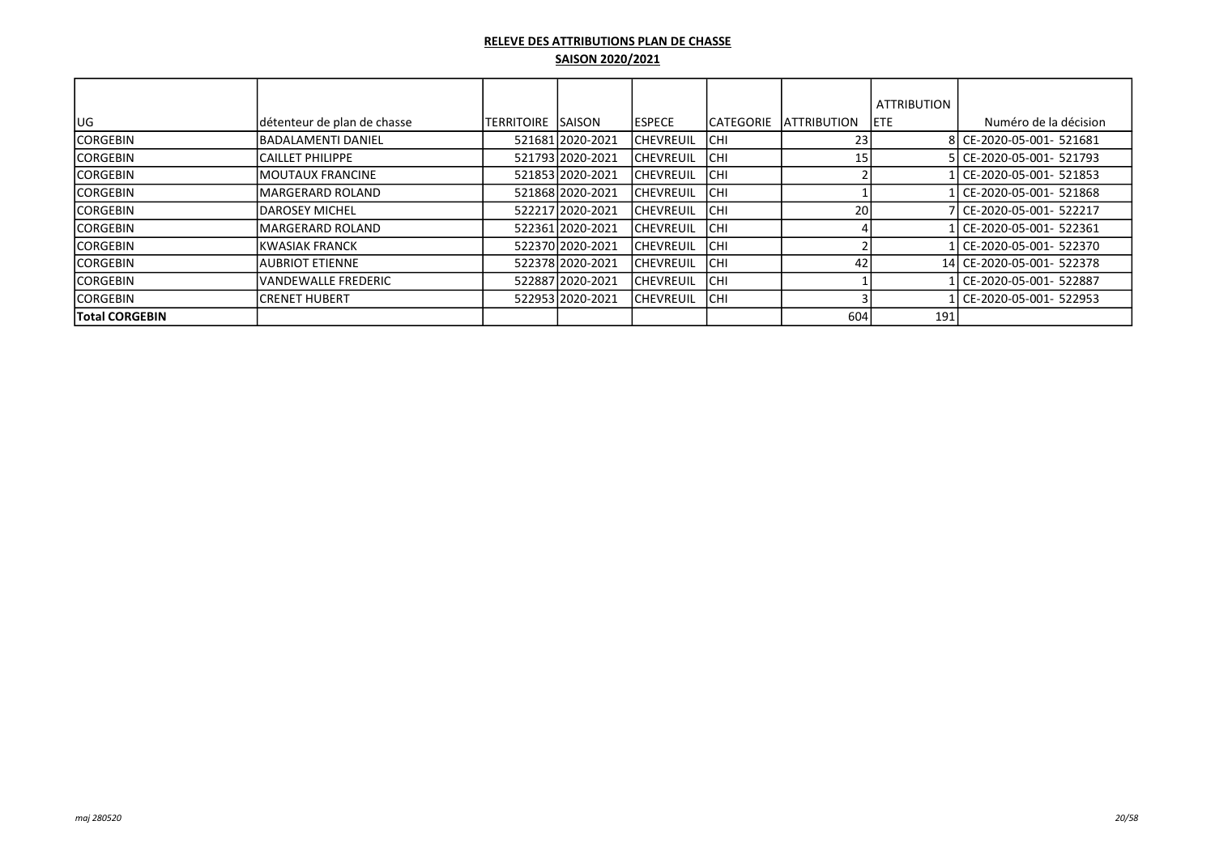**RELEVE DES ATTRIBUTIONS PLAN DE CHASSE**

**SAISON 2020/2021**

| UG | détenteur de plan de chasse | TERRITOIRE | SAISON | ESPECE | CATEGORIE | ATTRIBUTION | ATTRIBUTION ETE | Numéro de la décision |
|---|---|---|---|---|---|---|---|---|
| CORGEBIN | BADALAMENTI DANIEL | 521681 | 2020-2021 | CHEVREUIL | CHI | 23 | 8 | CE-2020-05-001- 521681 |
| CORGEBIN | CAILLET PHILIPPE | 521793 | 2020-2021 | CHEVREUIL | CHI | 15 | 5 | CE-2020-05-001- 521793 |
| CORGEBIN | MOUTAUX FRANCINE | 521853 | 2020-2021 | CHEVREUIL | CHI | 2 | 1 | CE-2020-05-001- 521853 |
| CORGEBIN | MARGERARD ROLAND | 521868 | 2020-2021 | CHEVREUIL | CHI | 1 | 1 | CE-2020-05-001- 521868 |
| CORGEBIN | DAROSEY MICHEL | 522217 | 2020-2021 | CHEVREUIL | CHI | 20 | 7 | CE-2020-05-001- 522217 |
| CORGEBIN | MARGERARD ROLAND | 522361 | 2020-2021 | CHEVREUIL | CHI | 4 | 1 | CE-2020-05-001- 522361 |
| CORGEBIN | KWASIAK FRANCK | 522370 | 2020-2021 | CHEVREUIL | CHI | 2 | 1 | CE-2020-05-001- 522370 |
| CORGEBIN | AUBRIOT ETIENNE | 522378 | 2020-2021 | CHEVREUIL | CHI | 42 | 14 | CE-2020-05-001- 522378 |
| CORGEBIN | VANDEWALLE FREDERIC | 522887 | 2020-2021 | CHEVREUIL | CHI | 1 | 1 | CE-2020-05-001- 522887 |
| CORGEBIN | CRENET HUBERT | 522953 | 2020-2021 | CHEVREUIL | CHI | 3 | 1 | CE-2020-05-001- 522953 |
| **Total CORGEBIN** | | | | | | 604 | 191 | |

*maj 280520*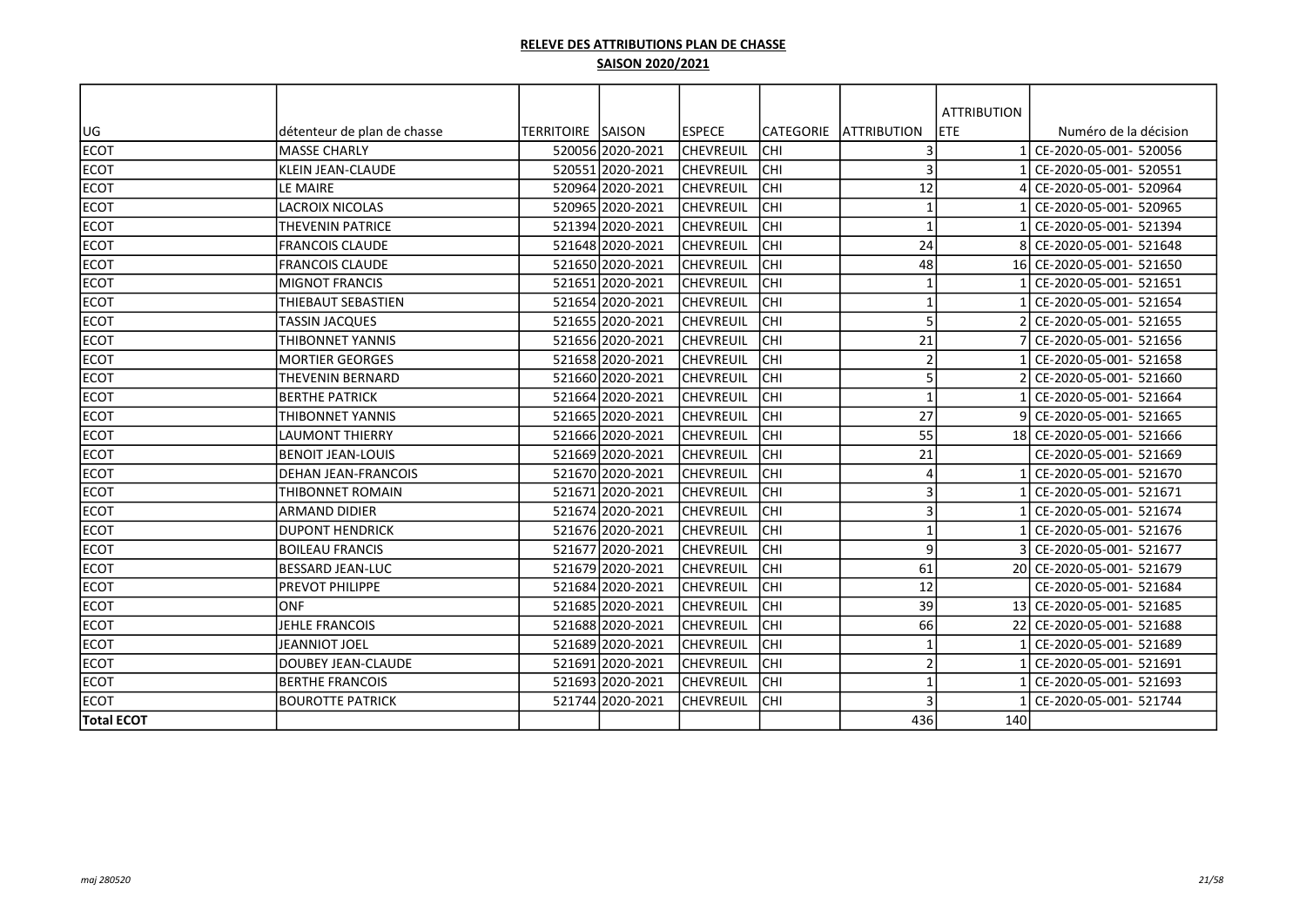**RELEVE DES ATTRIBUTIONS PLAN DE CHASSE**

**SAISON 2020/2021**

| UG | détenteur de plan de chasse | TERRITOIRE | SAISON | ESPECE | CATEGORIE | ATTRIBUTION | ATTRIBUTION ETE | Numéro de la décision |
|---|---|---|---|---|---|---|---|---|
| ECOT | MASSE CHARLY | 520056 | 2020-2021 | CHEVREUIL | CHI | 3 | 1 | CE-2020-05-001- 520056 |
| ECOT | KLEIN JEAN-CLAUDE | 520551 | 2020-2021 | CHEVREUIL | CHI | 3 | 1 | CE-2020-05-001- 520551 |
| ECOT | LE MAIRE | 520964 | 2020-2021 | CHEVREUIL | CHI | 12 | 4 | CE-2020-05-001- 520964 |
| ECOT | LACROIX NICOLAS | 520965 | 2020-2021 | CHEVREUIL | CHI | 1 | 1 | CE-2020-05-001- 520965 |
| ECOT | THEVENIN PATRICE | 521394 | 2020-2021 | CHEVREUIL | CHI | 1 | 1 | CE-2020-05-001- 521394 |
| ECOT | FRANCOIS CLAUDE | 521648 | 2020-2021 | CHEVREUIL | CHI | 24 | 8 | CE-2020-05-001- 521648 |
| ECOT | FRANCOIS CLAUDE | 521650 | 2020-2021 | CHEVREUIL | CHI | 48 | 16 | CE-2020-05-001- 521650 |
| ECOT | MIGNOT FRANCIS | 521651 | 2020-2021 | CHEVREUIL | CHI | 1 | 1 | CE-2020-05-001- 521651 |
| ECOT | THIEBAUT SEBASTIEN | 521654 | 2020-2021 | CHEVREUIL | CHI | 1 | 1 | CE-2020-05-001- 521654 |
| ECOT | TASSIN JACQUES | 521655 | 2020-2021 | CHEVREUIL | CHI | 5 | 2 | CE-2020-05-001- 521655 |
| ECOT | THIBONNET YANNIS | 521656 | 2020-2021 | CHEVREUIL | CHI | 21 | 7 | CE-2020-05-001- 521656 |
| ECOT | MORTIER GEORGES | 521658 | 2020-2021 | CHEVREUIL | CHI | 2 | 1 | CE-2020-05-001- 521658 |
| ECOT | THEVENIN BERNARD | 521660 | 2020-2021 | CHEVREUIL | CHI | 5 | 2 | CE-2020-05-001- 521660 |
| ECOT | BERTHE PATRICK | 521664 | 2020-2021 | CHEVREUIL | CHI | 1 | 1 | CE-2020-05-001- 521664 |
| ECOT | THIBONNET YANNIS | 521665 | 2020-2021 | CHEVREUIL | CHI | 27 | 9 | CE-2020-05-001- 521665 |
| ECOT | LAUMONT THIERRY | 521666 | 2020-2021 | CHEVREUIL | CHI | 55 | 18 | CE-2020-05-001- 521666 |
| ECOT | BENOIT JEAN-LOUIS | 521669 | 2020-2021 | CHEVREUIL | CHI | 21 | | CE-2020-05-001- 521669 |
| ECOT | DEHAN JEAN-FRANCOIS | 521670 | 2020-2021 | CHEVREUIL | CHI | 4 | 1 | CE-2020-05-001- 521670 |
| ECOT | THIBONNET ROMAIN | 521671 | 2020-2021 | CHEVREUIL | CHI | 3 | 1 | CE-2020-05-001- 521671 |
| ECOT | ARMAND DIDIER | 521674 | 2020-2021 | CHEVREUIL | CHI | 3 | 1 | CE-2020-05-001- 521674 |
| ECOT | DUPONT HENDRICK | 521676 | 2020-2021 | CHEVREUIL | CHI | 1 | 1 | CE-2020-05-001- 521676 |
| ECOT | BOILEAU FRANCIS | 521677 | 2020-2021 | CHEVREUIL | CHI | 9 | 3 | CE-2020-05-001- 521677 |
| ECOT | BESSARD JEAN-LUC | 521679 | 2020-2021 | CHEVREUIL | CHI | 61 | 20 | CE-2020-05-001- 521679 |
| ECOT | PREVOT PHILIPPE | 521684 | 2020-2021 | CHEVREUIL | CHI | 12 | | CE-2020-05-001- 521684 |
| ECOT | ONF | 521685 | 2020-2021 | CHEVREUIL | CHI | 39 | 13 | CE-2020-05-001- 521685 |
| ECOT | JEHLE FRANCOIS | 521688 | 2020-2021 | CHEVREUIL | CHI | 66 | 22 | CE-2020-05-001- 521688 |
| ECOT | JEANNIOT JOEL | 521689 | 2020-2021 | CHEVREUIL | CHI | 1 | 1 | CE-2020-05-001- 521689 |
| ECOT | DOUBEY JEAN-CLAUDE | 521691 | 2020-2021 | CHEVREUIL | CHI | 2 | 1 | CE-2020-05-001- 521691 |
| ECOT | BERTHE FRANCOIS | 521693 | 2020-2021 | CHEVREUIL | CHI | 1 | 1 | CE-2020-05-001- 521693 |
| ECOT | BOUROTTE PATRICK | 521744 | 2020-2021 | CHEVREUIL | CHI | 3 | 1 | CE-2020-05-001- 521744 |
| **Total ECOT** | | | | | | 436 | 140 | |

*maj 280520*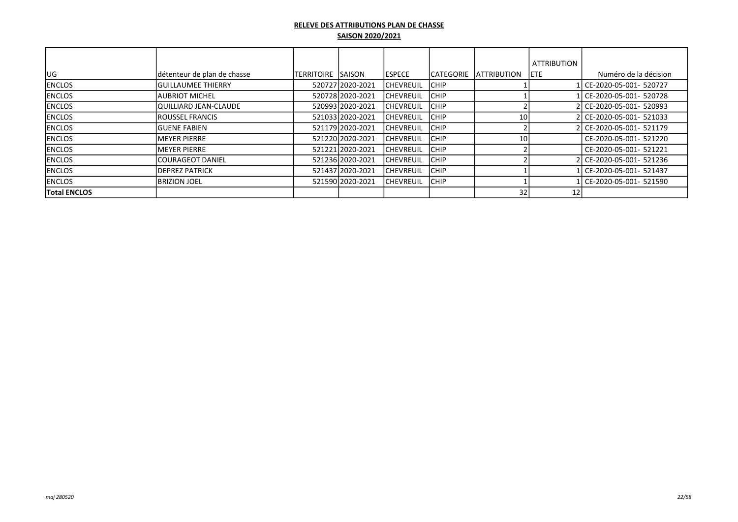**RELEVE DES ATTRIBUTIONS PLAN DE CHASSE**

**SAISON 2020/2021**

| UG | détenteur de plan de chasse | TERRITOIRE | SAISON | ESPECE | CATEGORIE | ATTRIBUTION | ATTRIBUTION ETE | Numéro de la décision |
|---|---|---|---|---|---|---|---|---|
| ENCLOS | GUILLAUMEE THIERRY | 520727 | 2020-2021 | CHEVREUIL | CHIP | 1 | 1 | CE-2020-05-001- 520727 |
| ENCLOS | AUBRIOT MICHEL | 520728 | 2020-2021 | CHEVREUIL | CHIP | 1 | 1 | CE-2020-05-001- 520728 |
| ENCLOS | QUILLIARD JEAN-CLAUDE | 520993 | 2020-2021 | CHEVREUIL | CHIP | 2 | 2 | CE-2020-05-001- 520993 |
| ENCLOS | ROUSSEL FRANCIS | 521033 | 2020-2021 | CHEVREUIL | CHIP | 10 | 2 | CE-2020-05-001- 521033 |
| ENCLOS | GUENE FABIEN | 521179 | 2020-2021 | CHEVREUIL | CHIP | 2 | 2 | CE-2020-05-001- 521179 |
| ENCLOS | MEYER PIERRE | 521220 | 2020-2021 | CHEVREUIL | CHIP | 10 | | CE-2020-05-001- 521220 |
| ENCLOS | MEYER PIERRE | 521221 | 2020-2021 | CHEVREUIL | CHIP | 2 | | CE-2020-05-001- 521221 |
| ENCLOS | COURAGEOT DANIEL | 521236 | 2020-2021 | CHEVREUIL | CHIP | 2 | 2 | CE-2020-05-001- 521236 |
| ENCLOS | DEPREZ PATRICK | 521437 | 2020-2021 | CHEVREUIL | CHIP | 1 | 1 | CE-2020-05-001- 521437 |
| ENCLOS | BRIZION JOEL | 521590 | 2020-2021 | CHEVREUIL | CHIP | 1 | 1 | CE-2020-05-001- 521590 |
| **Total ENCLOS** | | | | | | 32 | 12 | |

*maj 280520*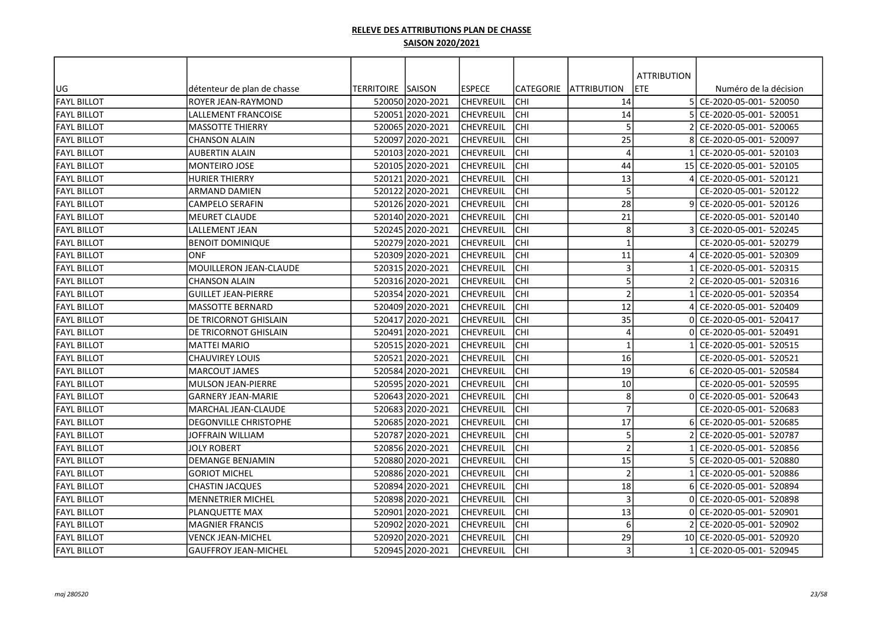**RELEVE DES ATTRIBUTIONS PLAN DE CHASSE**

**SAISON 2020/2021**

| UG | détenteur de plan de chasse | TERRITOIRE | SAISON | ESPECE | CATEGORIE | ATTRIBUTION | ATTRIBUTION ETE | Numéro de la décision |
|---|---|---|---|---|---|---|---|---|
| FAYL BILLOT | ROYER JEAN-RAYMOND | 520050 | 2020-2021 | CHEVREUIL | CHI | 14 | 5 | CE-2020-05-001- 520050 |
| FAYL BILLOT | LALLEMENT FRANCOISE | 520051 | 2020-2021 | CHEVREUIL | CHI | 14 | 5 | CE-2020-05-001- 520051 |
| FAYL BILLOT | MASSOTTE THIERRY | 520065 | 2020-2021 | CHEVREUIL | CHI | 5 | 2 | CE-2020-05-001- 520065 |
| FAYL BILLOT | CHANSON ALAIN | 520097 | 2020-2021 | CHEVREUIL | CHI | 25 | 8 | CE-2020-05-001- 520097 |
| FAYL BILLOT | AUBERTIN ALAIN | 520103 | 2020-2021 | CHEVREUIL | CHI | 4 | 1 | CE-2020-05-001- 520103 |
| FAYL BILLOT | MONTEIRO JOSE | 520105 | 2020-2021 | CHEVREUIL | CHI | 44 | 15 | CE-2020-05-001- 520105 |
| FAYL BILLOT | HURIER THIERRY | 520121 | 2020-2021 | CHEVREUIL | CHI | 13 | 4 | CE-2020-05-001- 520121 |
| FAYL BILLOT | ARMAND DAMIEN | 520122 | 2020-2021 | CHEVREUIL | CHI | 5 | | CE-2020-05-001- 520122 |
| FAYL BILLOT | CAMPELO SERAFIN | 520126 | 2020-2021 | CHEVREUIL | CHI | 28 | 9 | CE-2020-05-001- 520126 |
| FAYL BILLOT | MEURET CLAUDE | 520140 | 2020-2021 | CHEVREUIL | CHI | 21 | | CE-2020-05-001- 520140 |
| FAYL BILLOT | LALLEMENT JEAN | 520245 | 2020-2021 | CHEVREUIL | CHI | 8 | 3 | CE-2020-05-001- 520245 |
| FAYL BILLOT | BENOIT DOMINIQUE | 520279 | 2020-2021 | CHEVREUIL | CHI | 1 | | CE-2020-05-001- 520279 |
| FAYL BILLOT | ONF | 520309 | 2020-2021 | CHEVREUIL | CHI | 11 | 4 | CE-2020-05-001- 520309 |
| FAYL BILLOT | MOUILLERON JEAN-CLAUDE | 520315 | 2020-2021 | CHEVREUIL | CHI | 3 | 1 | CE-2020-05-001- 520315 |
| FAYL BILLOT | CHANSON ALAIN | 520316 | 2020-2021 | CHEVREUIL | CHI | 5 | 2 | CE-2020-05-001- 520316 |
| FAYL BILLOT | GUILLET JEAN-PIERRE | 520354 | 2020-2021 | CHEVREUIL | CHI | 2 | 1 | CE-2020-05-001- 520354 |
| FAYL BILLOT | MASSOTTE BERNARD | 520409 | 2020-2021 | CHEVREUIL | CHI | 12 | 4 | CE-2020-05-001- 520409 |
| FAYL BILLOT | DE TRICORNOT GHISLAIN | 520417 | 2020-2021 | CHEVREUIL | CHI | 35 | 0 | CE-2020-05-001- 520417 |
| FAYL BILLOT | DE TRICORNOT GHISLAIN | 520491 | 2020-2021 | CHEVREUIL | CHI | 4 | 0 | CE-2020-05-001- 520491 |
| FAYL BILLOT | MATTEI MARIO | 520515 | 2020-2021 | CHEVREUIL | CHI | 1 | 1 | CE-2020-05-001- 520515 |
| FAYL BILLOT | CHAUVIREY LOUIS | 520521 | 2020-2021 | CHEVREUIL | CHI | 16 | | CE-2020-05-001- 520521 |
| FAYL BILLOT | MARCOUT JAMES | 520584 | 2020-2021 | CHEVREUIL | CHI | 19 | 6 | CE-2020-05-001- 520584 |
| FAYL BILLOT | MULSON JEAN-PIERRE | 520595 | 2020-2021 | CHEVREUIL | CHI | 10 | | CE-2020-05-001- 520595 |
| FAYL BILLOT | GARNERY JEAN-MARIE | 520643 | 2020-2021 | CHEVREUIL | CHI | 8 | 0 | CE-2020-05-001- 520643 |
| FAYL BILLOT | MARCHAL JEAN-CLAUDE | 520683 | 2020-2021 | CHEVREUIL | CHI | 7 | | CE-2020-05-001- 520683 |
| FAYL BILLOT | DEGONVILLE CHRISTOPHE | 520685 | 2020-2021 | CHEVREUIL | CHI | 17 | 6 | CE-2020-05-001- 520685 |
| FAYL BILLOT | JOFFRAIN WILLIAM | 520787 | 2020-2021 | CHEVREUIL | CHI | 5 | 2 | CE-2020-05-001- 520787 |
| FAYL BILLOT | JOLY ROBERT | 520856 | 2020-2021 | CHEVREUIL | CHI | 2 | 1 | CE-2020-05-001- 520856 |
| FAYL BILLOT | DEMANGE BENJAMIN | 520880 | 2020-2021 | CHEVREUIL | CHI | 15 | 5 | CE-2020-05-001- 520880 |
| FAYL BILLOT | GORIOT MICHEL | 520886 | 2020-2021 | CHEVREUIL | CHI | 2 | 1 | CE-2020-05-001- 520886 |
| FAYL BILLOT | CHASTIN JACQUES | 520894 | 2020-2021 | CHEVREUIL | CHI | 18 | 6 | CE-2020-05-001- 520894 |
| FAYL BILLOT | MENNETRIER MICHEL | 520898 | 2020-2021 | CHEVREUIL | CHI | 3 | 0 | CE-2020-05-001- 520898 |
| FAYL BILLOT | PLANQUETTE MAX | 520901 | 2020-2021 | CHEVREUIL | CHI | 13 | 0 | CE-2020-05-001- 520901 |
| FAYL BILLOT | MAGNIER FRANCIS | 520902 | 2020-2021 | CHEVREUIL | CHI | 6 | 2 | CE-2020-05-001- 520902 |
| FAYL BILLOT | VENCK JEAN-MICHEL | 520920 | 2020-2021 | CHEVREUIL | CHI | 29 | 10 | CE-2020-05-001- 520920 |
| FAYL BILLOT | GAUFFROY JEAN-MICHEL | 520945 | 2020-2021 | CHEVREUIL | CHI | 3 | 1 | CE-2020-05-001- 520945 |

*maj 280520*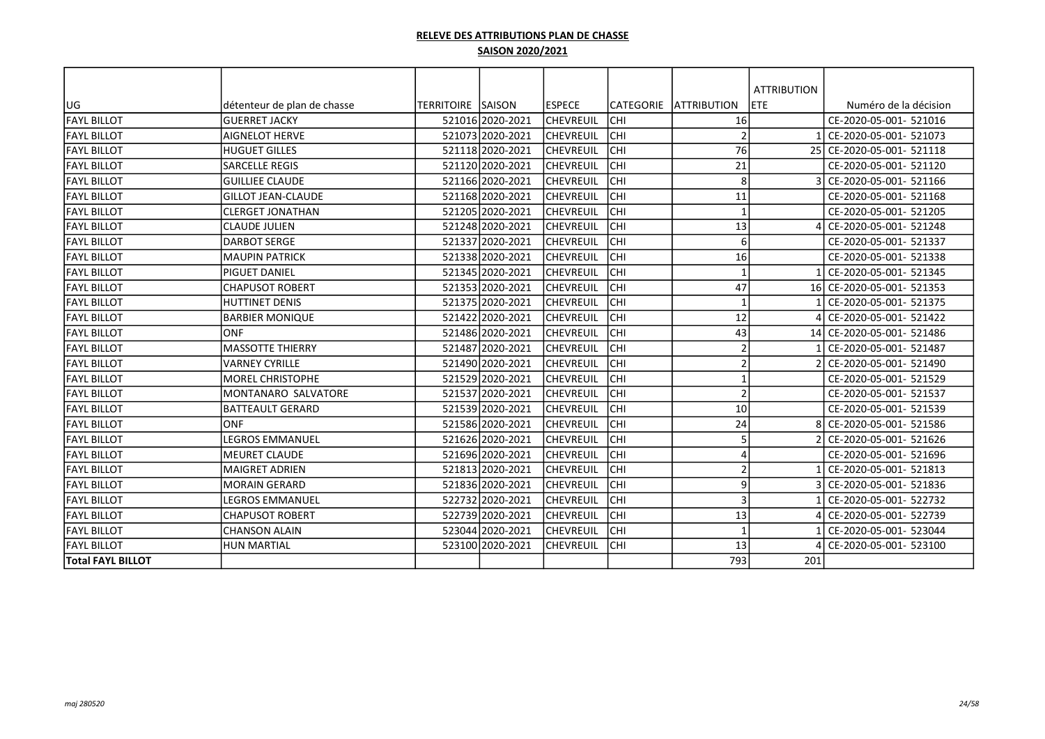**RELEVE DES ATTRIBUTIONS PLAN DE CHASSE**

**SAISON 2020/2021**

| UG | détenteur de plan de chasse | TERRITOIRE | SAISON | ESPECE | CATEGORIE | ATTRIBUTION | ATTRIBUTION ETE | Numéro de la décision |
|---|---|---|---|---|---|---|---|---|
| FAYL BILLOT | GUERRET JACKY | 521016 | 2020-2021 | CHEVREUIL | CHI | 16 | | CE-2020-05-001- 521016 |
| FAYL BILLOT | AIGNELOT HERVE | 521073 | 2020-2021 | CHEVREUIL | CHI | 2 | 1 | CE-2020-05-001- 521073 |
| FAYL BILLOT | HUGUET GILLES | 521118 | 2020-2021 | CHEVREUIL | CHI | 76 | 25 | CE-2020-05-001- 521118 |
| FAYL BILLOT | SARCELLE REGIS | 521120 | 2020-2021 | CHEVREUIL | CHI | 21 | | CE-2020-05-001- 521120 |
| FAYL BILLOT | GUILLIEE CLAUDE | 521166 | 2020-2021 | CHEVREUIL | CHI | 8 | 3 | CE-2020-05-001- 521166 |
| FAYL BILLOT | GILLOT JEAN-CLAUDE | 521168 | 2020-2021 | CHEVREUIL | CHI | 11 | | CE-2020-05-001- 521168 |
| FAYL BILLOT | CLERGET JONATHAN | 521205 | 2020-2021 | CHEVREUIL | CHI | 1 | | CE-2020-05-001- 521205 |
| FAYL BILLOT | CLAUDE JULIEN | 521248 | 2020-2021 | CHEVREUIL | CHI | 13 | 4 | CE-2020-05-001- 521248 |
| FAYL BILLOT | DARBOT SERGE | 521337 | 2020-2021 | CHEVREUIL | CHI | 6 | | CE-2020-05-001- 521337 |
| FAYL BILLOT | MAUPIN PATRICK | 521338 | 2020-2021 | CHEVREUIL | CHI | 16 | | CE-2020-05-001- 521338 |
| FAYL BILLOT | PIGUET DANIEL | 521345 | 2020-2021 | CHEVREUIL | CHI | 1 | 1 | CE-2020-05-001- 521345 |
| FAYL BILLOT | CHAPUSOT ROBERT | 521353 | 2020-2021 | CHEVREUIL | CHI | 47 | 16 | CE-2020-05-001- 521353 |
| FAYL BILLOT | HUTTINET DENIS | 521375 | 2020-2021 | CHEVREUIL | CHI | 1 | 1 | CE-2020-05-001- 521375 |
| FAYL BILLOT | BARBIER MONIQUE | 521422 | 2020-2021 | CHEVREUIL | CHI | 12 | 4 | CE-2020-05-001- 521422 |
| FAYL BILLOT | ONF | 521486 | 2020-2021 | CHEVREUIL | CHI | 43 | 14 | CE-2020-05-001- 521486 |
| FAYL BILLOT | MASSOTTE THIERRY | 521487 | 2020-2021 | CHEVREUIL | CHI | 2 | 1 | CE-2020-05-001- 521487 |
| FAYL BILLOT | VARNEY CYRILLE | 521490 | 2020-2021 | CHEVREUIL | CHI | 2 | 2 | CE-2020-05-001- 521490 |
| FAYL BILLOT | MOREL CHRISTOPHE | 521529 | 2020-2021 | CHEVREUIL | CHI | 1 | | CE-2020-05-001- 521529 |
| FAYL BILLOT | MONTANARO SALVATORE | 521537 | 2020-2021 | CHEVREUIL | CHI | 2 | | CE-2020-05-001- 521537 |
| FAYL BILLOT | BATTEAULT GERARD | 521539 | 2020-2021 | CHEVREUIL | CHI | 10 | | CE-2020-05-001- 521539 |
| FAYL BILLOT | ONF | 521586 | 2020-2021 | CHEVREUIL | CHI | 24 | 8 | CE-2020-05-001- 521586 |
| FAYL BILLOT | LEGROS EMMANUEL | 521626 | 2020-2021 | CHEVREUIL | CHI | 5 | 2 | CE-2020-05-001- 521626 |
| FAYL BILLOT | MEURET CLAUDE | 521696 | 2020-2021 | CHEVREUIL | CHI | 4 | | CE-2020-05-001- 521696 |
| FAYL BILLOT | MAIGRET ADRIEN | 521813 | 2020-2021 | CHEVREUIL | CHI | 2 | 1 | CE-2020-05-001- 521813 |
| FAYL BILLOT | MORAIN GERARD | 521836 | 2020-2021 | CHEVREUIL | CHI | 9 | 3 | CE-2020-05-001- 521836 |
| FAYL BILLOT | LEGROS EMMANUEL | 522732 | 2020-2021 | CHEVREUIL | CHI | 3 | 1 | CE-2020-05-001- 522732 |
| FAYL BILLOT | CHAPUSOT ROBERT | 522739 | 2020-2021 | CHEVREUIL | CHI | 13 | 4 | CE-2020-05-001- 522739 |
| FAYL BILLOT | CHANSON ALAIN | 523044 | 2020-2021 | CHEVREUIL | CHI | 1 | 1 | CE-2020-05-001- 523044 |
| FAYL BILLOT | HUN MARTIAL | 523100 | 2020-2021 | CHEVREUIL | CHI | 13 | 4 | CE-2020-05-001- 523100 |
| **Total FAYL BILLOT** | | | | | | 793 | 201 | |

*maj 280520*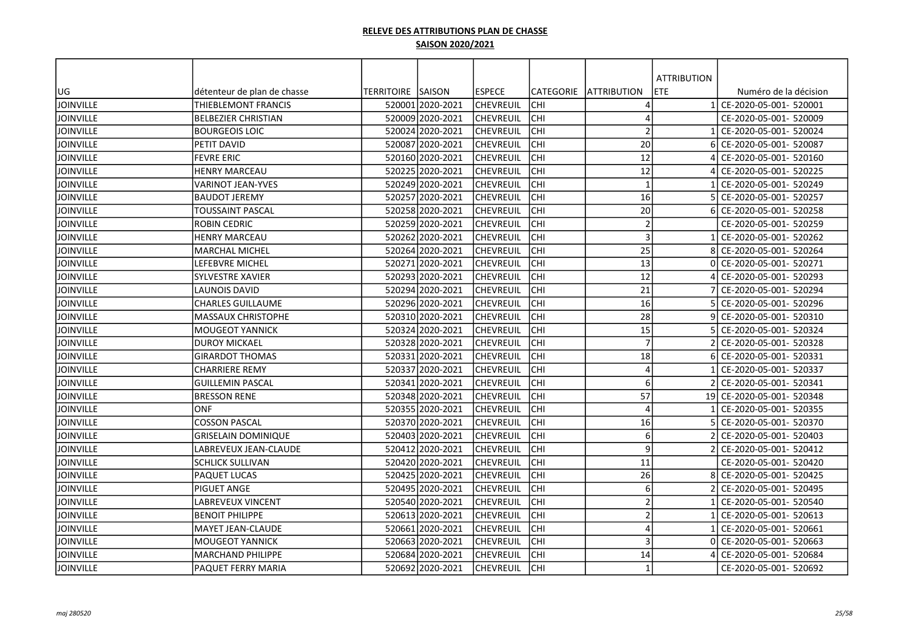**RELEVE DES ATTRIBUTIONS PLAN DE CHASSE**

**SAISON 2020/2021**

| UG | détenteur de plan de chasse | TERRITOIRE | SAISON | ESPECE | CATEGORIE | ATTRIBUTION | ATTRIBUTION ETE | Numéro de la décision |
|---|---|---|---|---|---|---|---|---|
| JOINVILLE | THIEBLEMONT FRANCIS | 520001 | 2020-2021 | CHEVREUIL | CHI | 4 | 1 | CE-2020-05-001- 520001 |
| JOINVILLE | BELBEZIER CHRISTIAN | 520009 | 2020-2021 | CHEVREUIL | CHI | 4 | | CE-2020-05-001- 520009 |
| JOINVILLE | BOURGEOIS LOIC | 520024 | 2020-2021 | CHEVREUIL | CHI | 2 | 1 | CE-2020-05-001- 520024 |
| JOINVILLE | PETIT DAVID | 520087 | 2020-2021 | CHEVREUIL | CHI | 20 | 6 | CE-2020-05-001- 520087 |
| JOINVILLE | FEVRE ERIC | 520160 | 2020-2021 | CHEVREUIL | CHI | 12 | 4 | CE-2020-05-001- 520160 |
| JOINVILLE | HENRY MARCEAU | 520225 | 2020-2021 | CHEVREUIL | CHI | 12 | 4 | CE-2020-05-001- 520225 |
| JOINVILLE | VARINOT JEAN-YVES | 520249 | 2020-2021 | CHEVREUIL | CHI | 1 | 1 | CE-2020-05-001- 520249 |
| JOINVILLE | BAUDOT JEREMY | 520257 | 2020-2021 | CHEVREUIL | CHI | 16 | 5 | CE-2020-05-001- 520257 |
| JOINVILLE | TOUSSAINT PASCAL | 520258 | 2020-2021 | CHEVREUIL | CHI | 20 | 6 | CE-2020-05-001- 520258 |
| JOINVILLE | ROBIN CEDRIC | 520259 | 2020-2021 | CHEVREUIL | CHI | 2 | | CE-2020-05-001- 520259 |
| JOINVILLE | HENRY MARCEAU | 520262 | 2020-2021 | CHEVREUIL | CHI | 3 | 1 | CE-2020-05-001- 520262 |
| JOINVILLE | MARCHAL MICHEL | 520264 | 2020-2021 | CHEVREUIL | CHI | 25 | 8 | CE-2020-05-001- 520264 |
| JOINVILLE | LEFEBVRE MICHEL | 520271 | 2020-2021 | CHEVREUIL | CHI | 13 | 0 | CE-2020-05-001- 520271 |
| JOINVILLE | SYLVESTRE XAVIER | 520293 | 2020-2021 | CHEVREUIL | CHI | 12 | 4 | CE-2020-05-001- 520293 |
| JOINVILLE | LAUNOIS DAVID | 520294 | 2020-2021 | CHEVREUIL | CHI | 21 | 7 | CE-2020-05-001- 520294 |
| JOINVILLE | CHARLES GUILLAUME | 520296 | 2020-2021 | CHEVREUIL | CHI | 16 | 5 | CE-2020-05-001- 520296 |
| JOINVILLE | MASSAUX CHRISTOPHE | 520310 | 2020-2021 | CHEVREUIL | CHI | 28 | 9 | CE-2020-05-001- 520310 |
| JOINVILLE | MOUGEOT YANNICK | 520324 | 2020-2021 | CHEVREUIL | CHI | 15 | 5 | CE-2020-05-001- 520324 |
| JOINVILLE | DUROY MICKAEL | 520328 | 2020-2021 | CHEVREUIL | CHI | 7 | 2 | CE-2020-05-001- 520328 |
| JOINVILLE | GIRARDOT THOMAS | 520331 | 2020-2021 | CHEVREUIL | CHI | 18 | 6 | CE-2020-05-001- 520331 |
| JOINVILLE | CHARRIERE REMY | 520337 | 2020-2021 | CHEVREUIL | CHI | 4 | 1 | CE-2020-05-001- 520337 |
| JOINVILLE | GUILLEMIN PASCAL | 520341 | 2020-2021 | CHEVREUIL | CHI | 6 | 2 | CE-2020-05-001- 520341 |
| JOINVILLE | BRESSON RENE | 520348 | 2020-2021 | CHEVREUIL | CHI | 57 | 19 | CE-2020-05-001- 520348 |
| JOINVILLE | ONF | 520355 | 2020-2021 | CHEVREUIL | CHI | 4 | 1 | CE-2020-05-001- 520355 |
| JOINVILLE | COSSON PASCAL | 520370 | 2020-2021 | CHEVREUIL | CHI | 16 | 5 | CE-2020-05-001- 520370 |
| JOINVILLE | GRISELAIN DOMINIQUE | 520403 | 2020-2021 | CHEVREUIL | CHI | 6 | 2 | CE-2020-05-001- 520403 |
| JOINVILLE | LABREVEUX JEAN-CLAUDE | 520412 | 2020-2021 | CHEVREUIL | CHI | 9 | 2 | CE-2020-05-001- 520412 |
| JOINVILLE | SCHLICK SULLIVAN | 520420 | 2020-2021 | CHEVREUIL | CHI | 11 | | CE-2020-05-001- 520420 |
| JOINVILLE | PAQUET LUCAS | 520425 | 2020-2021 | CHEVREUIL | CHI | 26 | 8 | CE-2020-05-001- 520425 |
| JOINVILLE | PIGUET ANGE | 520495 | 2020-2021 | CHEVREUIL | CHI | 6 | 2 | CE-2020-05-001- 520495 |
| JOINVILLE | LABREVEUX VINCENT | 520540 | 2020-2021 | CHEVREUIL | CHI | 2 | 1 | CE-2020-05-001- 520540 |
| JOINVILLE | BENOIT PHILIPPE | 520613 | 2020-2021 | CHEVREUIL | CHI | 2 | 1 | CE-2020-05-001- 520613 |
| JOINVILLE | MAYET JEAN-CLAUDE | 520661 | 2020-2021 | CHEVREUIL | CHI | 4 | 1 | CE-2020-05-001- 520661 |
| JOINVILLE | MOUGEOT YANNICK | 520663 | 2020-2021 | CHEVREUIL | CHI | 3 | 0 | CE-2020-05-001- 520663 |
| JOINVILLE | MARCHAND PHILIPPE | 520684 | 2020-2021 | CHEVREUIL | CHI | 14 | 4 | CE-2020-05-001- 520684 |
| JOINVILLE | PAQUET FERRY MARIA | 520692 | 2020-2021 | CHEVREUIL | CHI | 1 | | CE-2020-05-001- 520692 |

*maj 280520*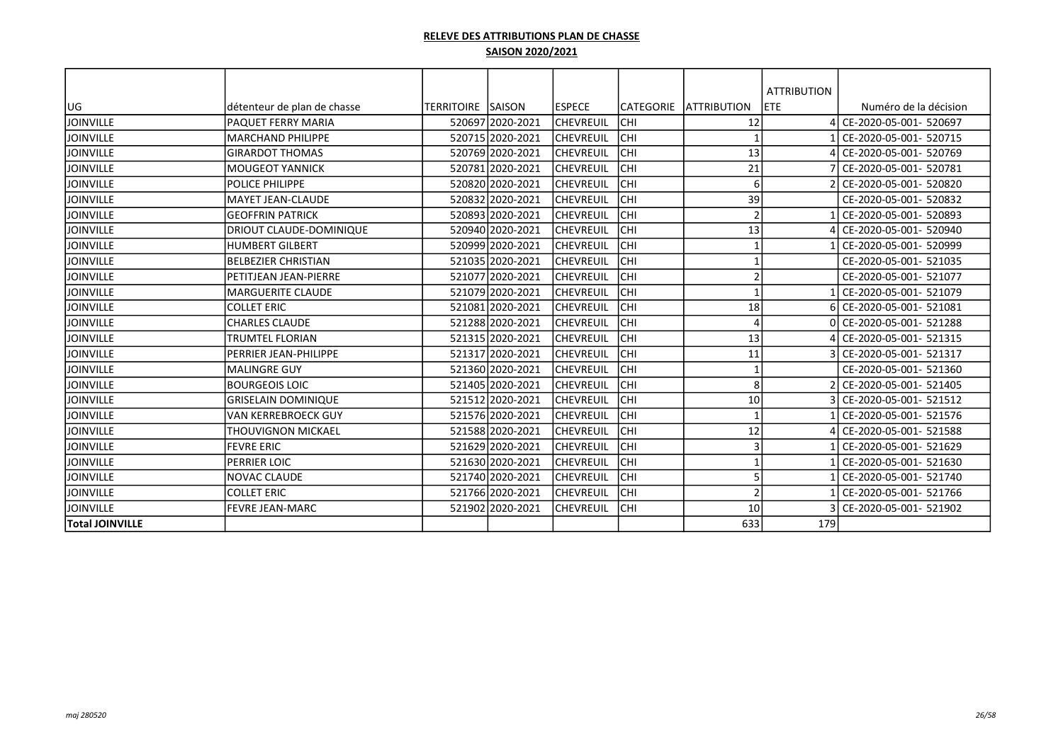**RELEVE DES ATTRIBUTIONS PLAN DE CHASSE**

**SAISON 2020/2021**

| UG | détenteur de plan de chasse | TERRITOIRE | SAISON | ESPECE | CATEGORIE | ATTRIBUTION | ATTRIBUTION ETE | Numéro de la décision |
|---|---|---|---|---|---|---|---|---|
| JOINVILLE | PAQUET FERRY MARIA | 520697 | 2020-2021 | CHEVREUIL | CHI | 12 | 4 | CE-2020-05-001- 520697 |
| JOINVILLE | MARCHAND PHILIPPE | 520715 | 2020-2021 | CHEVREUIL | CHI | 1 | 1 | CE-2020-05-001- 520715 |
| JOINVILLE | GIRARDOT THOMAS | 520769 | 2020-2021 | CHEVREUIL | CHI | 13 | 4 | CE-2020-05-001- 520769 |
| JOINVILLE | MOUGEOT YANNICK | 520781 | 2020-2021 | CHEVREUIL | CHI | 21 | 7 | CE-2020-05-001- 520781 |
| JOINVILLE | POLICE PHILIPPE | 520820 | 2020-2021 | CHEVREUIL | CHI | 6 | 2 | CE-2020-05-001- 520820 |
| JOINVILLE | MAYET JEAN-CLAUDE | 520832 | 2020-2021 | CHEVREUIL | CHI | 39 | | CE-2020-05-001- 520832 |
| JOINVILLE | GEOFFRIN PATRICK | 520893 | 2020-2021 | CHEVREUIL | CHI | 2 | 1 | CE-2020-05-001- 520893 |
| JOINVILLE | DRIOUT CLAUDE-DOMINIQUE | 520940 | 2020-2021 | CHEVREUIL | CHI | 13 | 4 | CE-2020-05-001- 520940 |
| JOINVILLE | HUMBERT GILBERT | 520999 | 2020-2021 | CHEVREUIL | CHI | 1 | 1 | CE-2020-05-001- 520999 |
| JOINVILLE | BELBEZIER CHRISTIAN | 521035 | 2020-2021 | CHEVREUIL | CHI | 1 | | CE-2020-05-001- 521035 |
| JOINVILLE | PETITJEAN JEAN-PIERRE | 521077 | 2020-2021 | CHEVREUIL | CHI | 2 | | CE-2020-05-001- 521077 |
| JOINVILLE | MARGUERITE CLAUDE | 521079 | 2020-2021 | CHEVREUIL | CHI | 1 | 1 | CE-2020-05-001- 521079 |
| JOINVILLE | COLLET ERIC | 521081 | 2020-2021 | CHEVREUIL | CHI | 18 | 6 | CE-2020-05-001- 521081 |
| JOINVILLE | CHARLES CLAUDE | 521288 | 2020-2021 | CHEVREUIL | CHI | 4 | 0 | CE-2020-05-001- 521288 |
| JOINVILLE | TRUMTEL FLORIAN | 521315 | 2020-2021 | CHEVREUIL | CHI | 13 | 4 | CE-2020-05-001- 521315 |
| JOINVILLE | PERRIER JEAN-PHILIPPE | 521317 | 2020-2021 | CHEVREUIL | CHI | 11 | 3 | CE-2020-05-001- 521317 |
| JOINVILLE | MALINGRE GUY | 521360 | 2020-2021 | CHEVREUIL | CHI | 1 | | CE-2020-05-001- 521360 |
| JOINVILLE | BOURGEOIS LOIC | 521405 | 2020-2021 | CHEVREUIL | CHI | 8 | 2 | CE-2020-05-001- 521405 |
| JOINVILLE | GRISELAIN DOMINIQUE | 521512 | 2020-2021 | CHEVREUIL | CHI | 10 | 3 | CE-2020-05-001- 521512 |
| JOINVILLE | VAN KERREBROECK GUY | 521576 | 2020-2021 | CHEVREUIL | CHI | 1 | 1 | CE-2020-05-001- 521576 |
| JOINVILLE | THOUVIGNON MICKAEL | 521588 | 2020-2021 | CHEVREUIL | CHI | 12 | 4 | CE-2020-05-001- 521588 |
| JOINVILLE | FEVRE ERIC | 521629 | 2020-2021 | CHEVREUIL | CHI | 3 | 1 | CE-2020-05-001- 521629 |
| JOINVILLE | PERRIER LOIC | 521630 | 2020-2021 | CHEVREUIL | CHI | 1 | 1 | CE-2020-05-001- 521630 |
| JOINVILLE | NOVAC CLAUDE | 521740 | 2020-2021 | CHEVREUIL | CHI | 5 | 1 | CE-2020-05-001- 521740 |
| JOINVILLE | COLLET ERIC | 521766 | 2020-2021 | CHEVREUIL | CHI | 2 | 1 | CE-2020-05-001- 521766 |
| JOINVILLE | FEVRE JEAN-MARC | 521902 | 2020-2021 | CHEVREUIL | CHI | 10 | 3 | CE-2020-05-001- 521902 |
| **Total JOINVILLE** | | | | | | 633 | 179 | |

*maj 280520*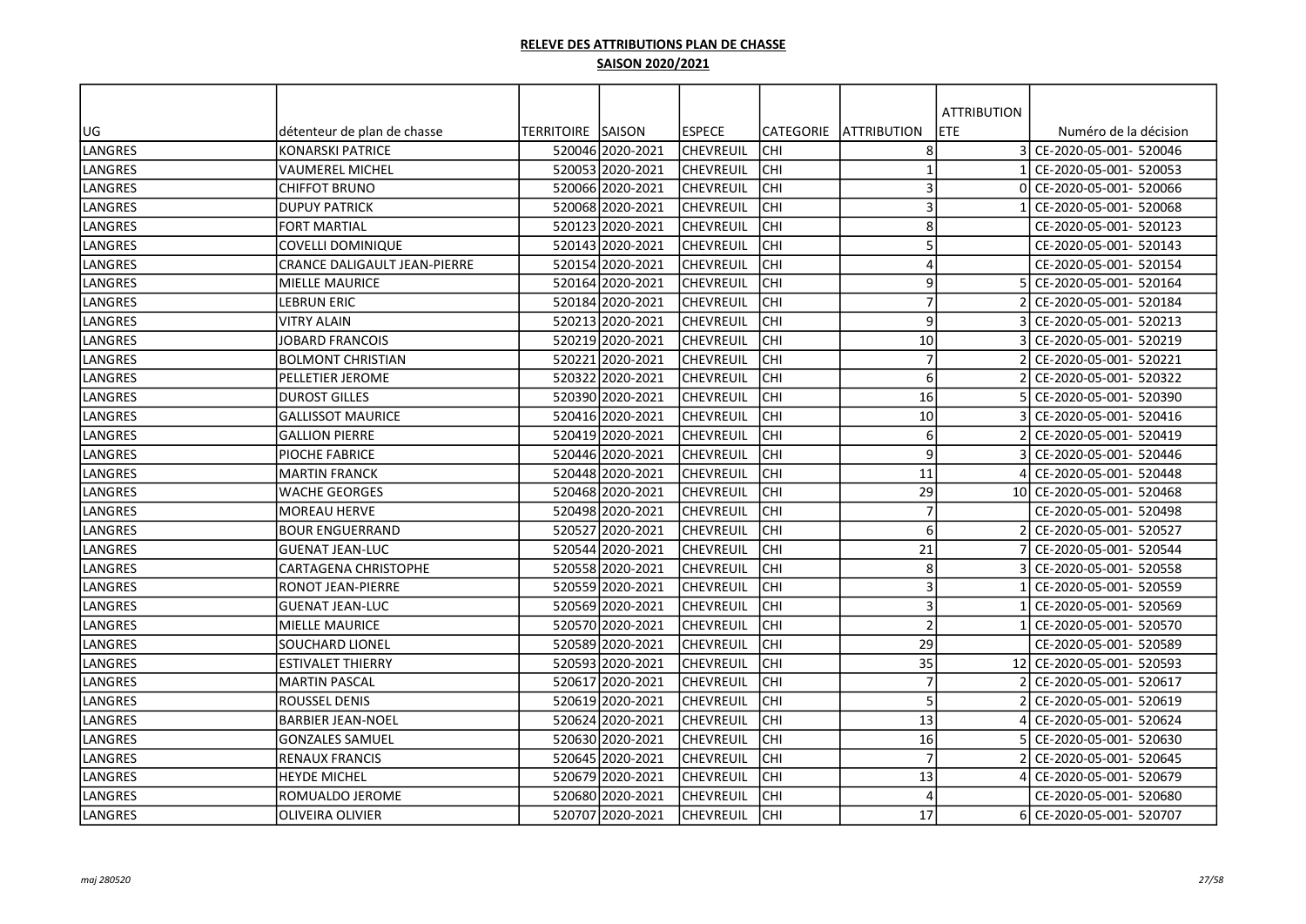**RELEVE DES ATTRIBUTIONS PLAN DE CHASSE**

**SAISON 2020/2021**

| UG | détenteur de plan de chasse | TERRITOIRE | SAISON | ESPECE | CATEGORIE | ATTRIBUTION | ATTRIBUTION ETE | Numéro de la décision |
|---|---|---|---|---|---|---|---|---|
| LANGRES | KONARSKI PATRICE | 520046 | 2020-2021 | CHEVREUIL | CHI | 8 | 3 | CE-2020-05-001- 520046 |
| LANGRES | VAUMEREL MICHEL | 520053 | 2020-2021 | CHEVREUIL | CHI | 1 | 1 | CE-2020-05-001- 520053 |
| LANGRES | CHIFFOT BRUNO | 520066 | 2020-2021 | CHEVREUIL | CHI | 3 | 0 | CE-2020-05-001- 520066 |
| LANGRES | DUPUY PATRICK | 520068 | 2020-2021 | CHEVREUIL | CHI | 3 | 1 | CE-2020-05-001- 520068 |
| LANGRES | FORT MARTIAL | 520123 | 2020-2021 | CHEVREUIL | CHI | 8 | | CE-2020-05-001- 520123 |
| LANGRES | COVELLI DOMINIQUE | 520143 | 2020-2021 | CHEVREUIL | CHI | 5 | | CE-2020-05-001- 520143 |
| LANGRES | CRANCE DALIGAULT JEAN-PIERRE | 520154 | 2020-2021 | CHEVREUIL | CHI | 4 | | CE-2020-05-001- 520154 |
| LANGRES | MIELLE MAURICE | 520164 | 2020-2021 | CHEVREUIL | CHI | 9 | 5 | CE-2020-05-001- 520164 |
| LANGRES | LEBRUN ERIC | 520184 | 2020-2021 | CHEVREUIL | CHI | 7 | 2 | CE-2020-05-001- 520184 |
| LANGRES | VITRY ALAIN | 520213 | 2020-2021 | CHEVREUIL | CHI | 9 | 3 | CE-2020-05-001- 520213 |
| LANGRES | JOBARD FRANCOIS | 520219 | 2020-2021 | CHEVREUIL | CHI | 10 | 3 | CE-2020-05-001- 520219 |
| LANGRES | BOLMONT CHRISTIAN | 520221 | 2020-2021 | CHEVREUIL | CHI | 7 | 2 | CE-2020-05-001- 520221 |
| LANGRES | PELLETIER JEROME | 520322 | 2020-2021 | CHEVREUIL | CHI | 6 | 2 | CE-2020-05-001- 520322 |
| LANGRES | DUROST GILLES | 520390 | 2020-2021 | CHEVREUIL | CHI | 16 | 5 | CE-2020-05-001- 520390 |
| LANGRES | GALLISSOT MAURICE | 520416 | 2020-2021 | CHEVREUIL | CHI | 10 | 3 | CE-2020-05-001- 520416 |
| LANGRES | GALLION PIERRE | 520419 | 2020-2021 | CHEVREUIL | CHI | 6 | 2 | CE-2020-05-001- 520419 |
| LANGRES | PIOCHE FABRICE | 520446 | 2020-2021 | CHEVREUIL | CHI | 9 | 3 | CE-2020-05-001- 520446 |
| LANGRES | MARTIN FRANCK | 520448 | 2020-2021 | CHEVREUIL | CHI | 11 | 4 | CE-2020-05-001- 520448 |
| LANGRES | WACHE GEORGES | 520468 | 2020-2021 | CHEVREUIL | CHI | 29 | 10 | CE-2020-05-001- 520468 |
| LANGRES | MOREAU HERVE | 520498 | 2020-2021 | CHEVREUIL | CHI | 7 | | CE-2020-05-001- 520498 |
| LANGRES | BOUR ENGUERRAND | 520527 | 2020-2021 | CHEVREUIL | CHI | 6 | 2 | CE-2020-05-001- 520527 |
| LANGRES | GUENAT JEAN-LUC | 520544 | 2020-2021 | CHEVREUIL | CHI | 21 | 7 | CE-2020-05-001- 520544 |
| LANGRES | CARTAGENA CHRISTOPHE | 520558 | 2020-2021 | CHEVREUIL | CHI | 8 | 3 | CE-2020-05-001- 520558 |
| LANGRES | RONOT JEAN-PIERRE | 520559 | 2020-2021 | CHEVREUIL | CHI | 3 | 1 | CE-2020-05-001- 520559 |
| LANGRES | GUENAT JEAN-LUC | 520569 | 2020-2021 | CHEVREUIL | CHI | 3 | 1 | CE-2020-05-001- 520569 |
| LANGRES | MIELLE MAURICE | 520570 | 2020-2021 | CHEVREUIL | CHI | 2 | 1 | CE-2020-05-001- 520570 |
| LANGRES | SOUCHARD LIONEL | 520589 | 2020-2021 | CHEVREUIL | CHI | 29 | | CE-2020-05-001- 520589 |
| LANGRES | ESTIVALET THIERRY | 520593 | 2020-2021 | CHEVREUIL | CHI | 35 | 12 | CE-2020-05-001- 520593 |
| LANGRES | MARTIN PASCAL | 520617 | 2020-2021 | CHEVREUIL | CHI | 7 | 2 | CE-2020-05-001- 520617 |
| LANGRES | ROUSSEL DENIS | 520619 | 2020-2021 | CHEVREUIL | CHI | 5 | 2 | CE-2020-05-001- 520619 |
| LANGRES | BARBIER JEAN-NOEL | 520624 | 2020-2021 | CHEVREUIL | CHI | 13 | 4 | CE-2020-05-001- 520624 |
| LANGRES | GONZALES SAMUEL | 520630 | 2020-2021 | CHEVREUIL | CHI | 16 | 5 | CE-2020-05-001- 520630 |
| LANGRES | RENAUX FRANCIS | 520645 | 2020-2021 | CHEVREUIL | CHI | 7 | 2 | CE-2020-05-001- 520645 |
| LANGRES | HEYDE MICHEL | 520679 | 2020-2021 | CHEVREUIL | CHI | 13 | 4 | CE-2020-05-001- 520679 |
| LANGRES | ROMUALDO JEROME | 520680 | 2020-2021 | CHEVREUIL | CHI | 4 | | CE-2020-05-001- 520680 |
| LANGRES | OLIVEIRA OLIVIER | 520707 | 2020-2021 | CHEVREUIL | CHI | 17 | 6 | CE-2020-05-001- 520707 |

*maj 280520*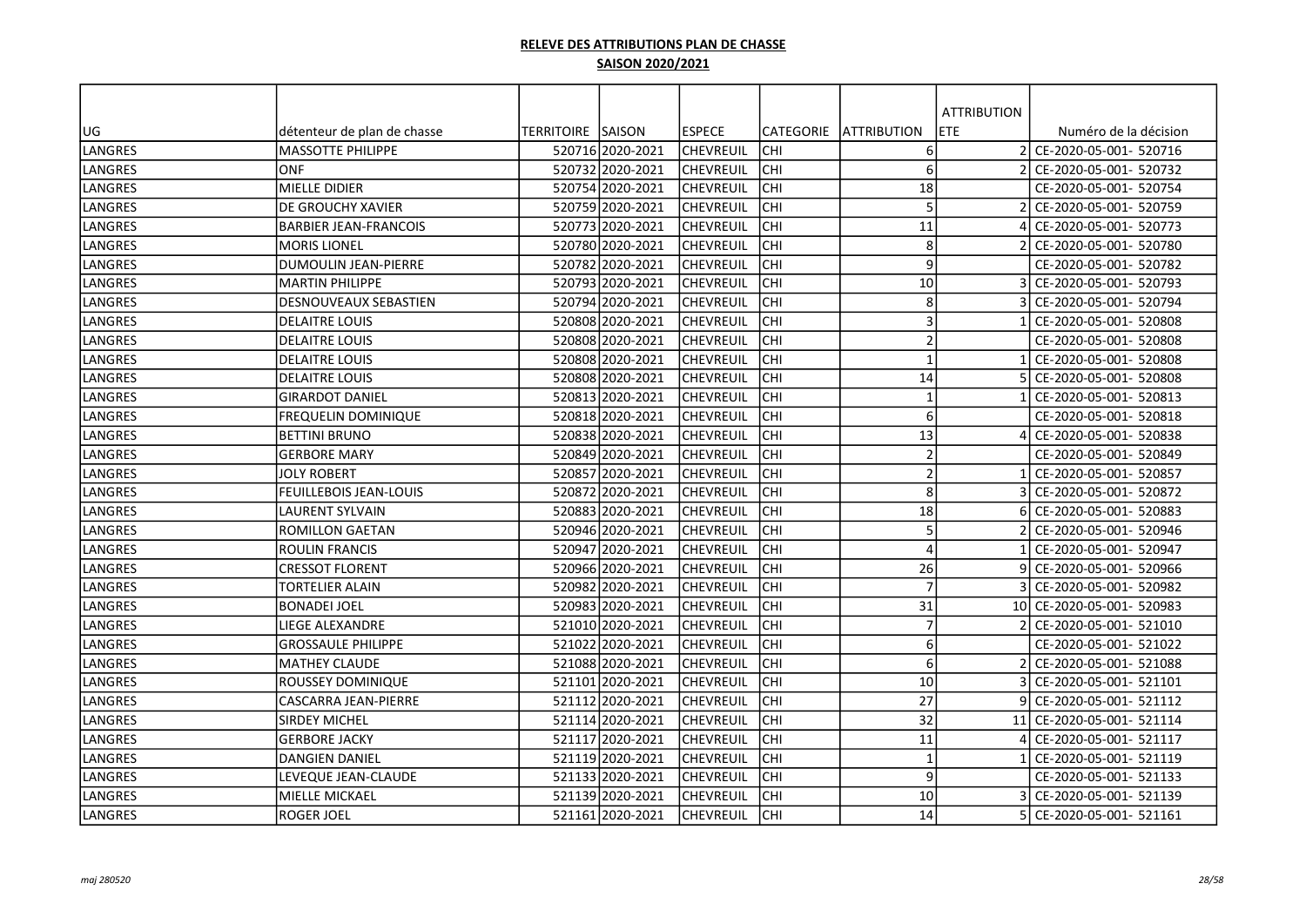**RELEVE DES ATTRIBUTIONS PLAN DE CHASSE**

**SAISON 2020/2021**

| UG | détenteur de plan de chasse | TERRITOIRE | SAISON | ESPECE | CATEGORIE | ATTRIBUTION | ATTRIBUTION ETE | Numéro de la décision |
|---|---|---|---|---|---|---|---|---|
| LANGRES | MASSOTTE PHILIPPE | 520716 | 2020-2021 | CHEVREUIL | CHI | 6 | 2 | CE-2020-05-001- 520716 |
| LANGRES | ONF | 520732 | 2020-2021 | CHEVREUIL | CHI | 6 | 2 | CE-2020-05-001- 520732 |
| LANGRES | MIELLE DIDIER | 520754 | 2020-2021 | CHEVREUIL | CHI | 18 | | CE-2020-05-001- 520754 |
| LANGRES | DE GROUCHY XAVIER | 520759 | 2020-2021 | CHEVREUIL | CHI | 5 | 2 | CE-2020-05-001- 520759 |
| LANGRES | BARBIER JEAN-FRANCOIS | 520773 | 2020-2021 | CHEVREUIL | CHI | 11 | 4 | CE-2020-05-001- 520773 |
| LANGRES | MORIS LIONEL | 520780 | 2020-2021 | CHEVREUIL | CHI | 8 | 2 | CE-2020-05-001- 520780 |
| LANGRES | DUMOULIN JEAN-PIERRE | 520782 | 2020-2021 | CHEVREUIL | CHI | 9 | | CE-2020-05-001- 520782 |
| LANGRES | MARTIN PHILIPPE | 520793 | 2020-2021 | CHEVREUIL | CHI | 10 | 3 | CE-2020-05-001- 520793 |
| LANGRES | DESNOUVEAUX SEBASTIEN | 520794 | 2020-2021 | CHEVREUIL | CHI | 8 | 3 | CE-2020-05-001- 520794 |
| LANGRES | DELAITRE LOUIS | 520808 | 2020-2021 | CHEVREUIL | CHI | 3 | 1 | CE-2020-05-001- 520808 |
| LANGRES | DELAITRE LOUIS | 520808 | 2020-2021 | CHEVREUIL | CHI | 2 | | CE-2020-05-001- 520808 |
| LANGRES | DELAITRE LOUIS | 520808 | 2020-2021 | CHEVREUIL | CHI | 1 | 1 | CE-2020-05-001- 520808 |
| LANGRES | DELAITRE LOUIS | 520808 | 2020-2021 | CHEVREUIL | CHI | 14 | 5 | CE-2020-05-001- 520808 |
| LANGRES | GIRARDOT DANIEL | 520813 | 2020-2021 | CHEVREUIL | CHI | 1 | 1 | CE-2020-05-001- 520813 |
| LANGRES | FREQUELIN DOMINIQUE | 520818 | 2020-2021 | CHEVREUIL | CHI | 6 | | CE-2020-05-001- 520818 |
| LANGRES | BETTINI BRUNO | 520838 | 2020-2021 | CHEVREUIL | CHI | 13 | 4 | CE-2020-05-001- 520838 |
| LANGRES | GERBORE MARY | 520849 | 2020-2021 | CHEVREUIL | CHI | 2 | | CE-2020-05-001- 520849 |
| LANGRES | JOLY ROBERT | 520857 | 2020-2021 | CHEVREUIL | CHI | 2 | 1 | CE-2020-05-001- 520857 |
| LANGRES | FEUILLEBOIS JEAN-LOUIS | 520872 | 2020-2021 | CHEVREUIL | CHI | 8 | 3 | CE-2020-05-001- 520872 |
| LANGRES | LAURENT SYLVAIN | 520883 | 2020-2021 | CHEVREUIL | CHI | 18 | 6 | CE-2020-05-001- 520883 |
| LANGRES | ROMILLON GAETAN | 520946 | 2020-2021 | CHEVREUIL | CHI | 5 | 2 | CE-2020-05-001- 520946 |
| LANGRES | ROULIN FRANCIS | 520947 | 2020-2021 | CHEVREUIL | CHI | 4 | 1 | CE-2020-05-001- 520947 |
| LANGRES | CRESSOT FLORENT | 520966 | 2020-2021 | CHEVREUIL | CHI | 26 | 9 | CE-2020-05-001- 520966 |
| LANGRES | TORTELIER ALAIN | 520982 | 2020-2021 | CHEVREUIL | CHI | 7 | 3 | CE-2020-05-001- 520982 |
| LANGRES | BONADEI JOEL | 520983 | 2020-2021 | CHEVREUIL | CHI | 31 | 10 | CE-2020-05-001- 520983 |
| LANGRES | LIEGE ALEXANDRE | 521010 | 2020-2021 | CHEVREUIL | CHI | 7 | 2 | CE-2020-05-001- 521010 |
| LANGRES | GROSSAULE PHILIPPE | 521022 | 2020-2021 | CHEVREUIL | CHI | 6 | | CE-2020-05-001- 521022 |
| LANGRES | MATHEY CLAUDE | 521088 | 2020-2021 | CHEVREUIL | CHI | 6 | 2 | CE-2020-05-001- 521088 |
| LANGRES | ROUSSEY DOMINIQUE | 521101 | 2020-2021 | CHEVREUIL | CHI | 10 | 3 | CE-2020-05-001- 521101 |
| LANGRES | CASCARRA JEAN-PIERRE | 521112 | 2020-2021 | CHEVREUIL | CHI | 27 | 9 | CE-2020-05-001- 521112 |
| LANGRES | SIRDEY MICHEL | 521114 | 2020-2021 | CHEVREUIL | CHI | 32 | 11 | CE-2020-05-001- 521114 |
| LANGRES | GERBORE JACKY | 521117 | 2020-2021 | CHEVREUIL | CHI | 11 | 4 | CE-2020-05-001- 521117 |
| LANGRES | DANGIEN DANIEL | 521119 | 2020-2021 | CHEVREUIL | CHI | 1 | 1 | CE-2020-05-001- 521119 |
| LANGRES | LEVEQUE JEAN-CLAUDE | 521133 | 2020-2021 | CHEVREUIL | CHI | 9 | | CE-2020-05-001- 521133 |
| LANGRES | MIELLE MICKAEL | 521139 | 2020-2021 | CHEVREUIL | CHI | 10 | 3 | CE-2020-05-001- 521139 |
| LANGRES | ROGER JOEL | 521161 | 2020-2021 | CHEVREUIL | CHI | 14 | 5 | CE-2020-05-001- 521161 |

*maj 280520*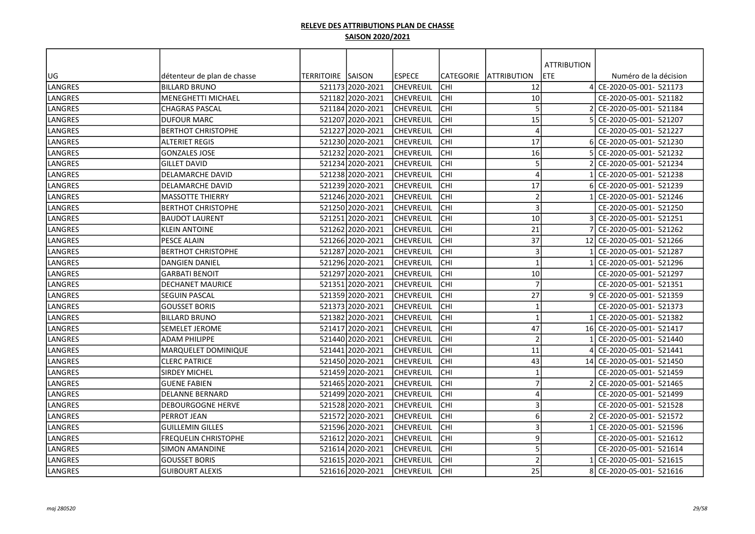**RELEVE DES ATTRIBUTIONS PLAN DE CHASSE**

**SAISON 2020/2021**

| UG | détenteur de plan de chasse | TERRITOIRE | SAISON | ESPECE | CATEGORIE | ATTRIBUTION | ATTRIBUTION ETE | Numéro de la décision |
|---|---|---|---|---|---|---|---|---|
| LANGRES | BILLARD BRUNO | 521173 | 2020-2021 | CHEVREUIL | CHI | 12 | 4 | CE-2020-05-001- 521173 |
| LANGRES | MENEGHETTI MICHAEL | 521182 | 2020-2021 | CHEVREUIL | CHI | 10 | | CE-2020-05-001- 521182 |
| LANGRES | CHAGRAS PASCAL | 521184 | 2020-2021 | CHEVREUIL | CHI | 5 | 2 | CE-2020-05-001- 521184 |
| LANGRES | DUFOUR MARC | 521207 | 2020-2021 | CHEVREUIL | CHI | 15 | 5 | CE-2020-05-001- 521207 |
| LANGRES | BERTHOT CHRISTOPHE | 521227 | 2020-2021 | CHEVREUIL | CHI | 4 | | CE-2020-05-001- 521227 |
| LANGRES | ALTERIET REGIS | 521230 | 2020-2021 | CHEVREUIL | CHI | 17 | 6 | CE-2020-05-001- 521230 |
| LANGRES | GONZALES JOSE | 521232 | 2020-2021 | CHEVREUIL | CHI | 16 | 5 | CE-2020-05-001- 521232 |
| LANGRES | GILLET DAVID | 521234 | 2020-2021 | CHEVREUIL | CHI | 5 | 2 | CE-2020-05-001- 521234 |
| LANGRES | DELAMARCHE DAVID | 521238 | 2020-2021 | CHEVREUIL | CHI | 4 | 1 | CE-2020-05-001- 521238 |
| LANGRES | DELAMARCHE DAVID | 521239 | 2020-2021 | CHEVREUIL | CHI | 17 | 6 | CE-2020-05-001- 521239 |
| LANGRES | MASSOTTE THIERRY | 521246 | 2020-2021 | CHEVREUIL | CHI | 2 | 1 | CE-2020-05-001- 521246 |
| LANGRES | BERTHOT CHRISTOPHE | 521250 | 2020-2021 | CHEVREUIL | CHI | 3 | | CE-2020-05-001- 521250 |
| LANGRES | BAUDOT LAURENT | 521251 | 2020-2021 | CHEVREUIL | CHI | 10 | 3 | CE-2020-05-001- 521251 |
| LANGRES | KLEIN ANTOINE | 521262 | 2020-2021 | CHEVREUIL | CHI | 21 | 7 | CE-2020-05-001- 521262 |
| LANGRES | PESCE ALAIN | 521266 | 2020-2021 | CHEVREUIL | CHI | 37 | 12 | CE-2020-05-001- 521266 |
| LANGRES | BERTHOT CHRISTOPHE | 521287 | 2020-2021 | CHEVREUIL | CHI | 3 | 1 | CE-2020-05-001- 521287 |
| LANGRES | DANGIEN DANIEL | 521296 | 2020-2021 | CHEVREUIL | CHI | 1 | 1 | CE-2020-05-001- 521296 |
| LANGRES | GARBATI BENOIT | 521297 | 2020-2021 | CHEVREUIL | CHI | 10 | | CE-2020-05-001- 521297 |
| LANGRES | DECHANET MAURICE | 521351 | 2020-2021 | CHEVREUIL | CHI | 7 | | CE-2020-05-001- 521351 |
| LANGRES | SEGUIN PASCAL | 521359 | 2020-2021 | CHEVREUIL | CHI | 27 | 9 | CE-2020-05-001- 521359 |
| LANGRES | GOUSSET BORIS | 521373 | 2020-2021 | CHEVREUIL | CHI | 1 | | CE-2020-05-001- 521373 |
| LANGRES | BILLARD BRUNO | 521382 | 2020-2021 | CHEVREUIL | CHI | 1 | 1 | CE-2020-05-001- 521382 |
| LANGRES | SEMELET JEROME | 521417 | 2020-2021 | CHEVREUIL | CHI | 47 | 16 | CE-2020-05-001- 521417 |
| LANGRES | ADAM PHILIPPE | 521440 | 2020-2021 | CHEVREUIL | CHI | 2 | 1 | CE-2020-05-001- 521440 |
| LANGRES | MARQUELET DOMINIQUE | 521441 | 2020-2021 | CHEVREUIL | CHI | 11 | 4 | CE-2020-05-001- 521441 |
| LANGRES | CLERC PATRICE | 521450 | 2020-2021 | CHEVREUIL | CHI | 43 | 14 | CE-2020-05-001- 521450 |
| LANGRES | SIRDEY MICHEL | 521459 | 2020-2021 | CHEVREUIL | CHI | 1 | | CE-2020-05-001- 521459 |
| LANGRES | GUENE FABIEN | 521465 | 2020-2021 | CHEVREUIL | CHI | 7 | 2 | CE-2020-05-001- 521465 |
| LANGRES | DELANNE BERNARD | 521499 | 2020-2021 | CHEVREUIL | CHI | 4 | | CE-2020-05-001- 521499 |
| LANGRES | DEBOURGOGNE HERVE | 521528 | 2020-2021 | CHEVREUIL | CHI | 3 | | CE-2020-05-001- 521528 |
| LANGRES | PERROT JEAN | 521572 | 2020-2021 | CHEVREUIL | CHI | 6 | 2 | CE-2020-05-001- 521572 |
| LANGRES | GUILLEMIN GILLES | 521596 | 2020-2021 | CHEVREUIL | CHI | 3 | 1 | CE-2020-05-001- 521596 |
| LANGRES | FREQUELIN CHRISTOPHE | 521612 | 2020-2021 | CHEVREUIL | CHI | 9 | | CE-2020-05-001- 521612 |
| LANGRES | SIMON AMANDINE | 521614 | 2020-2021 | CHEVREUIL | CHI | 5 | | CE-2020-05-001- 521614 |
| LANGRES | GOUSSET BORIS | 521615 | 2020-2021 | CHEVREUIL | CHI | 2 | 1 | CE-2020-05-001- 521615 |
| LANGRES | GUIBOURT ALEXIS | 521616 | 2020-2021 | CHEVREUIL | CHI | 25 | 8 | CE-2020-05-001- 521616 |

*maj 280520*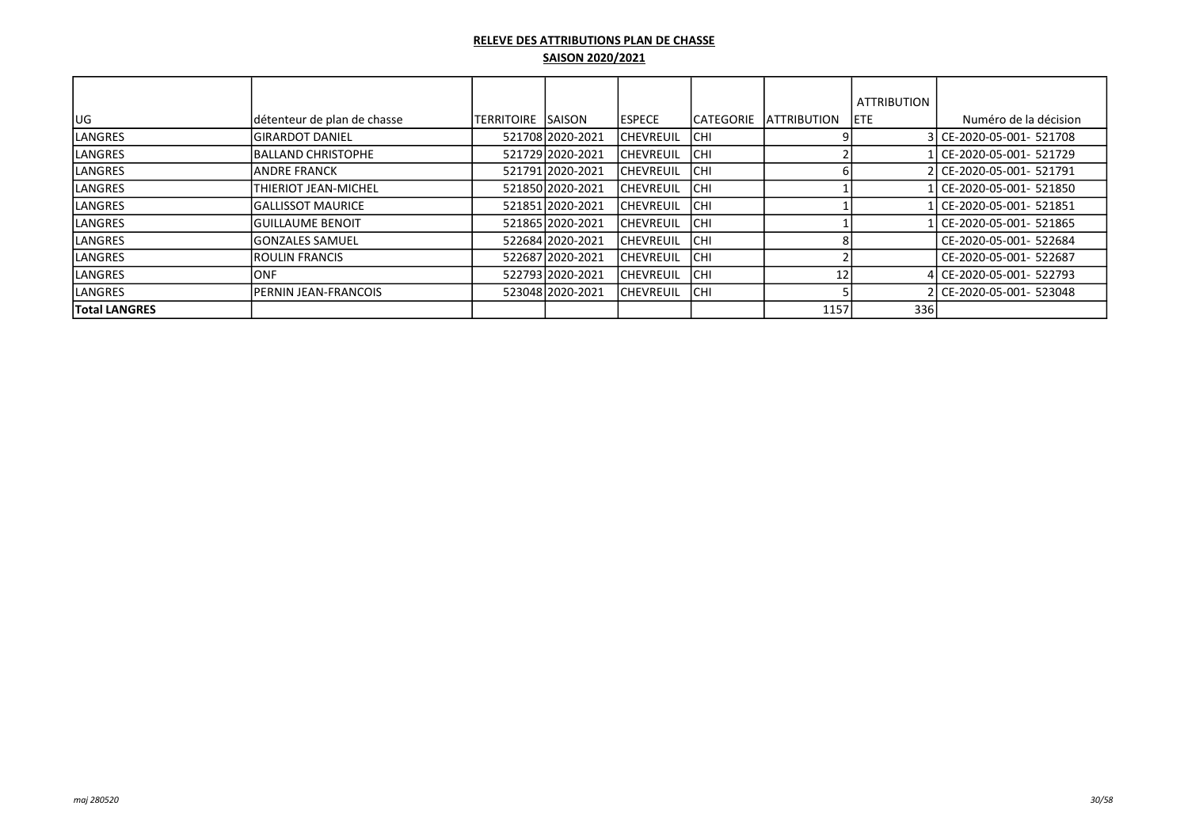**RELEVE DES ATTRIBUTIONS PLAN DE CHASSE**

**SAISON 2020/2021**

| UG | détenteur de plan de chasse | TERRITOIRE | SAISON | ESPECE | CATEGORIE | ATTRIBUTION | ATTRIBUTION ETE | Numéro de la décision |
|---|---|---|---|---|---|---|---|---|
| LANGRES | GIRARDOT DANIEL | 521708 | 2020-2021 | CHEVREUIL | CHI | 9 | 3 | CE-2020-05-001- 521708 |
| LANGRES | BALLAND CHRISTOPHE | 521729 | 2020-2021 | CHEVREUIL | CHI | 2 | 1 | CE-2020-05-001- 521729 |
| LANGRES | ANDRE FRANCK | 521791 | 2020-2021 | CHEVREUIL | CHI | 6 | 2 | CE-2020-05-001- 521791 |
| LANGRES | THIERIOT JEAN-MICHEL | 521850 | 2020-2021 | CHEVREUIL | CHI | 1 | 1 | CE-2020-05-001- 521850 |
| LANGRES | GALLISSOT MAURICE | 521851 | 2020-2021 | CHEVREUIL | CHI | 1 | 1 | CE-2020-05-001- 521851 |
| LANGRES | GUILLAUME BENOIT | 521865 | 2020-2021 | CHEVREUIL | CHI | 1 | 1 | CE-2020-05-001- 521865 |
| LANGRES | GONZALES SAMUEL | 522684 | 2020-2021 | CHEVREUIL | CHI | 8 | | CE-2020-05-001- 522684 |
| LANGRES | ROULIN FRANCIS | 522687 | 2020-2021 | CHEVREUIL | CHI | 2 | | CE-2020-05-001- 522687 |
| LANGRES | ONF | 522793 | 2020-2021 | CHEVREUIL | CHI | 12 | 4 | CE-2020-05-001- 522793 |
| LANGRES | PERNIN JEAN-FRANCOIS | 523048 | 2020-2021 | CHEVREUIL | CHI | 5 | 2 | CE-2020-05-001- 523048 |
| **Total LANGRES** | | | | | | 1157 | 336 | |

*maj 280520*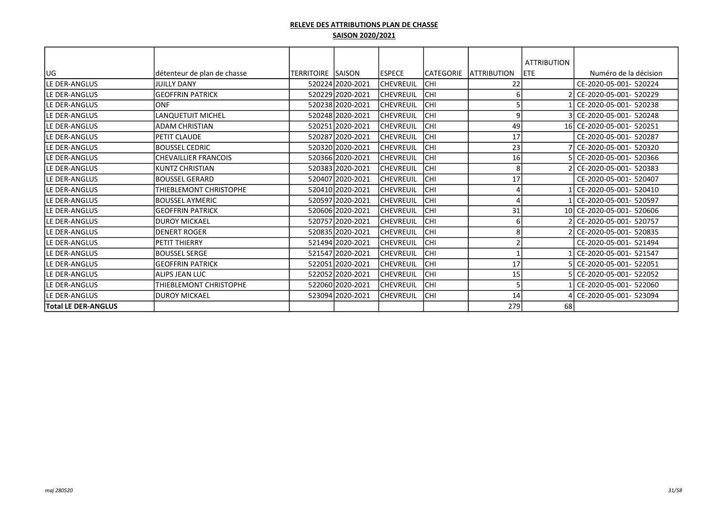**RELEVE DES ATTRIBUTIONS PLAN DE CHASSE**

**SAISON 2020/2021**

| UG | détenteur de plan de chasse | TERRITOIRE | SAISON | ESPECE | CATEGORIE | ATTRIBUTION | ATTRIBUTION ETE | Numéro de la décision |
|---|---|---|---|---|---|---|---|---|
| LE DER-ANGLUS | JUILLY DANY | 520224 | 2020-2021 | CHEVREUIL | CHI | 22 | | CE-2020-05-001- 520224 |
| LE DER-ANGLUS | GEOFFRIN PATRICK | 520229 | 2020-2021 | CHEVREUIL | CHI | 6 | 2 | CE-2020-05-001- 520229 |
| LE DER-ANGLUS | ONF | 520238 | 2020-2021 | CHEVREUIL | CHI | 5 | 1 | CE-2020-05-001- 520238 |
| LE DER-ANGLUS | LANQUETUIT MICHEL | 520248 | 2020-2021 | CHEVREUIL | CHI | 9 | 3 | CE-2020-05-001- 520248 |
| LE DER-ANGLUS | ADAM CHRISTIAN | 520251 | 2020-2021 | CHEVREUIL | CHI | 49 | 16 | CE-2020-05-001- 520251 |
| LE DER-ANGLUS | PETIT CLAUDE | 520287 | 2020-2021 | CHEVREUIL | CHI | 17 | | CE-2020-05-001- 520287 |
| LE DER-ANGLUS | BOUSSEL CEDRIC | 520320 | 2020-2021 | CHEVREUIL | CHI | 23 | 7 | CE-2020-05-001- 520320 |
| LE DER-ANGLUS | CHEVAILLIER FRANCOIS | 520366 | 2020-2021 | CHEVREUIL | CHI | 16 | 5 | CE-2020-05-001- 520366 |
| LE DER-ANGLUS | KUNTZ CHRISTIAN | 520383 | 2020-2021 | CHEVREUIL | CHI | 8 | 2 | CE-2020-05-001- 520383 |
| LE DER-ANGLUS | BOUSSEL GERARD | 520407 | 2020-2021 | CHEVREUIL | CHI | 17 | | CE-2020-05-001- 520407 |
| LE DER-ANGLUS | THIEBLEMONT CHRISTOPHE | 520410 | 2020-2021 | CHEVREUIL | CHI | 4 | 1 | CE-2020-05-001- 520410 |
| LE DER-ANGLUS | BOUSSEL AYMERIC | 520597 | 2020-2021 | CHEVREUIL | CHI | 4 | 1 | CE-2020-05-001- 520597 |
| LE DER-ANGLUS | GEOFFRIN PATRICK | 520606 | 2020-2021 | CHEVREUIL | CHI | 31 | 10 | CE-2020-05-001- 520606 |
| LE DER-ANGLUS | DUROY MICKAEL | 520757 | 2020-2021 | CHEVREUIL | CHI | 6 | 2 | CE-2020-05-001- 520757 |
| LE DER-ANGLUS | DENERT ROGER | 520835 | 2020-2021 | CHEVREUIL | CHI | 8 | 2 | CE-2020-05-001- 520835 |
| LE DER-ANGLUS | PETIT THIERRY | 521494 | 2020-2021 | CHEVREUIL | CHI | 2 | | CE-2020-05-001- 521494 |
| LE DER-ANGLUS | BOUSSEL SERGE | 521547 | 2020-2021 | CHEVREUIL | CHI | 1 | 1 | CE-2020-05-001- 521547 |
| LE DER-ANGLUS | GEOFFRIN PATRICK | 522051 | 2020-2021 | CHEVREUIL | CHI | 17 | 5 | CE-2020-05-001- 522051 |
| LE DER-ANGLUS | ALIPS JEAN LUC | 522052 | 2020-2021 | CHEVREUIL | CHI | 15 | 5 | CE-2020-05-001- 522052 |
| LE DER-ANGLUS | THIEBLEMONT CHRISTOPHE | 522060 | 2020-2021 | CHEVREUIL | CHI | 5 | 1 | CE-2020-05-001- 522060 |
| LE DER-ANGLUS | DUROY MICKAEL | 523094 | 2020-2021 | CHEVREUIL | CHI | 14 | 4 | CE-2020-05-001- 523094 |
| **Total LE DER-ANGLUS** | | | | | | 279 | 68 | |

*maj 280520*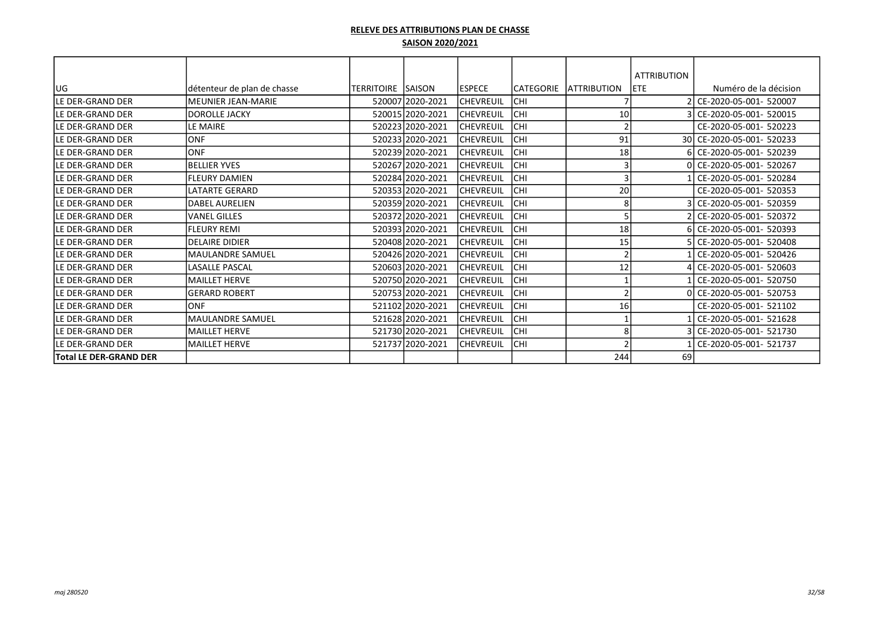**RELEVE DES ATTRIBUTIONS PLAN DE CHASSE**

**SAISON 2020/2021**

| UG | détenteur de plan de chasse | TERRITOIRE | SAISON | ESPECE | CATEGORIE | ATTRIBUTION | ATTRIBUTION ETE | Numéro de la décision |
|---|---|---|---|---|---|---|---|---|
| LE DER-GRAND DER | MEUNIER JEAN-MARIE | 520007 | 2020-2021 | CHEVREUIL | CHI | 7 | 2 | CE-2020-05-001- 520007 |
| LE DER-GRAND DER | DOROLLE JACKY | 520015 | 2020-2021 | CHEVREUIL | CHI | 10 | 3 | CE-2020-05-001- 520015 |
| LE DER-GRAND DER | LE MAIRE | 520223 | 2020-2021 | CHEVREUIL | CHI | 2 | | CE-2020-05-001- 520223 |
| LE DER-GRAND DER | ONF | 520233 | 2020-2021 | CHEVREUIL | CHI | 91 | 30 | CE-2020-05-001- 520233 |
| LE DER-GRAND DER | ONF | 520239 | 2020-2021 | CHEVREUIL | CHI | 18 | 6 | CE-2020-05-001- 520239 |
| LE DER-GRAND DER | BELLIER YVES | 520267 | 2020-2021 | CHEVREUIL | CHI | 3 | 0 | CE-2020-05-001- 520267 |
| LE DER-GRAND DER | FLEURY DAMIEN | 520284 | 2020-2021 | CHEVREUIL | CHI | 3 | 1 | CE-2020-05-001- 520284 |
| LE DER-GRAND DER | LATARTE GERARD | 520353 | 2020-2021 | CHEVREUIL | CHI | 20 | | CE-2020-05-001- 520353 |
| LE DER-GRAND DER | DABEL AURELIEN | 520359 | 2020-2021 | CHEVREUIL | CHI | 8 | 3 | CE-2020-05-001- 520359 |
| LE DER-GRAND DER | VANEL GILLES | 520372 | 2020-2021 | CHEVREUIL | CHI | 5 | 2 | CE-2020-05-001- 520372 |
| LE DER-GRAND DER | FLEURY REMI | 520393 | 2020-2021 | CHEVREUIL | CHI | 18 | 6 | CE-2020-05-001- 520393 |
| LE DER-GRAND DER | DELAIRE DIDIER | 520408 | 2020-2021 | CHEVREUIL | CHI | 15 | 5 | CE-2020-05-001- 520408 |
| LE DER-GRAND DER | MAULANDRE SAMUEL | 520426 | 2020-2021 | CHEVREUIL | CHI | 2 | 1 | CE-2020-05-001- 520426 |
| LE DER-GRAND DER | LASALLE PASCAL | 520603 | 2020-2021 | CHEVREUIL | CHI | 12 | 4 | CE-2020-05-001- 520603 |
| LE DER-GRAND DER | MAILLET HERVE | 520750 | 2020-2021 | CHEVREUIL | CHI | 1 | 1 | CE-2020-05-001- 520750 |
| LE DER-GRAND DER | GERARD ROBERT | 520753 | 2020-2021 | CHEVREUIL | CHI | 2 | 0 | CE-2020-05-001- 520753 |
| LE DER-GRAND DER | ONF | 521102 | 2020-2021 | CHEVREUIL | CHI | 16 | | CE-2020-05-001- 521102 |
| LE DER-GRAND DER | MAULANDRE SAMUEL | 521628 | 2020-2021 | CHEVREUIL | CHI | 1 | 1 | CE-2020-05-001- 521628 |
| LE DER-GRAND DER | MAILLET HERVE | 521730 | 2020-2021 | CHEVREUIL | CHI | 8 | 3 | CE-2020-05-001- 521730 |
| LE DER-GRAND DER | MAILLET HERVE | 521737 | 2020-2021 | CHEVREUIL | CHI | 2 | 1 | CE-2020-05-001- 521737 |
| **Total LE DER-GRAND DER** | | | | | | 244 | 69 | |

*maj 280520*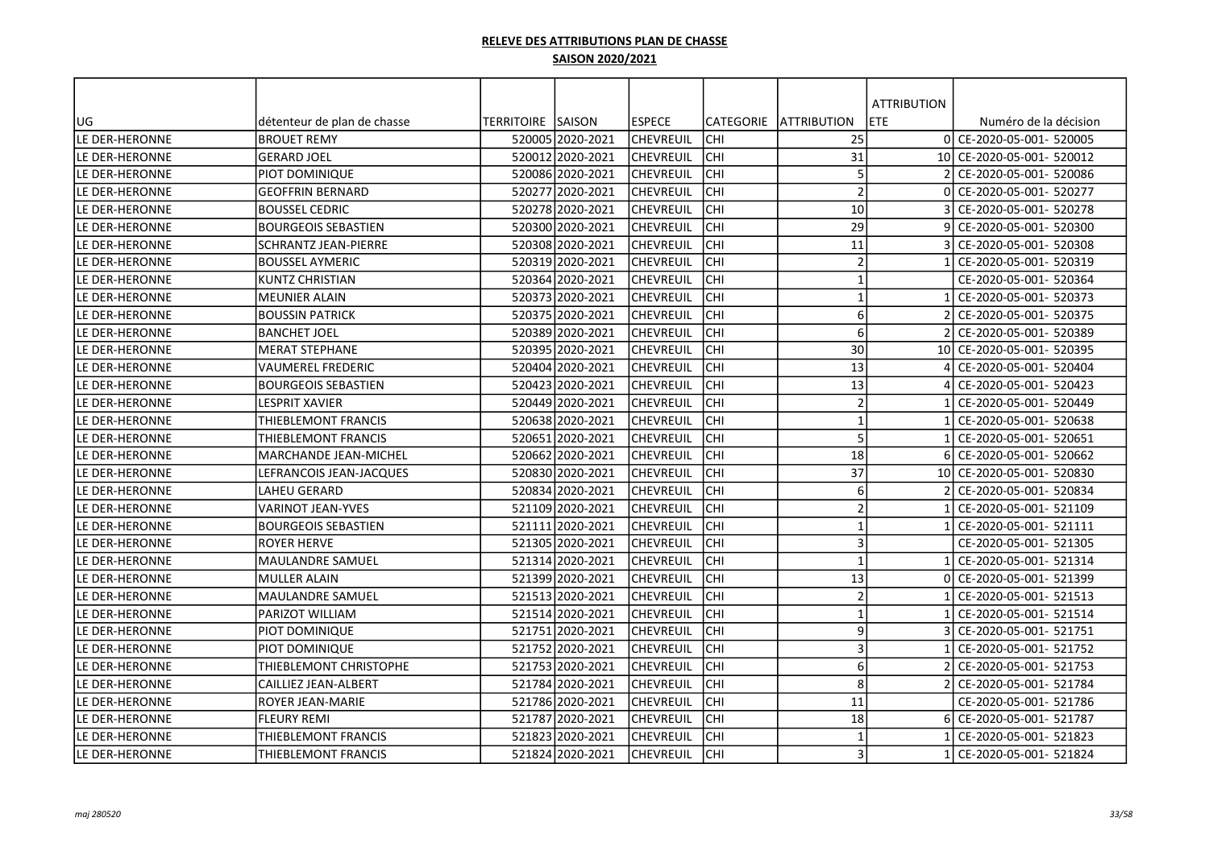**RELEVE DES ATTRIBUTIONS PLAN DE CHASSE**

**SAISON 2020/2021**

| UG | détenteur de plan de chasse | TERRITOIRE | SAISON | ESPECE | CATEGORIE | ATTRIBUTION | ATTRIBUTION ETE | Numéro de la décision |
|---|---|---|---|---|---|---|---|---|
| LE DER-HERONNE | BROUET REMY | 520005 | 2020-2021 | CHEVREUIL | CHI | 25 | 0 | CE-2020-05-001- 520005 |
| LE DER-HERONNE | GERARD JOEL | 520012 | 2020-2021 | CHEVREUIL | CHI | 31 | 10 | CE-2020-05-001- 520012 |
| LE DER-HERONNE | PIOT DOMINIQUE | 520086 | 2020-2021 | CHEVREUIL | CHI | 5 | 2 | CE-2020-05-001- 520086 |
| LE DER-HERONNE | GEOFFRIN BERNARD | 520277 | 2020-2021 | CHEVREUIL | CHI | 2 | 0 | CE-2020-05-001- 520277 |
| LE DER-HERONNE | BOUSSEL CEDRIC | 520278 | 2020-2021 | CHEVREUIL | CHI | 10 | 3 | CE-2020-05-001- 520278 |
| LE DER-HERONNE | BOURGEOIS SEBASTIEN | 520300 | 2020-2021 | CHEVREUIL | CHI | 29 | 9 | CE-2020-05-001- 520300 |
| LE DER-HERONNE | SCHRANTZ JEAN-PIERRE | 520308 | 2020-2021 | CHEVREUIL | CHI | 11 | 3 | CE-2020-05-001- 520308 |
| LE DER-HERONNE | BOUSSEL AYMERIC | 520319 | 2020-2021 | CHEVREUIL | CHI | 2 | 1 | CE-2020-05-001- 520319 |
| LE DER-HERONNE | KUNTZ CHRISTIAN | 520364 | 2020-2021 | CHEVREUIL | CHI | 1 | | CE-2020-05-001- 520364 |
| LE DER-HERONNE | MEUNIER ALAIN | 520373 | 2020-2021 | CHEVREUIL | CHI | 1 | 1 | CE-2020-05-001- 520373 |
| LE DER-HERONNE | BOUSSIN PATRICK | 520375 | 2020-2021 | CHEVREUIL | CHI | 6 | 2 | CE-2020-05-001- 520375 |
| LE DER-HERONNE | BANCHET JOEL | 520389 | 2020-2021 | CHEVREUIL | CHI | 6 | 2 | CE-2020-05-001- 520389 |
| LE DER-HERONNE | MERAT STEPHANE | 520395 | 2020-2021 | CHEVREUIL | CHI | 30 | 10 | CE-2020-05-001- 520395 |
| LE DER-HERONNE | VAUMEREL FREDERIC | 520404 | 2020-2021 | CHEVREUIL | CHI | 13 | 4 | CE-2020-05-001- 520404 |
| LE DER-HERONNE | BOURGEOIS SEBASTIEN | 520423 | 2020-2021 | CHEVREUIL | CHI | 13 | 4 | CE-2020-05-001- 520423 |
| LE DER-HERONNE | LESPRIT XAVIER | 520449 | 2020-2021 | CHEVREUIL | CHI | 2 | 1 | CE-2020-05-001- 520449 |
| LE DER-HERONNE | THIEBLEMONT FRANCIS | 520638 | 2020-2021 | CHEVREUIL | CHI | 1 | 1 | CE-2020-05-001- 520638 |
| LE DER-HERONNE | THIEBLEMONT FRANCIS | 520651 | 2020-2021 | CHEVREUIL | CHI | 5 | 1 | CE-2020-05-001- 520651 |
| LE DER-HERONNE | MARCHANDE JEAN-MICHEL | 520662 | 2020-2021 | CHEVREUIL | CHI | 18 | 6 | CE-2020-05-001- 520662 |
| LE DER-HERONNE | LEFRANCOIS JEAN-JACQUES | 520830 | 2020-2021 | CHEVREUIL | CHI | 37 | 10 | CE-2020-05-001- 520830 |
| LE DER-HERONNE | LAHEU GERARD | 520834 | 2020-2021 | CHEVREUIL | CHI | 6 | 2 | CE-2020-05-001- 520834 |
| LE DER-HERONNE | VARINOT JEAN-YVES | 521109 | 2020-2021 | CHEVREUIL | CHI | 2 | 1 | CE-2020-05-001- 521109 |
| LE DER-HERONNE | BOURGEOIS SEBASTIEN | 521111 | 2020-2021 | CHEVREUIL | CHI | 1 | 1 | CE-2020-05-001- 521111 |
| LE DER-HERONNE | ROYER HERVE | 521305 | 2020-2021 | CHEVREUIL | CHI | 3 | | CE-2020-05-001- 521305 |
| LE DER-HERONNE | MAULANDRE SAMUEL | 521314 | 2020-2021 | CHEVREUIL | CHI | 1 | 1 | CE-2020-05-001- 521314 |
| LE DER-HERONNE | MULLER ALAIN | 521399 | 2020-2021 | CHEVREUIL | CHI | 13 | 0 | CE-2020-05-001- 521399 |
| LE DER-HERONNE | MAULANDRE SAMUEL | 521513 | 2020-2021 | CHEVREUIL | CHI | 2 | 1 | CE-2020-05-001- 521513 |
| LE DER-HERONNE | PARIZOT WILLIAM | 521514 | 2020-2021 | CHEVREUIL | CHI | 1 | 1 | CE-2020-05-001- 521514 |
| LE DER-HERONNE | PIOT DOMINIQUE | 521751 | 2020-2021 | CHEVREUIL | CHI | 9 | 3 | CE-2020-05-001- 521751 |
| LE DER-HERONNE | PIOT DOMINIQUE | 521752 | 2020-2021 | CHEVREUIL | CHI | 3 | 1 | CE-2020-05-001- 521752 |
| LE DER-HERONNE | THIEBLEMONT CHRISTOPHE | 521753 | 2020-2021 | CHEVREUIL | CHI | 6 | 2 | CE-2020-05-001- 521753 |
| LE DER-HERONNE | CAILLIEZ JEAN-ALBERT | 521784 | 2020-2021 | CHEVREUIL | CHI | 8 | 2 | CE-2020-05-001- 521784 |
| LE DER-HERONNE | ROYER JEAN-MARIE | 521786 | 2020-2021 | CHEVREUIL | CHI | 11 | | CE-2020-05-001- 521786 |
| LE DER-HERONNE | FLEURY REMI | 521787 | 2020-2021 | CHEVREUIL | CHI | 18 | 6 | CE-2020-05-001- 521787 |
| LE DER-HERONNE | THIEBLEMONT FRANCIS | 521823 | 2020-2021 | CHEVREUIL | CHI | 1 | 1 | CE-2020-05-001- 521823 |
| LE DER-HERONNE | THIEBLEMONT FRANCIS | 521824 | 2020-2021 | CHEVREUIL | CHI | 3 | 1 | CE-2020-05-001- 521824 |

*maj 280520*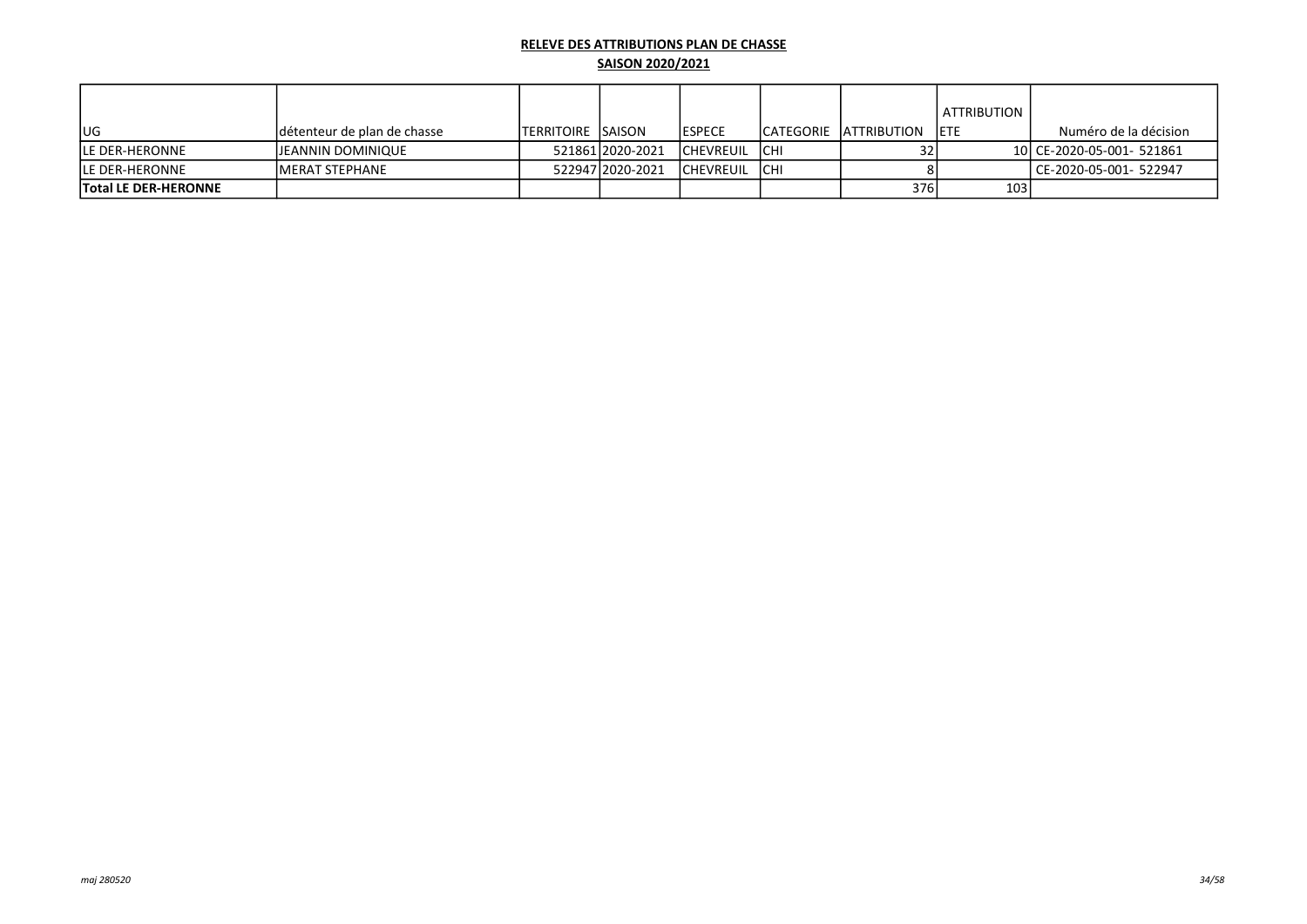**RELEVE DES ATTRIBUTIONS PLAN DE CHASSE**

**SAISON 2020/2021**

| UG | détenteur de plan de chasse | TERRITOIRE | SAISON | ESPECE | CATEGORIE | ATTRIBUTION | ATTRIBUTION ETE | Numéro de la décision |
|---|---|---|---|---|---|---|---|---|
| LE DER-HERONNE | JEANNIN DOMINIQUE | 521861 | 2020-2021 | CHEVREUIL | CHI | 32 | 10 | CE-2020-05-001- 521861 |
| LE DER-HERONNE | MERAT STEPHANE | 522947 | 2020-2021 | CHEVREUIL | CHI | 8 | | CE-2020-05-001- 522947 |
| **Total LE DER-HERONNE** | | | | | | 376 | 103 | |

*maj 280520*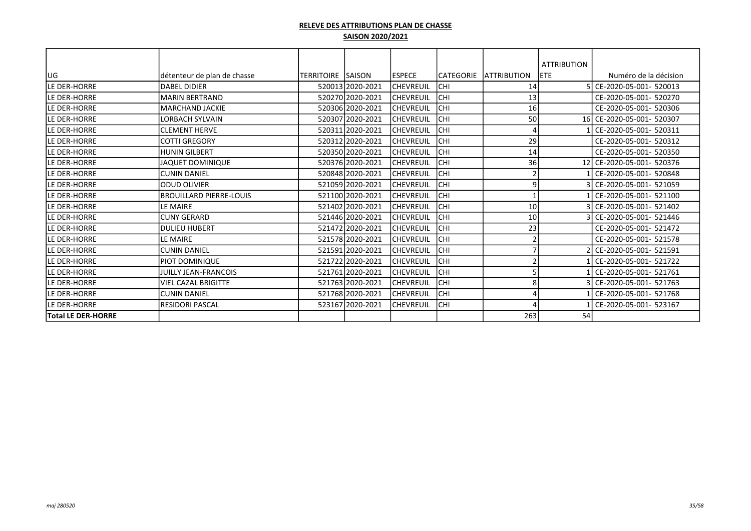**RELEVE DES ATTRIBUTIONS PLAN DE CHASSE**

**SAISON 2020/2021**

| UG | détenteur de plan de chasse | TERRITOIRE | SAISON | ESPECE | CATEGORIE | ATTRIBUTION | ATTRIBUTION ETE | Numéro de la décision |
|---|---|---|---|---|---|---|---|---|
| LE DER-HORRE | DABEL DIDIER | 520013 | 2020-2021 | CHEVREUIL | CHI | 14 | 5 | CE-2020-05-001- 520013 |
| LE DER-HORRE | MARIN BERTRAND | 520270 | 2020-2021 | CHEVREUIL | CHI | 13 | | CE-2020-05-001- 520270 |
| LE DER-HORRE | MARCHAND JACKIE | 520306 | 2020-2021 | CHEVREUIL | CHI | 16 | | CE-2020-05-001- 520306 |
| LE DER-HORRE | LORBACH SYLVAIN | 520307 | 2020-2021 | CHEVREUIL | CHI | 50 | 16 | CE-2020-05-001- 520307 |
| LE DER-HORRE | CLEMENT HERVE | 520311 | 2020-2021 | CHEVREUIL | CHI | 4 | 1 | CE-2020-05-001- 520311 |
| LE DER-HORRE | COTTI GREGORY | 520312 | 2020-2021 | CHEVREUIL | CHI | 29 | | CE-2020-05-001- 520312 |
| LE DER-HORRE | HUNIN GILBERT | 520350 | 2020-2021 | CHEVREUIL | CHI | 14 | | CE-2020-05-001- 520350 |
| LE DER-HORRE | JAQUET DOMINIQUE | 520376 | 2020-2021 | CHEVREUIL | CHI | 36 | 12 | CE-2020-05-001- 520376 |
| LE DER-HORRE | CUNIN DANIEL | 520848 | 2020-2021 | CHEVREUIL | CHI | 2 | 1 | CE-2020-05-001- 520848 |
| LE DER-HORRE | ODUD OLIVIER | 521059 | 2020-2021 | CHEVREUIL | CHI | 9 | 3 | CE-2020-05-001- 521059 |
| LE DER-HORRE | BROUILLARD PIERRE-LOUIS | 521100 | 2020-2021 | CHEVREUIL | CHI | 1 | 1 | CE-2020-05-001- 521100 |
| LE DER-HORRE | LE MAIRE | 521402 | 2020-2021 | CHEVREUIL | CHI | 10 | 3 | CE-2020-05-001- 521402 |
| LE DER-HORRE | CUNY GERARD | 521446 | 2020-2021 | CHEVREUIL | CHI | 10 | 3 | CE-2020-05-001- 521446 |
| LE DER-HORRE | DULIEU HUBERT | 521472 | 2020-2021 | CHEVREUIL | CHI | 23 | | CE-2020-05-001- 521472 |
| LE DER-HORRE | LE MAIRE | 521578 | 2020-2021 | CHEVREUIL | CHI | 2 | | CE-2020-05-001- 521578 |
| LE DER-HORRE | CUNIN DANIEL | 521591 | 2020-2021 | CHEVREUIL | CHI | 7 | 2 | CE-2020-05-001- 521591 |
| LE DER-HORRE | PIOT DOMINIQUE | 521722 | 2020-2021 | CHEVREUIL | CHI | 2 | 1 | CE-2020-05-001- 521722 |
| LE DER-HORRE | JUILLY JEAN-FRANCOIS | 521761 | 2020-2021 | CHEVREUIL | CHI | 5 | 1 | CE-2020-05-001- 521761 |
| LE DER-HORRE | VIEL CAZAL BRIGITTE | 521763 | 2020-2021 | CHEVREUIL | CHI | 8 | 3 | CE-2020-05-001- 521763 |
| LE DER-HORRE | CUNIN DANIEL | 521768 | 2020-2021 | CHEVREUIL | CHI | 4 | 1 | CE-2020-05-001- 521768 |
| LE DER-HORRE | RESIDORI PASCAL | 523167 | 2020-2021 | CHEVREUIL | CHI | 4 | 1 | CE-2020-05-001- 523167 |
| **Total LE DER-HORRE** | | | | | | 263 | 54 | |

*maj 280520*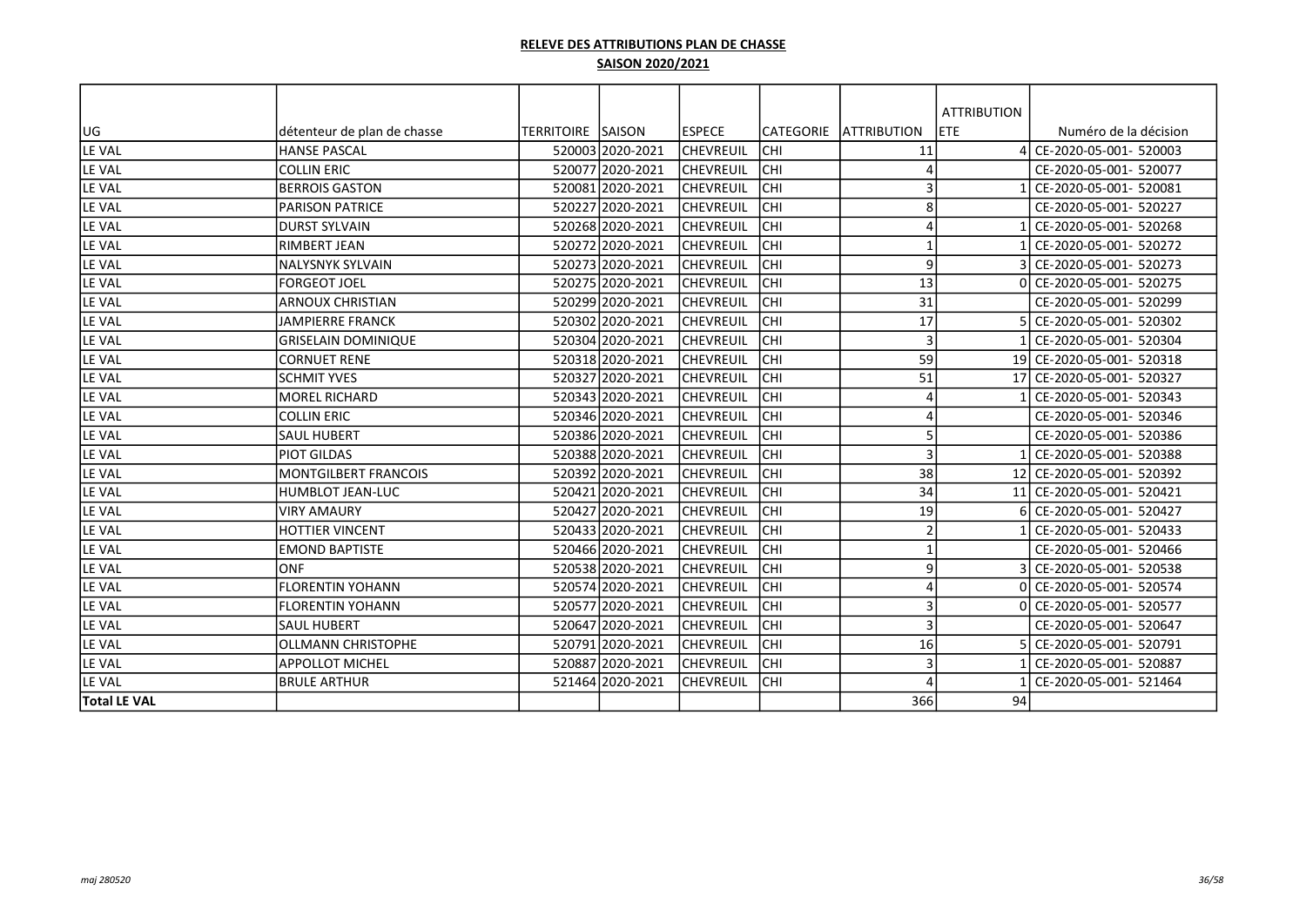**RELEVE DES ATTRIBUTIONS PLAN DE CHASSE**

**SAISON 2020/2021**

| UG | détenteur de plan de chasse | TERRITOIRE | SAISON | ESPECE | CATEGORIE | ATTRIBUTION | ATTRIBUTION ETE | Numéro de la décision |
|---|---|---|---|---|---|---|---|---|
| LE VAL | HANSE PASCAL | 520003 | 2020-2021 | CHEVREUIL | CHI | 11 | 4 | CE-2020-05-001- 520003 |
| LE VAL | COLLIN ERIC | 520077 | 2020-2021 | CHEVREUIL | CHI | 4 | | CE-2020-05-001- 520077 |
| LE VAL | BERROIS GASTON | 520081 | 2020-2021 | CHEVREUIL | CHI | 3 | 1 | CE-2020-05-001- 520081 |
| LE VAL | PARISON PATRICE | 520227 | 2020-2021 | CHEVREUIL | CHI | 8 | | CE-2020-05-001- 520227 |
| LE VAL | DURST SYLVAIN | 520268 | 2020-2021 | CHEVREUIL | CHI | 4 | 1 | CE-2020-05-001- 520268 |
| LE VAL | RIMBERT JEAN | 520272 | 2020-2021 | CHEVREUIL | CHI | 1 | 1 | CE-2020-05-001- 520272 |
| LE VAL | NALYSNYK SYLVAIN | 520273 | 2020-2021 | CHEVREUIL | CHI | 9 | 3 | CE-2020-05-001- 520273 |
| LE VAL | FORGEOT JOEL | 520275 | 2020-2021 | CHEVREUIL | CHI | 13 | 0 | CE-2020-05-001- 520275 |
| LE VAL | ARNOUX CHRISTIAN | 520299 | 2020-2021 | CHEVREUIL | CHI | 31 | | CE-2020-05-001- 520299 |
| LE VAL | JAMPIERRE FRANCK | 520302 | 2020-2021 | CHEVREUIL | CHI | 17 | 5 | CE-2020-05-001- 520302 |
| LE VAL | GRISELAIN DOMINIQUE | 520304 | 2020-2021 | CHEVREUIL | CHI | 3 | 1 | CE-2020-05-001- 520304 |
| LE VAL | CORNUET RENE | 520318 | 2020-2021 | CHEVREUIL | CHI | 59 | 19 | CE-2020-05-001- 520318 |
| LE VAL | SCHMIT YVES | 520327 | 2020-2021 | CHEVREUIL | CHI | 51 | 17 | CE-2020-05-001- 520327 |
| LE VAL | MOREL RICHARD | 520343 | 2020-2021 | CHEVREUIL | CHI | 4 | 1 | CE-2020-05-001- 520343 |
| LE VAL | COLLIN ERIC | 520346 | 2020-2021 | CHEVREUIL | CHI | 4 | | CE-2020-05-001- 520346 |
| LE VAL | SAUL HUBERT | 520386 | 2020-2021 | CHEVREUIL | CHI | 5 | | CE-2020-05-001- 520386 |
| LE VAL | PIOT GILDAS | 520388 | 2020-2021 | CHEVREUIL | CHI | 3 | 1 | CE-2020-05-001- 520388 |
| LE VAL | MONTGILBERT FRANCOIS | 520392 | 2020-2021 | CHEVREUIL | CHI | 38 | 12 | CE-2020-05-001- 520392 |
| LE VAL | HUMBLOT JEAN-LUC | 520421 | 2020-2021 | CHEVREUIL | CHI | 34 | 11 | CE-2020-05-001- 520421 |
| LE VAL | VIRY AMAURY | 520427 | 2020-2021 | CHEVREUIL | CHI | 19 | 6 | CE-2020-05-001- 520427 |
| LE VAL | HOTTIER VINCENT | 520433 | 2020-2021 | CHEVREUIL | CHI | 2 | 1 | CE-2020-05-001- 520433 |
| LE VAL | EMOND BAPTISTE | 520466 | 2020-2021 | CHEVREUIL | CHI | 1 | | CE-2020-05-001- 520466 |
| LE VAL | ONF | 520538 | 2020-2021 | CHEVREUIL | CHI | 9 | 3 | CE-2020-05-001- 520538 |
| LE VAL | FLORENTIN YOHANN | 520574 | 2020-2021 | CHEVREUIL | CHI | 4 | 0 | CE-2020-05-001- 520574 |
| LE VAL | FLORENTIN YOHANN | 520577 | 2020-2021 | CHEVREUIL | CHI | 3 | 0 | CE-2020-05-001- 520577 |
| LE VAL | SAUL HUBERT | 520647 | 2020-2021 | CHEVREUIL | CHI | 3 | | CE-2020-05-001- 520647 |
| LE VAL | OLLMANN CHRISTOPHE | 520791 | 2020-2021 | CHEVREUIL | CHI | 16 | 5 | CE-2020-05-001- 520791 |
| LE VAL | APPOLLOT MICHEL | 520887 | 2020-2021 | CHEVREUIL | CHI | 3 | 1 | CE-2020-05-001- 520887 |
| LE VAL | BRULE ARTHUR | 521464 | 2020-2021 | CHEVREUIL | CHI | 4 | 1 | CE-2020-05-001- 521464 |
| **Total LE VAL** | | | | | | 366 | 94 | |

*maj 280520*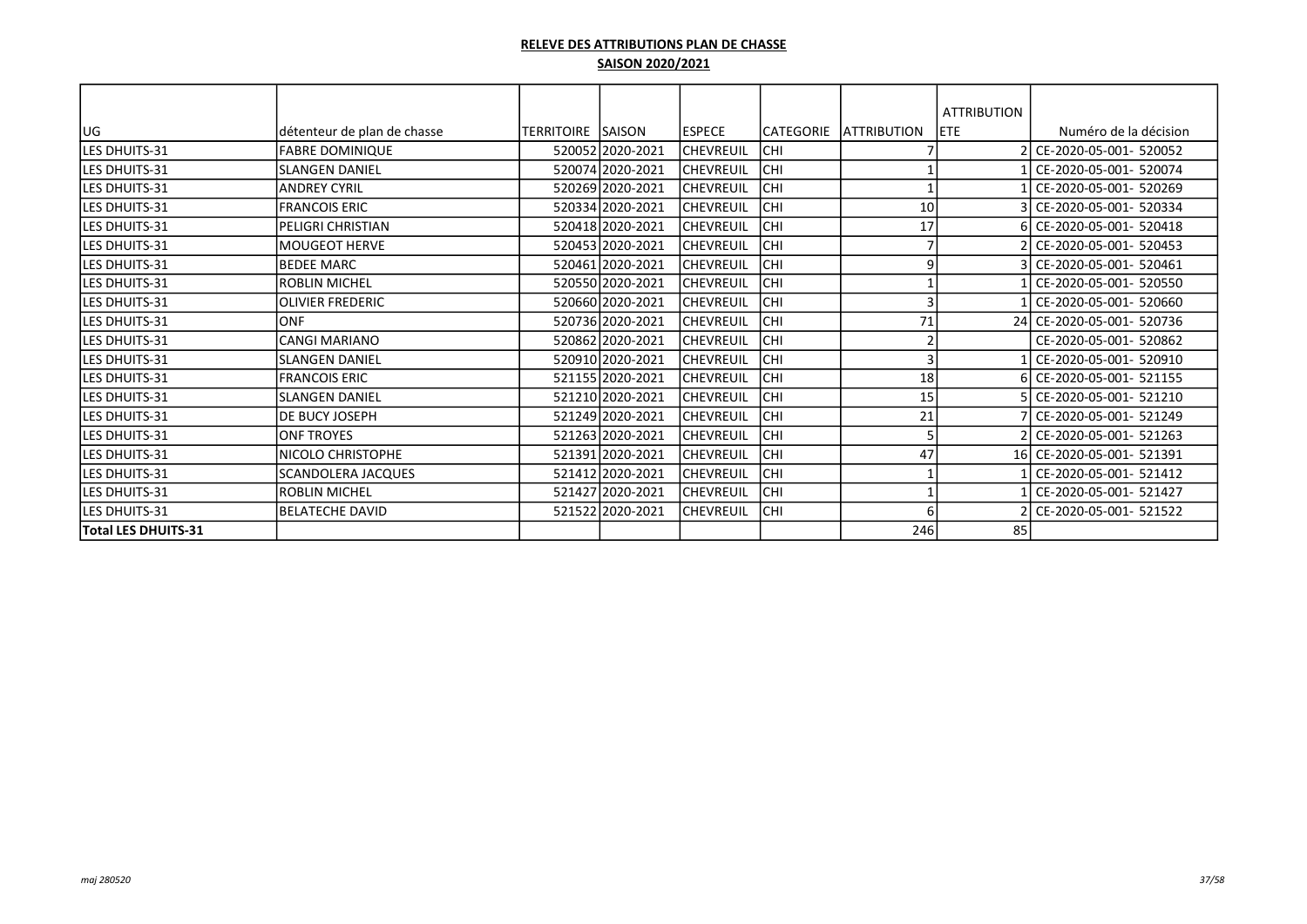**RELEVE DES ATTRIBUTIONS PLAN DE CHASSE**

**SAISON 2020/2021**

| UG | détenteur de plan de chasse | TERRITOIRE | SAISON | ESPECE | CATEGORIE | ATTRIBUTION | ATTRIBUTION ETE | Numéro de la décision |
|---|---|---|---|---|---|---|---|---|
| LES DHUITS-31 | FABRE DOMINIQUE | 520052 | 2020-2021 | CHEVREUIL | CHI | 7 | 2 | CE-2020-05-001- 520052 |
| LES DHUITS-31 | SLANGEN DANIEL | 520074 | 2020-2021 | CHEVREUIL | CHI | 1 | 1 | CE-2020-05-001- 520074 |
| LES DHUITS-31 | ANDREY CYRIL | 520269 | 2020-2021 | CHEVREUIL | CHI | 1 | 1 | CE-2020-05-001- 520269 |
| LES DHUITS-31 | FRANCOIS ERIC | 520334 | 2020-2021 | CHEVREUIL | CHI | 10 | 3 | CE-2020-05-001- 520334 |
| LES DHUITS-31 | PELIGRI CHRISTIAN | 520418 | 2020-2021 | CHEVREUIL | CHI | 17 | 6 | CE-2020-05-001- 520418 |
| LES DHUITS-31 | MOUGEOT HERVE | 520453 | 2020-2021 | CHEVREUIL | CHI | 7 | 2 | CE-2020-05-001- 520453 |
| LES DHUITS-31 | BEDEE MARC | 520461 | 2020-2021 | CHEVREUIL | CHI | 9 | 3 | CE-2020-05-001- 520461 |
| LES DHUITS-31 | ROBLIN MICHEL | 520550 | 2020-2021 | CHEVREUIL | CHI | 1 | 1 | CE-2020-05-001- 520550 |
| LES DHUITS-31 | OLIVIER FREDERIC | 520660 | 2020-2021 | CHEVREUIL | CHI | 3 | 1 | CE-2020-05-001- 520660 |
| LES DHUITS-31 | ONF | 520736 | 2020-2021 | CHEVREUIL | CHI | 71 | 24 | CE-2020-05-001- 520736 |
| LES DHUITS-31 | CANGI MARIANO | 520862 | 2020-2021 | CHEVREUIL | CHI | 2 | | CE-2020-05-001- 520862 |
| LES DHUITS-31 | SLANGEN DANIEL | 520910 | 2020-2021 | CHEVREUIL | CHI | 3 | 1 | CE-2020-05-001- 520910 |
| LES DHUITS-31 | FRANCOIS ERIC | 521155 | 2020-2021 | CHEVREUIL | CHI | 18 | 6 | CE-2020-05-001- 521155 |
| LES DHUITS-31 | SLANGEN DANIEL | 521210 | 2020-2021 | CHEVREUIL | CHI | 15 | 5 | CE-2020-05-001- 521210 |
| LES DHUITS-31 | DE BUCY JOSEPH | 521249 | 2020-2021 | CHEVREUIL | CHI | 21 | 7 | CE-2020-05-001- 521249 |
| LES DHUITS-31 | ONF TROYES | 521263 | 2020-2021 | CHEVREUIL | CHI | 5 | 2 | CE-2020-05-001- 521263 |
| LES DHUITS-31 | NICOLO CHRISTOPHE | 521391 | 2020-2021 | CHEVREUIL | CHI | 47 | 16 | CE-2020-05-001- 521391 |
| LES DHUITS-31 | SCANDOLERA JACQUES | 521412 | 2020-2021 | CHEVREUIL | CHI | 1 | 1 | CE-2020-05-001- 521412 |
| LES DHUITS-31 | ROBLIN MICHEL | 521427 | 2020-2021 | CHEVREUIL | CHI | 1 | 1 | CE-2020-05-001- 521427 |
| LES DHUITS-31 | BELATECHE DAVID | 521522 | 2020-2021 | CHEVREUIL | CHI | 6 | 2 | CE-2020-05-001- 521522 |
| **Total LES DHUITS-31** | | | | | | 246 | 85 | |

*maj 280520*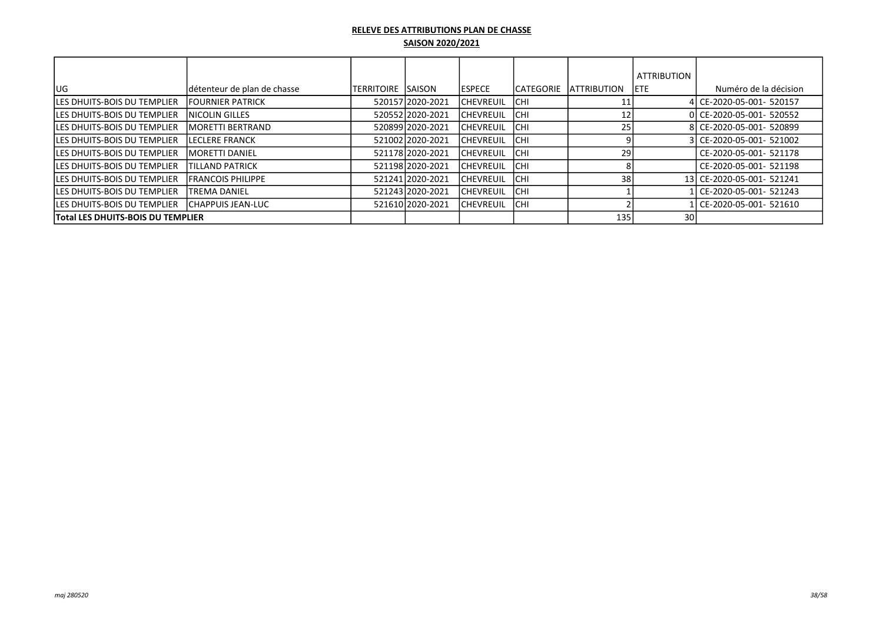**RELEVE DES ATTRIBUTIONS PLAN DE CHASSE**

**SAISON 2020/2021**

| UG | détenteur de plan de chasse | TERRITOIRE | SAISON | ESPECE | CATEGORIE | ATTRIBUTION | ATTRIBUTION ETE | Numéro de la décision |
|---|---|---|---|---|---|---|---|---|
| LES DHUITS-BOIS DU TEMPLIER | FOURNIER PATRICK | 520157 | 2020-2021 | CHEVREUIL | CHI | 11 | 4 | CE-2020-05-001- 520157 |
| LES DHUITS-BOIS DU TEMPLIER | NICOLIN GILLES | 520552 | 2020-2021 | CHEVREUIL | CHI | 12 | 0 | CE-2020-05-001- 520552 |
| LES DHUITS-BOIS DU TEMPLIER | MORETTI BERTRAND | 520899 | 2020-2021 | CHEVREUIL | CHI | 25 | 8 | CE-2020-05-001- 520899 |
| LES DHUITS-BOIS DU TEMPLIER | LECLERE FRANCK | 521002 | 2020-2021 | CHEVREUIL | CHI | 9 | 3 | CE-2020-05-001- 521002 |
| LES DHUITS-BOIS DU TEMPLIER | MORETTI DANIEL | 521178 | 2020-2021 | CHEVREUIL | CHI | 29 | | CE-2020-05-001- 521178 |
| LES DHUITS-BOIS DU TEMPLIER | TILLAND PATRICK | 521198 | 2020-2021 | CHEVREUIL | CHI | 8 | | CE-2020-05-001- 521198 |
| LES DHUITS-BOIS DU TEMPLIER | FRANCOIS PHILIPPE | 521241 | 2020-2021 | CHEVREUIL | CHI | 38 | 13 | CE-2020-05-001- 521241 |
| LES DHUITS-BOIS DU TEMPLIER | TREMA DANIEL | 521243 | 2020-2021 | CHEVREUIL | CHI | 1 | 1 | CE-2020-05-001- 521243 |
| LES DHUITS-BOIS DU TEMPLIER | CHAPPUIS JEAN-LUC | 521610 | 2020-2021 | CHEVREUIL | CHI | 2 | 1 | CE-2020-05-001- 521610 |
| **Total LES DHUITS-BOIS DU TEMPLIER** | | | | | | 135 | 30 | |

*maj 280520*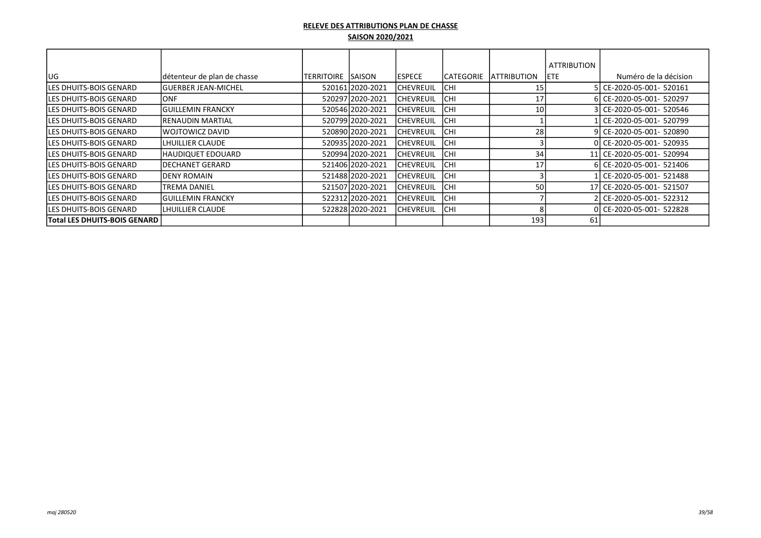**RELEVE DES ATTRIBUTIONS PLAN DE CHASSE**

**SAISON 2020/2021**

| UG | détenteur de plan de chasse | TERRITOIRE | SAISON | ESPECE | CATEGORIE | ATTRIBUTION | ATTRIBUTION ETE | Numéro de la décision |
|---|---|---|---|---|---|---|---|---|
| LES DHUITS-BOIS GENARD | GUERBER JEAN-MICHEL | 520161 | 2020-2021 | CHEVREUIL | CHI | 15 | 5 | CE-2020-05-001- 520161 |
| LES DHUITS-BOIS GENARD | ONF | 520297 | 2020-2021 | CHEVREUIL | CHI | 17 | 6 | CE-2020-05-001- 520297 |
| LES DHUITS-BOIS GENARD | GUILLEMIN FRANCKY | 520546 | 2020-2021 | CHEVREUIL | CHI | 10 | 3 | CE-2020-05-001- 520546 |
| LES DHUITS-BOIS GENARD | RENAUDIN MARTIAL | 520799 | 2020-2021 | CHEVREUIL | CHI | 1 | 1 | CE-2020-05-001- 520799 |
| LES DHUITS-BOIS GENARD | WOJTOWICZ DAVID | 520890 | 2020-2021 | CHEVREUIL | CHI | 28 | 9 | CE-2020-05-001- 520890 |
| LES DHUITS-BOIS GENARD | LHUILLIER CLAUDE | 520935 | 2020-2021 | CHEVREUIL | CHI | 3 | 0 | CE-2020-05-001- 520935 |
| LES DHUITS-BOIS GENARD | HAUDIQUET EDOUARD | 520994 | 2020-2021 | CHEVREUIL | CHI | 34 | 11 | CE-2020-05-001- 520994 |
| LES DHUITS-BOIS GENARD | DECHANET GERARD | 521406 | 2020-2021 | CHEVREUIL | CHI | 17 | 6 | CE-2020-05-001- 521406 |
| LES DHUITS-BOIS GENARD | DENY ROMAIN | 521488 | 2020-2021 | CHEVREUIL | CHI | 3 | 1 | CE-2020-05-001- 521488 |
| LES DHUITS-BOIS GENARD | TREMA DANIEL | 521507 | 2020-2021 | CHEVREUIL | CHI | 50 | 17 | CE-2020-05-001- 521507 |
| LES DHUITS-BOIS GENARD | GUILLEMIN FRANCKY | 522312 | 2020-2021 | CHEVREUIL | CHI | 7 | 2 | CE-2020-05-001- 522312 |
| LES DHUITS-BOIS GENARD | LHUILLIER CLAUDE | 522828 | 2020-2021 | CHEVREUIL | CHI | 8 | 0 | CE-2020-05-001- 522828 |
| **Total LES DHUITS-BOIS GENARD** | | | | | | 193 | 61 | |

*maj 280520*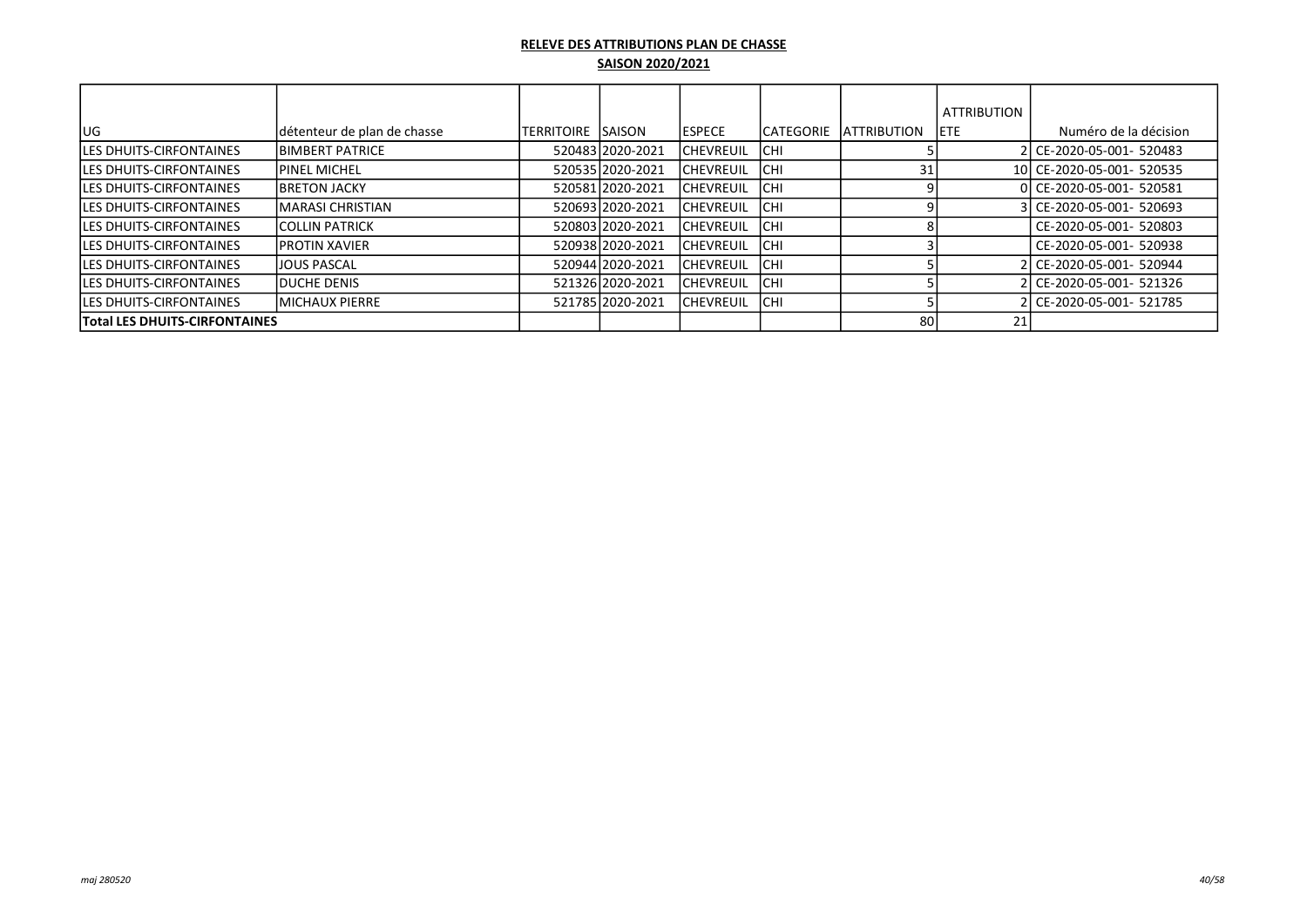**RELEVE DES ATTRIBUTIONS PLAN DE CHASSE**

**SAISON 2020/2021**

| UG | détenteur de plan de chasse | TERRITOIRE | SAISON | ESPECE | CATEGORIE | ATTRIBUTION | ATTRIBUTION ETE | Numéro de la décision |
|---|---|---|---|---|---|---|---|---|
| LES DHUITS-CIRFONTAINES | BIMBERT PATRICE | 520483 | 2020-2021 | CHEVREUIL | CHI | 5 | 2 | CE-2020-05-001- 520483 |
| LES DHUITS-CIRFONTAINES | PINEL MICHEL | 520535 | 2020-2021 | CHEVREUIL | CHI | 31 | 10 | CE-2020-05-001- 520535 |
| LES DHUITS-CIRFONTAINES | BRETON JACKY | 520581 | 2020-2021 | CHEVREUIL | CHI | 9 | 0 | CE-2020-05-001- 520581 |
| LES DHUITS-CIRFONTAINES | MARASI CHRISTIAN | 520693 | 2020-2021 | CHEVREUIL | CHI | 9 | 3 | CE-2020-05-001- 520693 |
| LES DHUITS-CIRFONTAINES | COLLIN PATRICK | 520803 | 2020-2021 | CHEVREUIL | CHI | 8 | | CE-2020-05-001- 520803 |
| LES DHUITS-CIRFONTAINES | PROTIN XAVIER | 520938 | 2020-2021 | CHEVREUIL | CHI | 3 | | CE-2020-05-001- 520938 |
| LES DHUITS-CIRFONTAINES | JOUS PASCAL | 520944 | 2020-2021 | CHEVREUIL | CHI | 5 | 2 | CE-2020-05-001- 520944 |
| LES DHUITS-CIRFONTAINES | DUCHE DENIS | 521326 | 2020-2021 | CHEVREUIL | CHI | 5 | 2 | CE-2020-05-001- 521326 |
| LES DHUITS-CIRFONTAINES | MICHAUX PIERRE | 521785 | 2020-2021 | CHEVREUIL | CHI | 5 | 2 | CE-2020-05-001- 521785 |
| **Total LES DHUITS-CIRFONTAINES** | | | | | | 80 | 21 | |

*maj 280520*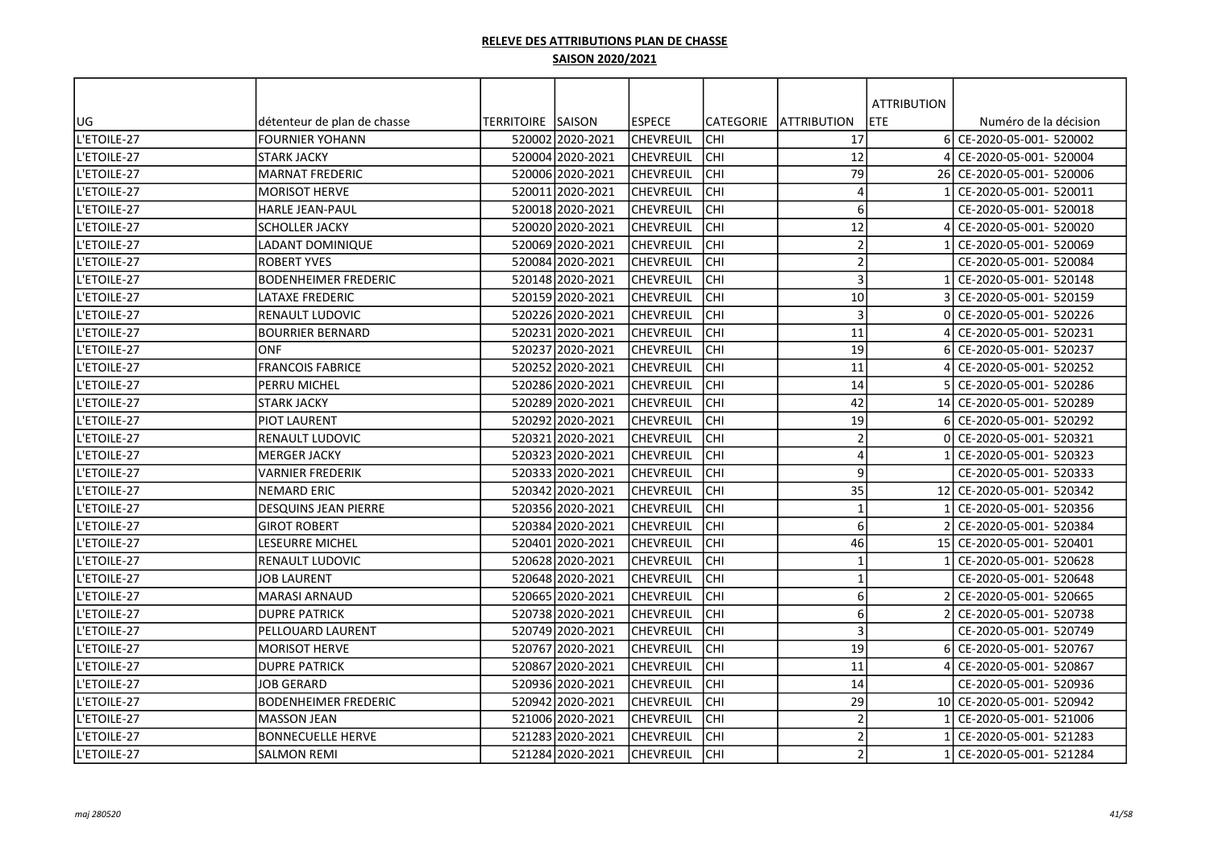**RELEVE DES ATTRIBUTIONS PLAN DE CHASSE**

**SAISON 2020/2021**

| UG | détenteur de plan de chasse | TERRITOIRE | SAISON | ESPECE | CATEGORIE | ATTRIBUTION | ATTRIBUTION ETE | Numéro de la décision |
|---|---|---|---|---|---|---|---|---|
| L'ETOILE-27 | FOURNIER YOHANN | 520002 | 2020-2021 | CHEVREUIL | CHI | 17 | 6 | CE-2020-05-001- 520002 |
| L'ETOILE-27 | STARK JACKY | 520004 | 2020-2021 | CHEVREUIL | CHI | 12 | 4 | CE-2020-05-001- 520004 |
| L'ETOILE-27 | MARNAT FREDERIC | 520006 | 2020-2021 | CHEVREUIL | CHI | 79 | 26 | CE-2020-05-001- 520006 |
| L'ETOILE-27 | MORISOT HERVE | 520011 | 2020-2021 | CHEVREUIL | CHI | 4 | 1 | CE-2020-05-001- 520011 |
| L'ETOILE-27 | HARLE JEAN-PAUL | 520018 | 2020-2021 | CHEVREUIL | CHI | 6 | | CE-2020-05-001- 520018 |
| L'ETOILE-27 | SCHOLLER JACKY | 520020 | 2020-2021 | CHEVREUIL | CHI | 12 | 4 | CE-2020-05-001- 520020 |
| L'ETOILE-27 | LADANT DOMINIQUE | 520069 | 2020-2021 | CHEVREUIL | CHI | 2 | 1 | CE-2020-05-001- 520069 |
| L'ETOILE-27 | ROBERT YVES | 520084 | 2020-2021 | CHEVREUIL | CHI | 2 | | CE-2020-05-001- 520084 |
| L'ETOILE-27 | BODENHEIMER FREDERIC | 520148 | 2020-2021 | CHEVREUIL | CHI | 3 | 1 | CE-2020-05-001- 520148 |
| L'ETOILE-27 | LATAXE FREDERIC | 520159 | 2020-2021 | CHEVREUIL | CHI | 10 | 3 | CE-2020-05-001- 520159 |
| L'ETOILE-27 | RENAULT LUDOVIC | 520226 | 2020-2021 | CHEVREUIL | CHI | 3 | 0 | CE-2020-05-001- 520226 |
| L'ETOILE-27 | BOURRIER BERNARD | 520231 | 2020-2021 | CHEVREUIL | CHI | 11 | 4 | CE-2020-05-001- 520231 |
| L'ETOILE-27 | ONF | 520237 | 2020-2021 | CHEVREUIL | CHI | 19 | 6 | CE-2020-05-001- 520237 |
| L'ETOILE-27 | FRANCOIS FABRICE | 520252 | 2020-2021 | CHEVREUIL | CHI | 11 | 4 | CE-2020-05-001- 520252 |
| L'ETOILE-27 | PERRU MICHEL | 520286 | 2020-2021 | CHEVREUIL | CHI | 14 | 5 | CE-2020-05-001- 520286 |
| L'ETOILE-27 | STARK JACKY | 520289 | 2020-2021 | CHEVREUIL | CHI | 42 | 14 | CE-2020-05-001- 520289 |
| L'ETOILE-27 | PIOT LAURENT | 520292 | 2020-2021 | CHEVREUIL | CHI | 19 | 6 | CE-2020-05-001- 520292 |
| L'ETOILE-27 | RENAULT LUDOVIC | 520321 | 2020-2021 | CHEVREUIL | CHI | 2 | 0 | CE-2020-05-001- 520321 |
| L'ETOILE-27 | MERGER JACKY | 520323 | 2020-2021 | CHEVREUIL | CHI | 4 | 1 | CE-2020-05-001- 520323 |
| L'ETOILE-27 | VARNIER FREDERIK | 520333 | 2020-2021 | CHEVREUIL | CHI | 9 | | CE-2020-05-001- 520333 |
| L'ETOILE-27 | NEMARD ERIC | 520342 | 2020-2021 | CHEVREUIL | CHI | 35 | 12 | CE-2020-05-001- 520342 |
| L'ETOILE-27 | DESQUINS JEAN PIERRE | 520356 | 2020-2021 | CHEVREUIL | CHI | 1 | 1 | CE-2020-05-001- 520356 |
| L'ETOILE-27 | GIROT ROBERT | 520384 | 2020-2021 | CHEVREUIL | CHI | 6 | 2 | CE-2020-05-001- 520384 |
| L'ETOILE-27 | LESEURRE MICHEL | 520401 | 2020-2021 | CHEVREUIL | CHI | 46 | 15 | CE-2020-05-001- 520401 |
| L'ETOILE-27 | RENAULT LUDOVIC | 520628 | 2020-2021 | CHEVREUIL | CHI | 1 | 1 | CE-2020-05-001- 520628 |
| L'ETOILE-27 | JOB LAURENT | 520648 | 2020-2021 | CHEVREUIL | CHI | 1 | | CE-2020-05-001- 520648 |
| L'ETOILE-27 | MARASI ARNAUD | 520665 | 2020-2021 | CHEVREUIL | CHI | 6 | 2 | CE-2020-05-001- 520665 |
| L'ETOILE-27 | DUPRE PATRICK | 520738 | 2020-2021 | CHEVREUIL | CHI | 6 | 2 | CE-2020-05-001- 520738 |
| L'ETOILE-27 | PELLOUARD LAURENT | 520749 | 2020-2021 | CHEVREUIL | CHI | 3 | | CE-2020-05-001- 520749 |
| L'ETOILE-27 | MORISOT HERVE | 520767 | 2020-2021 | CHEVREUIL | CHI | 19 | 6 | CE-2020-05-001- 520767 |
| L'ETOILE-27 | DUPRE PATRICK | 520867 | 2020-2021 | CHEVREUIL | CHI | 11 | 4 | CE-2020-05-001- 520867 |
| L'ETOILE-27 | JOB GERARD | 520936 | 2020-2021 | CHEVREUIL | CHI | 14 | | CE-2020-05-001- 520936 |
| L'ETOILE-27 | BODENHEIMER FREDERIC | 520942 | 2020-2021 | CHEVREUIL | CHI | 29 | 10 | CE-2020-05-001- 520942 |
| L'ETOILE-27 | MASSON JEAN | 521006 | 2020-2021 | CHEVREUIL | CHI | 2 | 1 | CE-2020-05-001- 521006 |
| L'ETOILE-27 | BONNECUELLE HERVE | 521283 | 2020-2021 | CHEVREUIL | CHI | 2 | 1 | CE-2020-05-001- 521283 |
| L'ETOILE-27 | SALMON REMI | 521284 | 2020-2021 | CHEVREUIL | CHI | 2 | 1 | CE-2020-05-001- 521284 |

*maj 280520*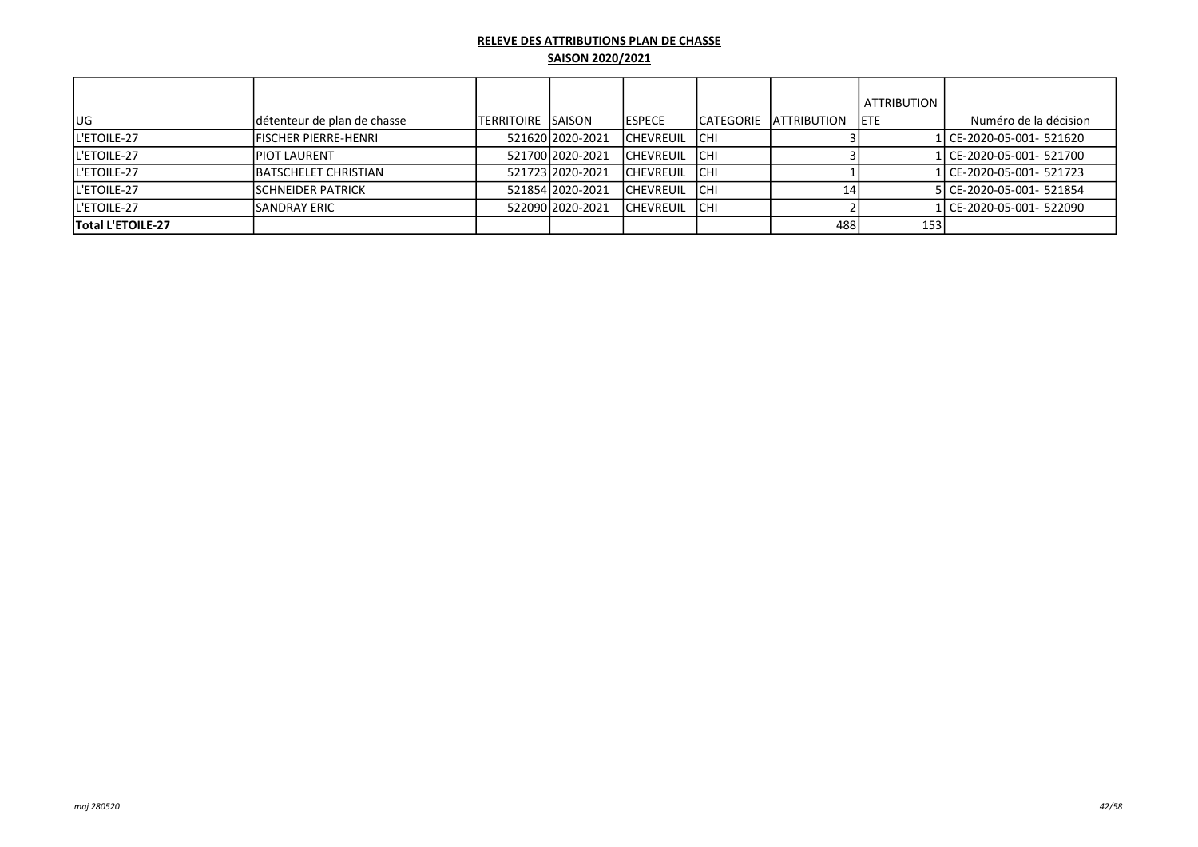**RELEVE DES ATTRIBUTIONS PLAN DE CHASSE**

**SAISON 2020/2021**

| UG | détenteur de plan de chasse | TERRITOIRE | SAISON | ESPECE | CATEGORIE | ATTRIBUTION | ATTRIBUTION ETE | Numéro de la décision |
|---|---|---|---|---|---|---|---|---|
| L'ETOILE-27 | FISCHER PIERRE-HENRI | 521620 | 2020-2021 | CHEVREUIL | CHI | 3 | 1 | CE-2020-05-001- 521620 |
| L'ETOILE-27 | PIOT LAURENT | 521700 | 2020-2021 | CHEVREUIL | CHI | 3 | 1 | CE-2020-05-001- 521700 |
| L'ETOILE-27 | BATSCHELET CHRISTIAN | 521723 | 2020-2021 | CHEVREUIL | CHI | 1 | 1 | CE-2020-05-001- 521723 |
| L'ETOILE-27 | SCHNEIDER PATRICK | 521854 | 2020-2021 | CHEVREUIL | CHI | 14 | 5 | CE-2020-05-001- 521854 |
| L'ETOILE-27 | SANDRAY ERIC | 522090 | 2020-2021 | CHEVREUIL | CHI | 2 | 1 | CE-2020-05-001- 522090 |
| **Total L'ETOILE-27** | | | | | | 488 | 153 | |

*maj 280520*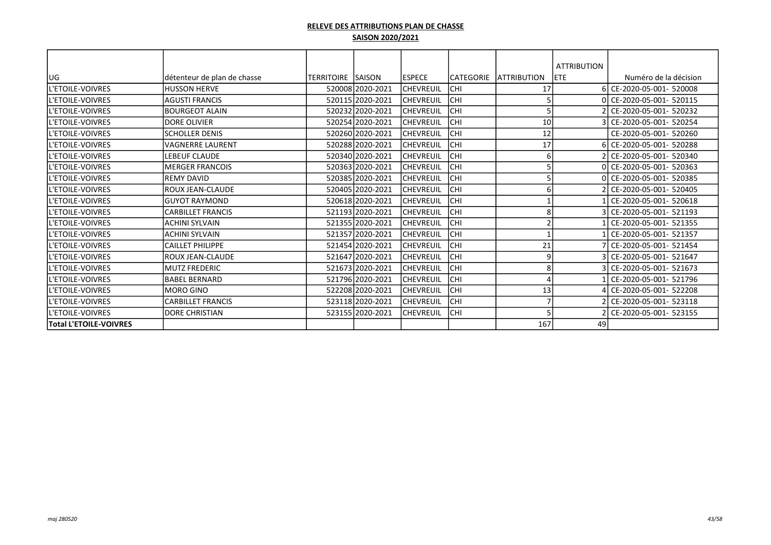**RELEVE DES ATTRIBUTIONS PLAN DE CHASSE**

**SAISON 2020/2021**

| UG | détenteur de plan de chasse | TERRITOIRE | SAISON | ESPECE | CATEGORIE | ATTRIBUTION | ATTRIBUTION ETE | Numéro de la décision |
|---|---|---|---|---|---|---|---|---|
| L'ETOILE-VOIVRES | HUSSON HERVE | 520008 | 2020-2021 | CHEVREUIL | CHI | 17 | 6 | CE-2020-05-001- 520008 |
| L'ETOILE-VOIVRES | AGUSTI FRANCIS | 520115 | 2020-2021 | CHEVREUIL | CHI | 5 | 0 | CE-2020-05-001- 520115 |
| L'ETOILE-VOIVRES | BOURGEOT ALAIN | 520232 | 2020-2021 | CHEVREUIL | CHI | 5 | 2 | CE-2020-05-001- 520232 |
| L'ETOILE-VOIVRES | DORE OLIVIER | 520254 | 2020-2021 | CHEVREUIL | CHI | 10 | 3 | CE-2020-05-001- 520254 |
| L'ETOILE-VOIVRES | SCHOLLER DENIS | 520260 | 2020-2021 | CHEVREUIL | CHI | 12 | | CE-2020-05-001- 520260 |
| L'ETOILE-VOIVRES | VAGNERRE LAURENT | 520288 | 2020-2021 | CHEVREUIL | CHI | 17 | 6 | CE-2020-05-001- 520288 |
| L'ETOILE-VOIVRES | LEBEUF CLAUDE | 520340 | 2020-2021 | CHEVREUIL | CHI | 6 | 2 | CE-2020-05-001- 520340 |
| L'ETOILE-VOIVRES | MERGER FRANCOIS | 520363 | 2020-2021 | CHEVREUIL | CHI | 5 | 0 | CE-2020-05-001- 520363 |
| L'ETOILE-VOIVRES | REMY DAVID | 520385 | 2020-2021 | CHEVREUIL | CHI | 5 | 0 | CE-2020-05-001- 520385 |
| L'ETOILE-VOIVRES | ROUX JEAN-CLAUDE | 520405 | 2020-2021 | CHEVREUIL | CHI | 6 | 2 | CE-2020-05-001- 520405 |
| L'ETOILE-VOIVRES | GUYOT RAYMOND | 520618 | 2020-2021 | CHEVREUIL | CHI | 1 | 1 | CE-2020-05-001- 520618 |
| L'ETOILE-VOIVRES | CARBILLET FRANCIS | 521193 | 2020-2021 | CHEVREUIL | CHI | 8 | 3 | CE-2020-05-001- 521193 |
| L'ETOILE-VOIVRES | ACHINI SYLVAIN | 521355 | 2020-2021 | CHEVREUIL | CHI | 2 | 1 | CE-2020-05-001- 521355 |
| L'ETOILE-VOIVRES | ACHINI SYLVAIN | 521357 | 2020-2021 | CHEVREUIL | CHI | 1 | 1 | CE-2020-05-001- 521357 |
| L'ETOILE-VOIVRES | CAILLET PHILIPPE | 521454 | 2020-2021 | CHEVREUIL | CHI | 21 | 7 | CE-2020-05-001- 521454 |
| L'ETOILE-VOIVRES | ROUX JEAN-CLAUDE | 521647 | 2020-2021 | CHEVREUIL | CHI | 9 | 3 | CE-2020-05-001- 521647 |
| L'ETOILE-VOIVRES | MUTZ FREDERIC | 521673 | 2020-2021 | CHEVREUIL | CHI | 8 | 3 | CE-2020-05-001- 521673 |
| L'ETOILE-VOIVRES | BABEL BERNARD | 521796 | 2020-2021 | CHEVREUIL | CHI | 4 | 1 | CE-2020-05-001- 521796 |
| L'ETOILE-VOIVRES | MORO GINO | 522208 | 2020-2021 | CHEVREUIL | CHI | 13 | 4 | CE-2020-05-001- 522208 |
| L'ETOILE-VOIVRES | CARBILLET FRANCIS | 523118 | 2020-2021 | CHEVREUIL | CHI | 7 | 2 | CE-2020-05-001- 523118 |
| L'ETOILE-VOIVRES | DORE CHRISTIAN | 523155 | 2020-2021 | CHEVREUIL | CHI | 5 | 2 | CE-2020-05-001- 523155 |
| **Total L'ETOILE-VOIVRES** | | | | | | 167 | 49 | |

*maj 280520*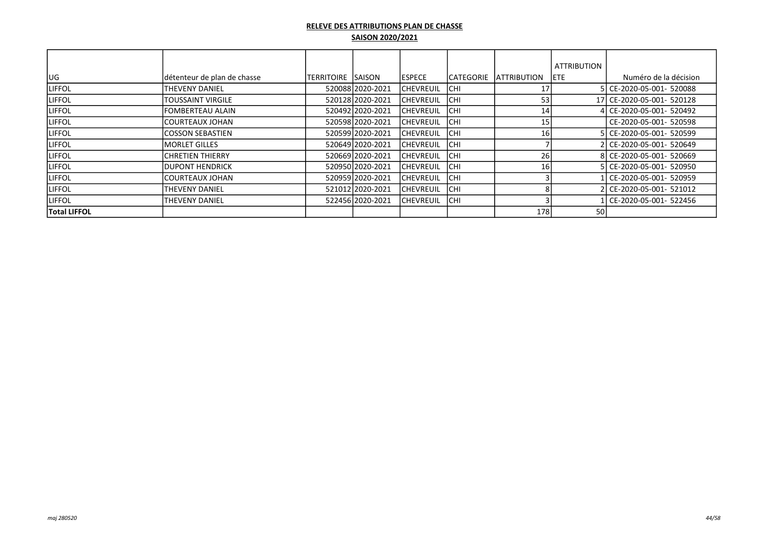**RELEVE DES ATTRIBUTIONS PLAN DE CHASSE**

**SAISON 2020/2021**

| UG | détenteur de plan de chasse | TERRITOIRE | SAISON | ESPECE | CATEGORIE | ATTRIBUTION | ATTRIBUTION ETE | Numéro de la décision |
|---|---|---|---|---|---|---|---|---|
| LIFFOL | THEVENY DANIEL | 520088 | 2020-2021 | CHEVREUIL | CHI | 17 | 5 | CE-2020-05-001- 520088 |
| LIFFOL | TOUSSAINT VIRGILE | 520128 | 2020-2021 | CHEVREUIL | CHI | 53 | 17 | CE-2020-05-001- 520128 |
| LIFFOL | FOMBERTEAU ALAIN | 520492 | 2020-2021 | CHEVREUIL | CHI | 14 | 4 | CE-2020-05-001- 520492 |
| LIFFOL | COURTEAUX JOHAN | 520598 | 2020-2021 | CHEVREUIL | CHI | 15 | | CE-2020-05-001- 520598 |
| LIFFOL | COSSON SEBASTIEN | 520599 | 2020-2021 | CHEVREUIL | CHI | 16 | 5 | CE-2020-05-001- 520599 |
| LIFFOL | MORLET GILLES | 520649 | 2020-2021 | CHEVREUIL | CHI | 7 | 2 | CE-2020-05-001- 520649 |
| LIFFOL | CHRETIEN THIERRY | 520669 | 2020-2021 | CHEVREUIL | CHI | 26 | 8 | CE-2020-05-001- 520669 |
| LIFFOL | DUPONT HENDRICK | 520950 | 2020-2021 | CHEVREUIL | CHI | 16 | 5 | CE-2020-05-001- 520950 |
| LIFFOL | COURTEAUX JOHAN | 520959 | 2020-2021 | CHEVREUIL | CHI | 3 | 1 | CE-2020-05-001- 520959 |
| LIFFOL | THEVENY DANIEL | 521012 | 2020-2021 | CHEVREUIL | CHI | 8 | 2 | CE-2020-05-001- 521012 |
| LIFFOL | THEVENY DANIEL | 522456 | 2020-2021 | CHEVREUIL | CHI | 3 | 1 | CE-2020-05-001- 522456 |
| **Total LIFFOL** | | | | | | 178 | 50 | |

*maj 280520*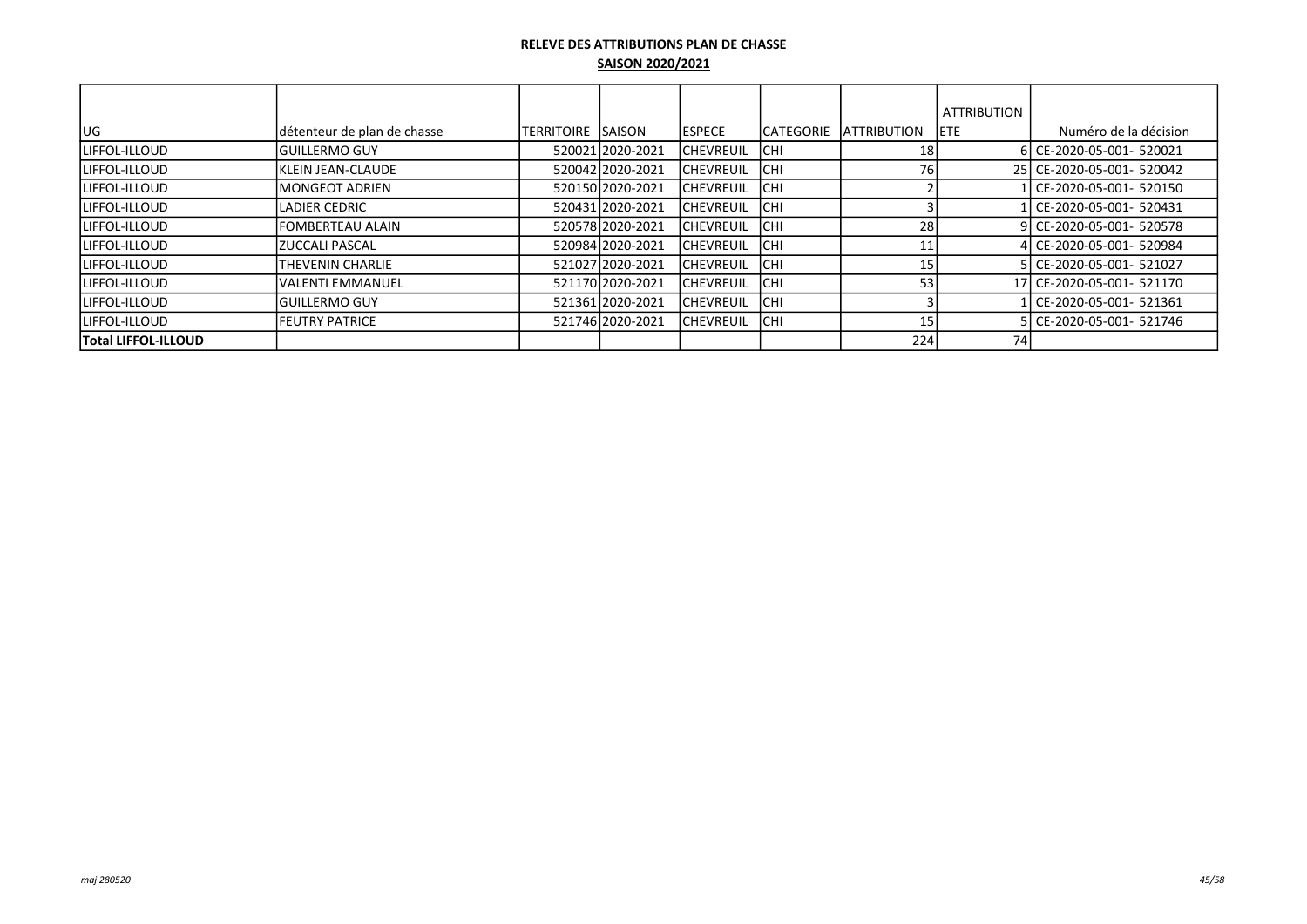**RELEVE DES ATTRIBUTIONS PLAN DE CHASSE**

**SAISON 2020/2021**

| UG | détenteur de plan de chasse | TERRITOIRE | SAISON | ESPECE | CATEGORIE | ATTRIBUTION | ATTRIBUTION ETE | Numéro de la décision |
|---|---|---|---|---|---|---|---|---|
| LIFFOL-ILLOUD | GUILLERMO GUY | 520021 | 2020-2021 | CHEVREUIL | CHI | 18 | 6 | CE-2020-05-001- 520021 |
| LIFFOL-ILLOUD | KLEIN JEAN-CLAUDE | 520042 | 2020-2021 | CHEVREUIL | CHI | 76 | 25 | CE-2020-05-001- 520042 |
| LIFFOL-ILLOUD | MONGEOT ADRIEN | 520150 | 2020-2021 | CHEVREUIL | CHI | 2 | 1 | CE-2020-05-001- 520150 |
| LIFFOL-ILLOUD | LADIER CEDRIC | 520431 | 2020-2021 | CHEVREUIL | CHI | 3 | 1 | CE-2020-05-001- 520431 |
| LIFFOL-ILLOUD | FOMBERTEAU ALAIN | 520578 | 2020-2021 | CHEVREUIL | CHI | 28 | 9 | CE-2020-05-001- 520578 |
| LIFFOL-ILLOUD | ZUCCALI PASCAL | 520984 | 2020-2021 | CHEVREUIL | CHI | 11 | 4 | CE-2020-05-001- 520984 |
| LIFFOL-ILLOUD | THEVENIN CHARLIE | 521027 | 2020-2021 | CHEVREUIL | CHI | 15 | 5 | CE-2020-05-001- 521027 |
| LIFFOL-ILLOUD | VALENTI EMMANUEL | 521170 | 2020-2021 | CHEVREUIL | CHI | 53 | 17 | CE-2020-05-001- 521170 |
| LIFFOL-ILLOUD | GUILLERMO GUY | 521361 | 2020-2021 | CHEVREUIL | CHI | 3 | 1 | CE-2020-05-001- 521361 |
| LIFFOL-ILLOUD | FEUTRY PATRICE | 521746 | 2020-2021 | CHEVREUIL | CHI | 15 | 5 | CE-2020-05-001- 521746 |
| **Total LIFFOL-ILLOUD** | | | | | | 224 | 74 | |

*maj 280520*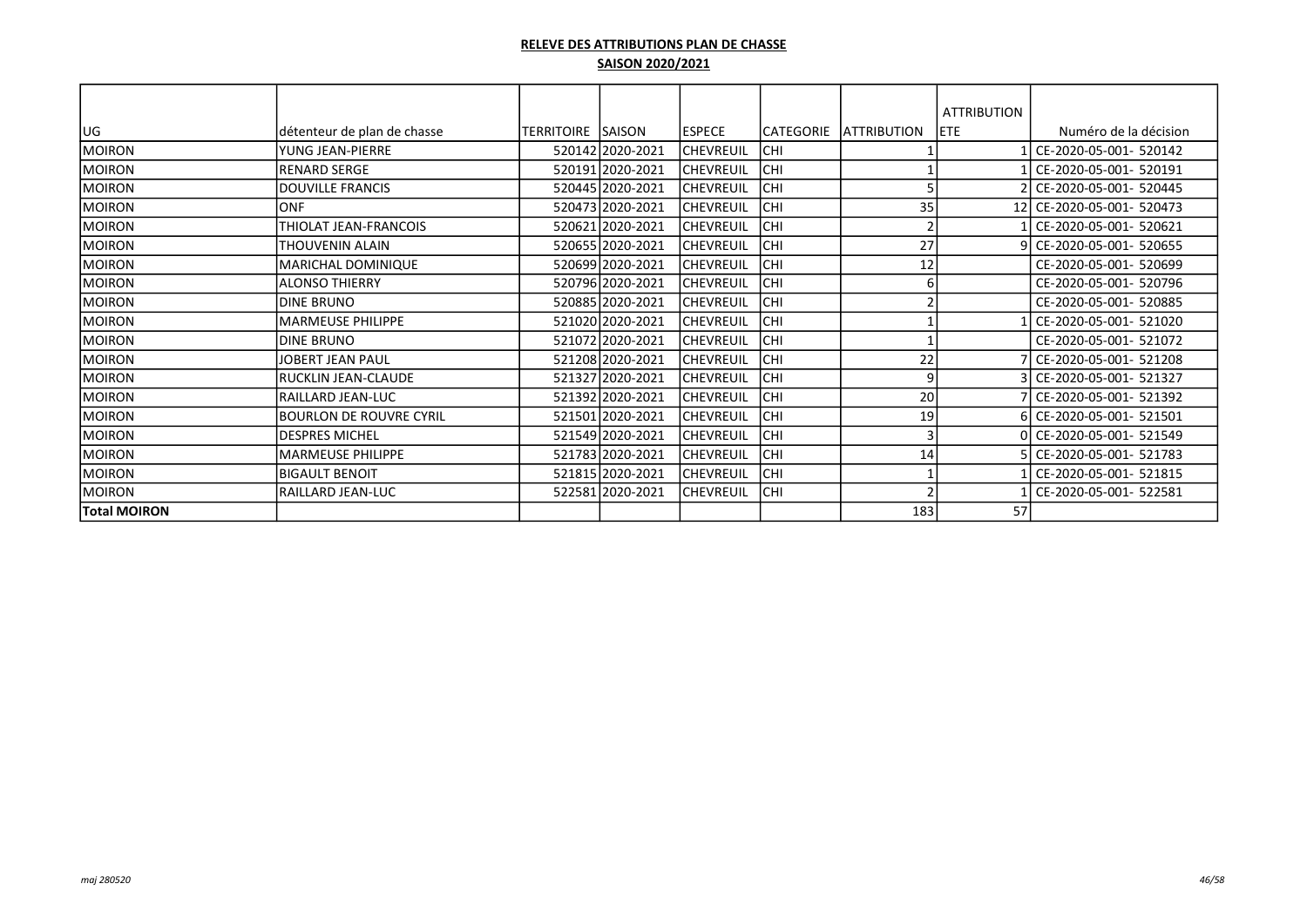**RELEVE DES ATTRIBUTIONS PLAN DE CHASSE**

**SAISON 2020/2021**

| UG | détenteur de plan de chasse | TERRITOIRE | SAISON | ESPECE | CATEGORIE | ATTRIBUTION | ATTRIBUTION ETE | Numéro de la décision |
|---|---|---|---|---|---|---|---|---|
| MOIRON | YUNG JEAN-PIERRE | 520142 | 2020-2021 | CHEVREUIL | CHI | 1 | 1 | CE-2020-05-001- 520142 |
| MOIRON | RENARD SERGE | 520191 | 2020-2021 | CHEVREUIL | CHI | 1 | 1 | CE-2020-05-001- 520191 |
| MOIRON | DOUVILLE FRANCIS | 520445 | 2020-2021 | CHEVREUIL | CHI | 5 | 2 | CE-2020-05-001- 520445 |
| MOIRON | ONF | 520473 | 2020-2021 | CHEVREUIL | CHI | 35 | 12 | CE-2020-05-001- 520473 |
| MOIRON | THIOLAT JEAN-FRANCOIS | 520621 | 2020-2021 | CHEVREUIL | CHI | 2 | 1 | CE-2020-05-001- 520621 |
| MOIRON | THOUVENIN ALAIN | 520655 | 2020-2021 | CHEVREUIL | CHI | 27 | 9 | CE-2020-05-001- 520655 |
| MOIRON | MARICHAL DOMINIQUE | 520699 | 2020-2021 | CHEVREUIL | CHI | 12 | | CE-2020-05-001- 520699 |
| MOIRON | ALONSO THIERRY | 520796 | 2020-2021 | CHEVREUIL | CHI | 6 | | CE-2020-05-001- 520796 |
| MOIRON | DINE BRUNO | 520885 | 2020-2021 | CHEVREUIL | CHI | 2 | | CE-2020-05-001- 520885 |
| MOIRON | MARMEUSE PHILIPPE | 521020 | 2020-2021 | CHEVREUIL | CHI | 1 | 1 | CE-2020-05-001- 521020 |
| MOIRON | DINE BRUNO | 521072 | 2020-2021 | CHEVREUIL | CHI | 1 | | CE-2020-05-001- 521072 |
| MOIRON | JOBERT JEAN PAUL | 521208 | 2020-2021 | CHEVREUIL | CHI | 22 | 7 | CE-2020-05-001- 521208 |
| MOIRON | RUCKLIN JEAN-CLAUDE | 521327 | 2020-2021 | CHEVREUIL | CHI | 9 | 3 | CE-2020-05-001- 521327 |
| MOIRON | RAILLARD JEAN-LUC | 521392 | 2020-2021 | CHEVREUIL | CHI | 20 | 7 | CE-2020-05-001- 521392 |
| MOIRON | BOURLON DE ROUVRE CYRIL | 521501 | 2020-2021 | CHEVREUIL | CHI | 19 | 6 | CE-2020-05-001- 521501 |
| MOIRON | DESPRES MICHEL | 521549 | 2020-2021 | CHEVREUIL | CHI | 3 | 0 | CE-2020-05-001- 521549 |
| MOIRON | MARMEUSE PHILIPPE | 521783 | 2020-2021 | CHEVREUIL | CHI | 14 | 5 | CE-2020-05-001- 521783 |
| MOIRON | BIGAULT BENOIT | 521815 | 2020-2021 | CHEVREUIL | CHI | 1 | 1 | CE-2020-05-001- 521815 |
| MOIRON | RAILLARD JEAN-LUC | 522581 | 2020-2021 | CHEVREUIL | CHI | 2 | 1 | CE-2020-05-001- 522581 |
| **Total MOIRON** | | | | | | 183 | 57 | |

*maj 280520*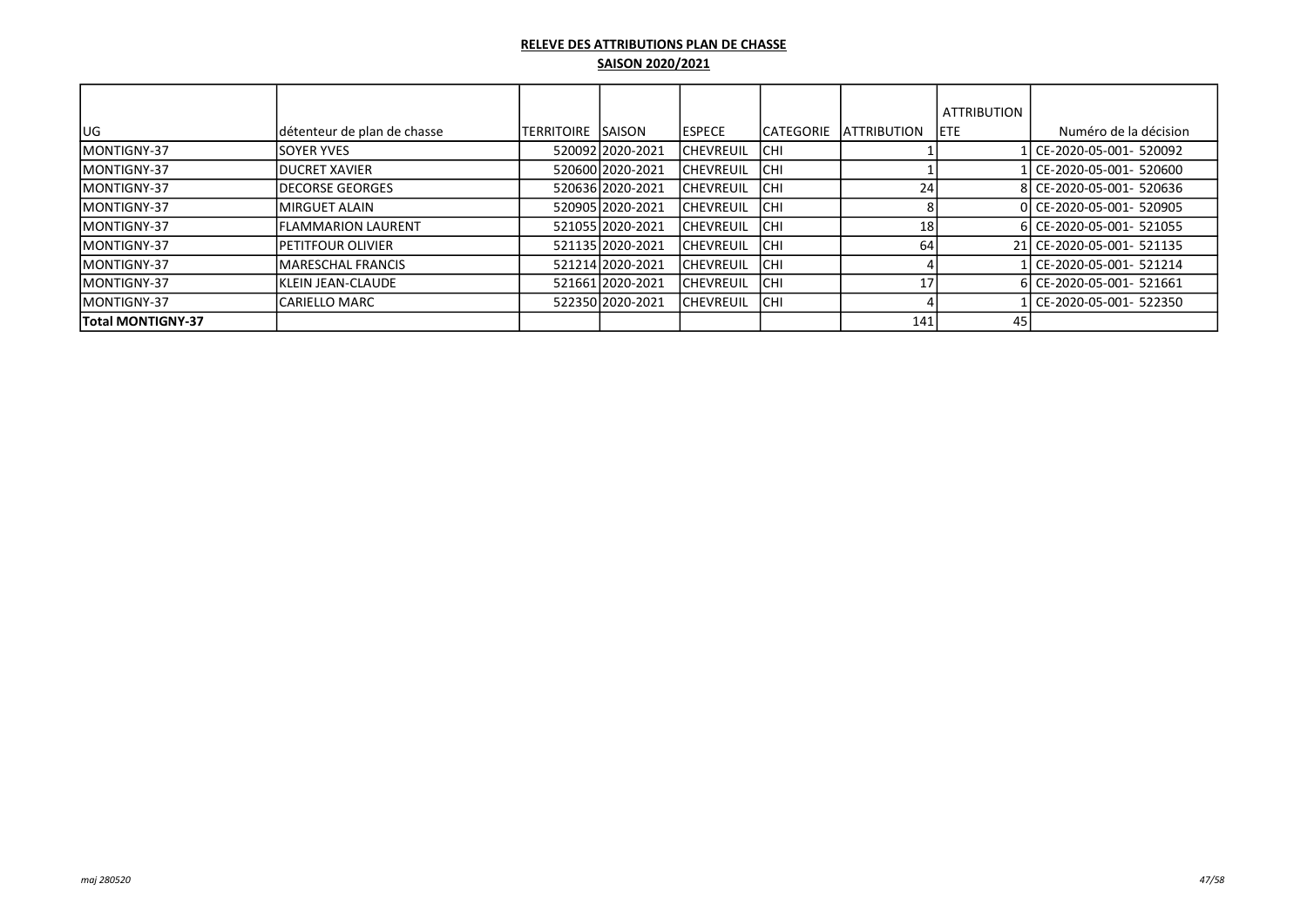**RELEVE DES ATTRIBUTIONS PLAN DE CHASSE**

**SAISON 2020/2021**

| UG | détenteur de plan de chasse | TERRITOIRE | SAISON | ESPECE | CATEGORIE | ATTRIBUTION | ATTRIBUTION ETE | Numéro de la décision |
|---|---|---|---|---|---|---|---|---|
| MONTIGNY-37 | SOYER YVES | 520092 | 2020-2021 | CHEVREUIL | CHI | 1 | 1 | CE-2020-05-001- 520092 |
| MONTIGNY-37 | DUCRET XAVIER | 520600 | 2020-2021 | CHEVREUIL | CHI | 1 | 1 | CE-2020-05-001- 520600 |
| MONTIGNY-37 | DECORSE GEORGES | 520636 | 2020-2021 | CHEVREUIL | CHI | 24 | 8 | CE-2020-05-001- 520636 |
| MONTIGNY-37 | MIRGUET ALAIN | 520905 | 2020-2021 | CHEVREUIL | CHI | 8 | 0 | CE-2020-05-001- 520905 |
| MONTIGNY-37 | FLAMMARION LAURENT | 521055 | 2020-2021 | CHEVREUIL | CHI | 18 | 6 | CE-2020-05-001- 521055 |
| MONTIGNY-37 | PETITFOUR OLIVIER | 521135 | 2020-2021 | CHEVREUIL | CHI | 64 | 21 | CE-2020-05-001- 521135 |
| MONTIGNY-37 | MARESCHAL FRANCIS | 521214 | 2020-2021 | CHEVREUIL | CHI | 4 | 1 | CE-2020-05-001- 521214 |
| MONTIGNY-37 | KLEIN JEAN-CLAUDE | 521661 | 2020-2021 | CHEVREUIL | CHI | 17 | 6 | CE-2020-05-001- 521661 |
| MONTIGNY-37 | CARIELLO MARC | 522350 | 2020-2021 | CHEVREUIL | CHI | 4 | 1 | CE-2020-05-001- 522350 |
| **Total MONTIGNY-37** | | | | | | 141 | 45 | |

*maj 280520*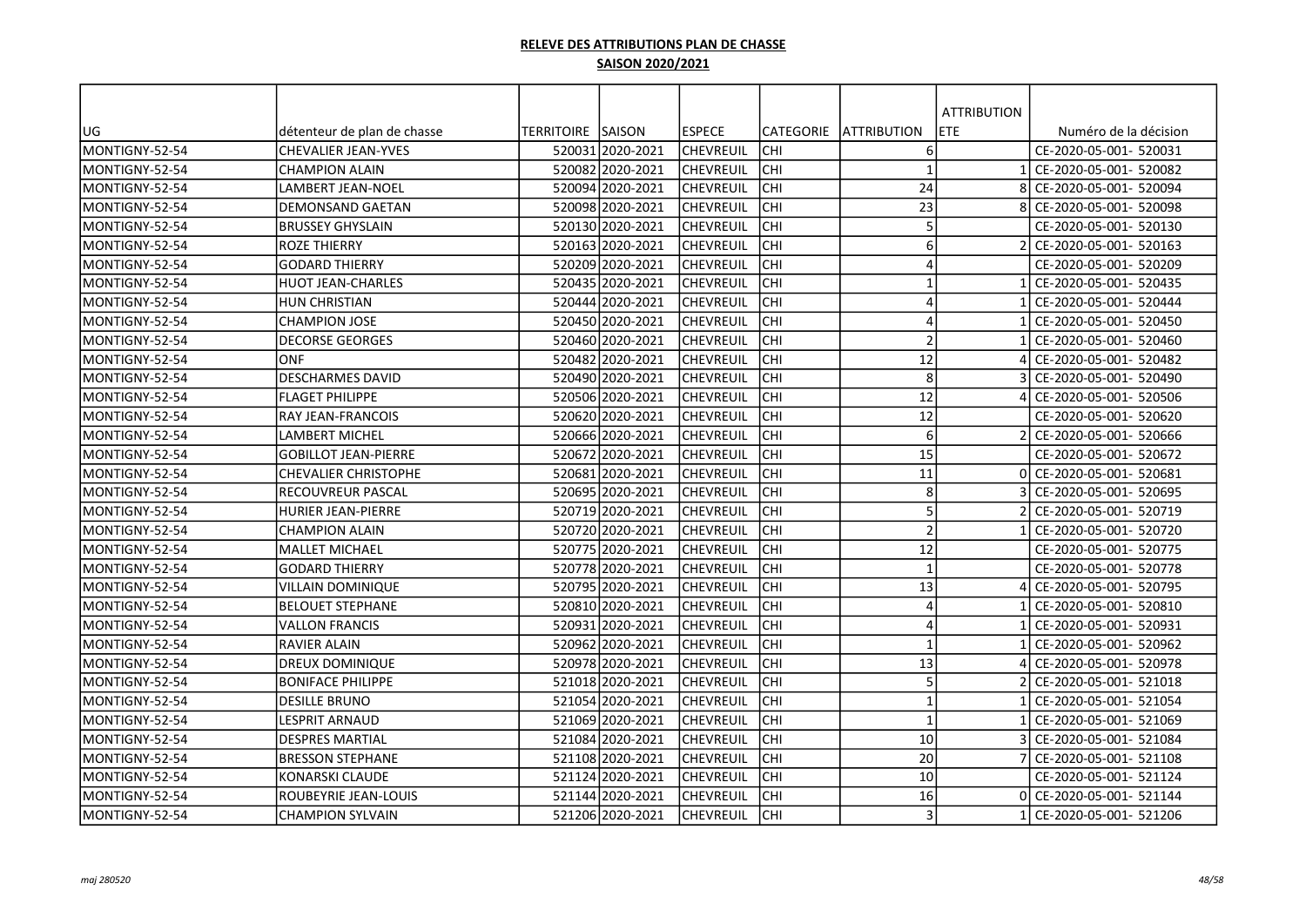**RELEVE DES ATTRIBUTIONS PLAN DE CHASSE**

**SAISON 2020/2021**

| UG | détenteur de plan de chasse | TERRITOIRE | SAISON | ESPECE | CATEGORIE | ATTRIBUTION | ATTRIBUTION ETE | Numéro de la décision |
|---|---|---|---|---|---|---|---|---|
| MONTIGNY-52-54 | CHEVALIER JEAN-YVES | 520031 | 2020-2021 | CHEVREUIL | CHI | 6 | | CE-2020-05-001- 520031 |
| MONTIGNY-52-54 | CHAMPION ALAIN | 520082 | 2020-2021 | CHEVREUIL | CHI | 1 | 1 | CE-2020-05-001- 520082 |
| MONTIGNY-52-54 | LAMBERT JEAN-NOEL | 520094 | 2020-2021 | CHEVREUIL | CHI | 24 | 8 | CE-2020-05-001- 520094 |
| MONTIGNY-52-54 | DEMONSAND GAETAN | 520098 | 2020-2021 | CHEVREUIL | CHI | 23 | 8 | CE-2020-05-001- 520098 |
| MONTIGNY-52-54 | BRUSSEY GHYSLAIN | 520130 | 2020-2021 | CHEVREUIL | CHI | 5 | | CE-2020-05-001- 520130 |
| MONTIGNY-52-54 | ROZE THIERRY | 520163 | 2020-2021 | CHEVREUIL | CHI | 6 | 2 | CE-2020-05-001- 520163 |
| MONTIGNY-52-54 | GODARD THIERRY | 520209 | 2020-2021 | CHEVREUIL | CHI | 4 | | CE-2020-05-001- 520209 |
| MONTIGNY-52-54 | HUOT JEAN-CHARLES | 520435 | 2020-2021 | CHEVREUIL | CHI | 1 | 1 | CE-2020-05-001- 520435 |
| MONTIGNY-52-54 | HUN CHRISTIAN | 520444 | 2020-2021 | CHEVREUIL | CHI | 4 | 1 | CE-2020-05-001- 520444 |
| MONTIGNY-52-54 | CHAMPION JOSE | 520450 | 2020-2021 | CHEVREUIL | CHI | 4 | 1 | CE-2020-05-001- 520450 |
| MONTIGNY-52-54 | DECORSE GEORGES | 520460 | 2020-2021 | CHEVREUIL | CHI | 2 | 1 | CE-2020-05-001- 520460 |
| MONTIGNY-52-54 | ONF | 520482 | 2020-2021 | CHEVREUIL | CHI | 12 | 4 | CE-2020-05-001- 520482 |
| MONTIGNY-52-54 | DESCHARMES DAVID | 520490 | 2020-2021 | CHEVREUIL | CHI | 8 | 3 | CE-2020-05-001- 520490 |
| MONTIGNY-52-54 | FLAGET PHILIPPE | 520506 | 2020-2021 | CHEVREUIL | CHI | 12 | 4 | CE-2020-05-001- 520506 |
| MONTIGNY-52-54 | RAY JEAN-FRANCOIS | 520620 | 2020-2021 | CHEVREUIL | CHI | 12 | | CE-2020-05-001- 520620 |
| MONTIGNY-52-54 | LAMBERT MICHEL | 520666 | 2020-2021 | CHEVREUIL | CHI | 6 | 2 | CE-2020-05-001- 520666 |
| MONTIGNY-52-54 | GOBILLOT JEAN-PIERRE | 520672 | 2020-2021 | CHEVREUIL | CHI | 15 | | CE-2020-05-001- 520672 |
| MONTIGNY-52-54 | CHEVALIER CHRISTOPHE | 520681 | 2020-2021 | CHEVREUIL | CHI | 11 | 0 | CE-2020-05-001- 520681 |
| MONTIGNY-52-54 | RECOUVREUR PASCAL | 520695 | 2020-2021 | CHEVREUIL | CHI | 8 | 3 | CE-2020-05-001- 520695 |
| MONTIGNY-52-54 | HURIER JEAN-PIERRE | 520719 | 2020-2021 | CHEVREUIL | CHI | 5 | 2 | CE-2020-05-001- 520719 |
| MONTIGNY-52-54 | CHAMPION ALAIN | 520720 | 2020-2021 | CHEVREUIL | CHI | 2 | 1 | CE-2020-05-001- 520720 |
| MONTIGNY-52-54 | MALLET MICHAEL | 520775 | 2020-2021 | CHEVREUIL | CHI | 12 | | CE-2020-05-001- 520775 |
| MONTIGNY-52-54 | GODARD THIERRY | 520778 | 2020-2021 | CHEVREUIL | CHI | 1 | | CE-2020-05-001- 520778 |
| MONTIGNY-52-54 | VILLAIN DOMINIQUE | 520795 | 2020-2021 | CHEVREUIL | CHI | 13 | 4 | CE-2020-05-001- 520795 |
| MONTIGNY-52-54 | BELOUET STEPHANE | 520810 | 2020-2021 | CHEVREUIL | CHI | 4 | 1 | CE-2020-05-001- 520810 |
| MONTIGNY-52-54 | VALLON FRANCIS | 520931 | 2020-2021 | CHEVREUIL | CHI | 4 | 1 | CE-2020-05-001- 520931 |
| MONTIGNY-52-54 | RAVIER ALAIN | 520962 | 2020-2021 | CHEVREUIL | CHI | 1 | 1 | CE-2020-05-001- 520962 |
| MONTIGNY-52-54 | DREUX DOMINIQUE | 520978 | 2020-2021 | CHEVREUIL | CHI | 13 | 4 | CE-2020-05-001- 520978 |
| MONTIGNY-52-54 | BONIFACE PHILIPPE | 521018 | 2020-2021 | CHEVREUIL | CHI | 5 | 2 | CE-2020-05-001- 521018 |
| MONTIGNY-52-54 | DESILLE BRUNO | 521054 | 2020-2021 | CHEVREUIL | CHI | 1 | 1 | CE-2020-05-001- 521054 |
| MONTIGNY-52-54 | LESPRIT ARNAUD | 521069 | 2020-2021 | CHEVREUIL | CHI | 1 | 1 | CE-2020-05-001- 521069 |
| MONTIGNY-52-54 | DESPRES MARTIAL | 521084 | 2020-2021 | CHEVREUIL | CHI | 10 | 3 | CE-2020-05-001- 521084 |
| MONTIGNY-52-54 | BRESSON STEPHANE | 521108 | 2020-2021 | CHEVREUIL | CHI | 20 | 7 | CE-2020-05-001- 521108 |
| MONTIGNY-52-54 | KONARSKI CLAUDE | 521124 | 2020-2021 | CHEVREUIL | CHI | 10 | | CE-2020-05-001- 521124 |
| MONTIGNY-52-54 | ROUBEYRIE JEAN-LOUIS | 521144 | 2020-2021 | CHEVREUIL | CHI | 16 | 0 | CE-2020-05-001- 521144 |
| MONTIGNY-52-54 | CHAMPION SYLVAIN | 521206 | 2020-2021 | CHEVREUIL | CHI | 3 | 1 | CE-2020-05-001- 521206 |

*maj 280520*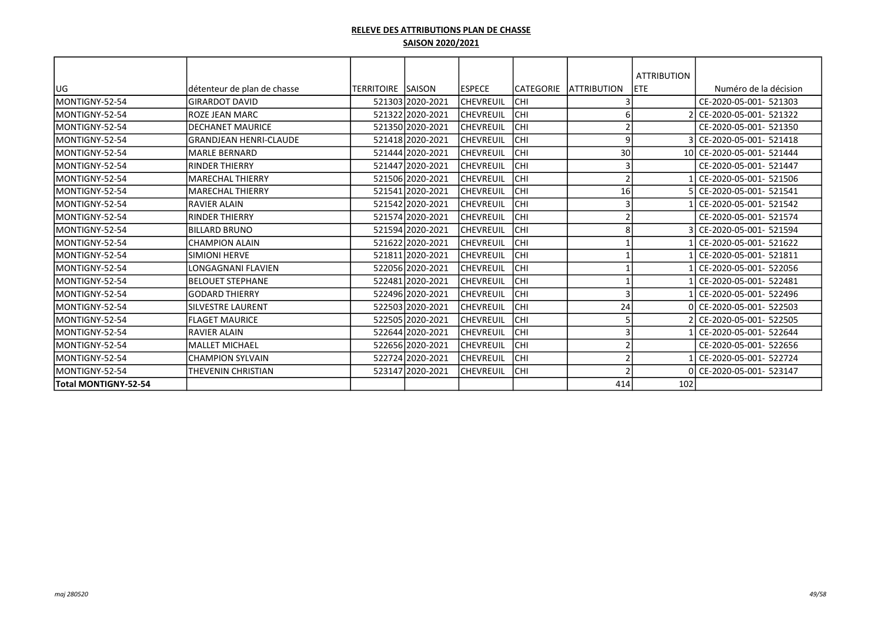**RELEVE DES ATTRIBUTIONS PLAN DE CHASSE**

**SAISON 2020/2021**

| UG | détenteur de plan de chasse | TERRITOIRE | SAISON | ESPECE | CATEGORIE | ATTRIBUTION | ATTRIBUTION ETE | Numéro de la décision |
|---|---|---|---|---|---|---|---|---|
| MONTIGNY-52-54 | GIRARDOT DAVID | 521303 | 2020-2021 | CHEVREUIL | CHI | 3 | | CE-2020-05-001- 521303 |
| MONTIGNY-52-54 | ROZE JEAN MARC | 521322 | 2020-2021 | CHEVREUIL | CHI | 6 | 2 | CE-2020-05-001- 521322 |
| MONTIGNY-52-54 | DECHANET MAURICE | 521350 | 2020-2021 | CHEVREUIL | CHI | 2 | | CE-2020-05-001- 521350 |
| MONTIGNY-52-54 | GRANDJEAN HENRI-CLAUDE | 521418 | 2020-2021 | CHEVREUIL | CHI | 9 | 3 | CE-2020-05-001- 521418 |
| MONTIGNY-52-54 | MARLE BERNARD | 521444 | 2020-2021 | CHEVREUIL | CHI | 30 | 10 | CE-2020-05-001- 521444 |
| MONTIGNY-52-54 | RINDER THIERRY | 521447 | 2020-2021 | CHEVREUIL | CHI | 3 | | CE-2020-05-001- 521447 |
| MONTIGNY-52-54 | MARECHAL THIERRY | 521506 | 2020-2021 | CHEVREUIL | CHI | 2 | 1 | CE-2020-05-001- 521506 |
| MONTIGNY-52-54 | MARECHAL THIERRY | 521541 | 2020-2021 | CHEVREUIL | CHI | 16 | 5 | CE-2020-05-001- 521541 |
| MONTIGNY-52-54 | RAVIER ALAIN | 521542 | 2020-2021 | CHEVREUIL | CHI | 3 | 1 | CE-2020-05-001- 521542 |
| MONTIGNY-52-54 | RINDER THIERRY | 521574 | 2020-2021 | CHEVREUIL | CHI | 2 | | CE-2020-05-001- 521574 |
| MONTIGNY-52-54 | BILLARD BRUNO | 521594 | 2020-2021 | CHEVREUIL | CHI | 8 | 3 | CE-2020-05-001- 521594 |
| MONTIGNY-52-54 | CHAMPION ALAIN | 521622 | 2020-2021 | CHEVREUIL | CHI | 1 | 1 | CE-2020-05-001- 521622 |
| MONTIGNY-52-54 | SIMIONI HERVE | 521811 | 2020-2021 | CHEVREUIL | CHI | 1 | 1 | CE-2020-05-001- 521811 |
| MONTIGNY-52-54 | LONGAGNANI FLAVIEN | 522056 | 2020-2021 | CHEVREUIL | CHI | 1 | 1 | CE-2020-05-001- 522056 |
| MONTIGNY-52-54 | BELOUET STEPHANE | 522481 | 2020-2021 | CHEVREUIL | CHI | 1 | 1 | CE-2020-05-001- 522481 |
| MONTIGNY-52-54 | GODARD THIERRY | 522496 | 2020-2021 | CHEVREUIL | CHI | 3 | 1 | CE-2020-05-001- 522496 |
| MONTIGNY-52-54 | SILVESTRE LAURENT | 522503 | 2020-2021 | CHEVREUIL | CHI | 24 | 0 | CE-2020-05-001- 522503 |
| MONTIGNY-52-54 | FLAGET MAURICE | 522505 | 2020-2021 | CHEVREUIL | CHI | 5 | 2 | CE-2020-05-001- 522505 |
| MONTIGNY-52-54 | RAVIER ALAIN | 522644 | 2020-2021 | CHEVREUIL | CHI | 3 | 1 | CE-2020-05-001- 522644 |
| MONTIGNY-52-54 | MALLET MICHAEL | 522656 | 2020-2021 | CHEVREUIL | CHI | 2 | | CE-2020-05-001- 522656 |
| MONTIGNY-52-54 | CHAMPION SYLVAIN | 522724 | 2020-2021 | CHEVREUIL | CHI | 2 | 1 | CE-2020-05-001- 522724 |
| MONTIGNY-52-54 | THEVENIN CHRISTIAN | 523147 | 2020-2021 | CHEVREUIL | CHI | 2 | 0 | CE-2020-05-001- 523147 |
| **Total MONTIGNY-52-54** | | | | | | 414 | 102 | |

*maj 280520*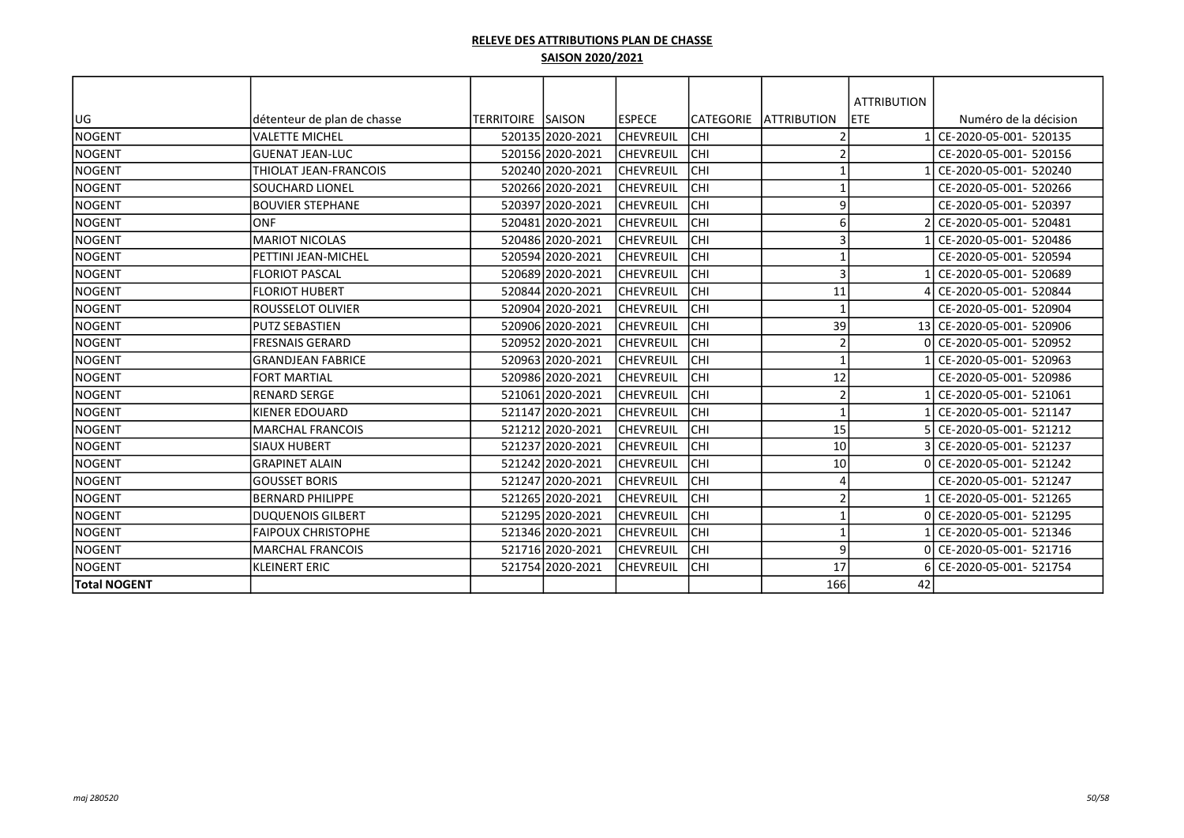**RELEVE DES ATTRIBUTIONS PLAN DE CHASSE**

**SAISON 2020/2021**

| UG | détenteur de plan de chasse | TERRITOIRE | SAISON | ESPECE | CATEGORIE | ATTRIBUTION | ATTRIBUTION ETE | Numéro de la décision |
|---|---|---|---|---|---|---|---|---|
| NOGENT | VALETTE MICHEL | 520135 | 2020-2021 | CHEVREUIL | CHI | 2 | 1 | CE-2020-05-001- 520135 |
| NOGENT | GUENAT JEAN-LUC | 520156 | 2020-2021 | CHEVREUIL | CHI | 2 | | CE-2020-05-001- 520156 |
| NOGENT | THIOLAT JEAN-FRANCOIS | 520240 | 2020-2021 | CHEVREUIL | CHI | 1 | 1 | CE-2020-05-001- 520240 |
| NOGENT | SOUCHARD LIONEL | 520266 | 2020-2021 | CHEVREUIL | CHI | 1 | | CE-2020-05-001- 520266 |
| NOGENT | BOUVIER STEPHANE | 520397 | 2020-2021 | CHEVREUIL | CHI | 9 | | CE-2020-05-001- 520397 |
| NOGENT | ONF | 520481 | 2020-2021 | CHEVREUIL | CHI | 6 | 2 | CE-2020-05-001- 520481 |
| NOGENT | MARIOT NICOLAS | 520486 | 2020-2021 | CHEVREUIL | CHI | 3 | 1 | CE-2020-05-001- 520486 |
| NOGENT | PETTINI JEAN-MICHEL | 520594 | 2020-2021 | CHEVREUIL | CHI | 1 | | CE-2020-05-001- 520594 |
| NOGENT | FLORIOT PASCAL | 520689 | 2020-2021 | CHEVREUIL | CHI | 3 | 1 | CE-2020-05-001- 520689 |
| NOGENT | FLORIOT HUBERT | 520844 | 2020-2021 | CHEVREUIL | CHI | 11 | 4 | CE-2020-05-001- 520844 |
| NOGENT | ROUSSELOT OLIVIER | 520904 | 2020-2021 | CHEVREUIL | CHI | 1 | | CE-2020-05-001- 520904 |
| NOGENT | PUTZ SEBASTIEN | 520906 | 2020-2021 | CHEVREUIL | CHI | 39 | 13 | CE-2020-05-001- 520906 |
| NOGENT | FRESNAIS GERARD | 520952 | 2020-2021 | CHEVREUIL | CHI | 2 | 0 | CE-2020-05-001- 520952 |
| NOGENT | GRANDJEAN FABRICE | 520963 | 2020-2021 | CHEVREUIL | CHI | 1 | 1 | CE-2020-05-001- 520963 |
| NOGENT | FORT MARTIAL | 520986 | 2020-2021 | CHEVREUIL | CHI | 12 | | CE-2020-05-001- 520986 |
| NOGENT | RENARD SERGE | 521061 | 2020-2021 | CHEVREUIL | CHI | 2 | 1 | CE-2020-05-001- 521061 |
| NOGENT | KIENER EDOUARD | 521147 | 2020-2021 | CHEVREUIL | CHI | 1 | 1 | CE-2020-05-001- 521147 |
| NOGENT | MARCHAL FRANCOIS | 521212 | 2020-2021 | CHEVREUIL | CHI | 15 | 5 | CE-2020-05-001- 521212 |
| NOGENT | SIAUX HUBERT | 521237 | 2020-2021 | CHEVREUIL | CHI | 10 | 3 | CE-2020-05-001- 521237 |
| NOGENT | GRAPINET ALAIN | 521242 | 2020-2021 | CHEVREUIL | CHI | 10 | 0 | CE-2020-05-001- 521242 |
| NOGENT | GOUSSET BORIS | 521247 | 2020-2021 | CHEVREUIL | CHI | 4 | | CE-2020-05-001- 521247 |
| NOGENT | BERNARD PHILIPPE | 521265 | 2020-2021 | CHEVREUIL | CHI | 2 | 1 | CE-2020-05-001- 521265 |
| NOGENT | DUQUENOIS GILBERT | 521295 | 2020-2021 | CHEVREUIL | CHI | 1 | 0 | CE-2020-05-001- 521295 |
| NOGENT | FAIPOUX CHRISTOPHE | 521346 | 2020-2021 | CHEVREUIL | CHI | 1 | 1 | CE-2020-05-001- 521346 |
| NOGENT | MARCHAL FRANCOIS | 521716 | 2020-2021 | CHEVREUIL | CHI | 9 | 0 | CE-2020-05-001- 521716 |
| NOGENT | KLEINERT ERIC | 521754 | 2020-2021 | CHEVREUIL | CHI | 17 | 6 | CE-2020-05-001- 521754 |
| **Total NOGENT** | | | | | | 166 | 42 | |

*maj 280520*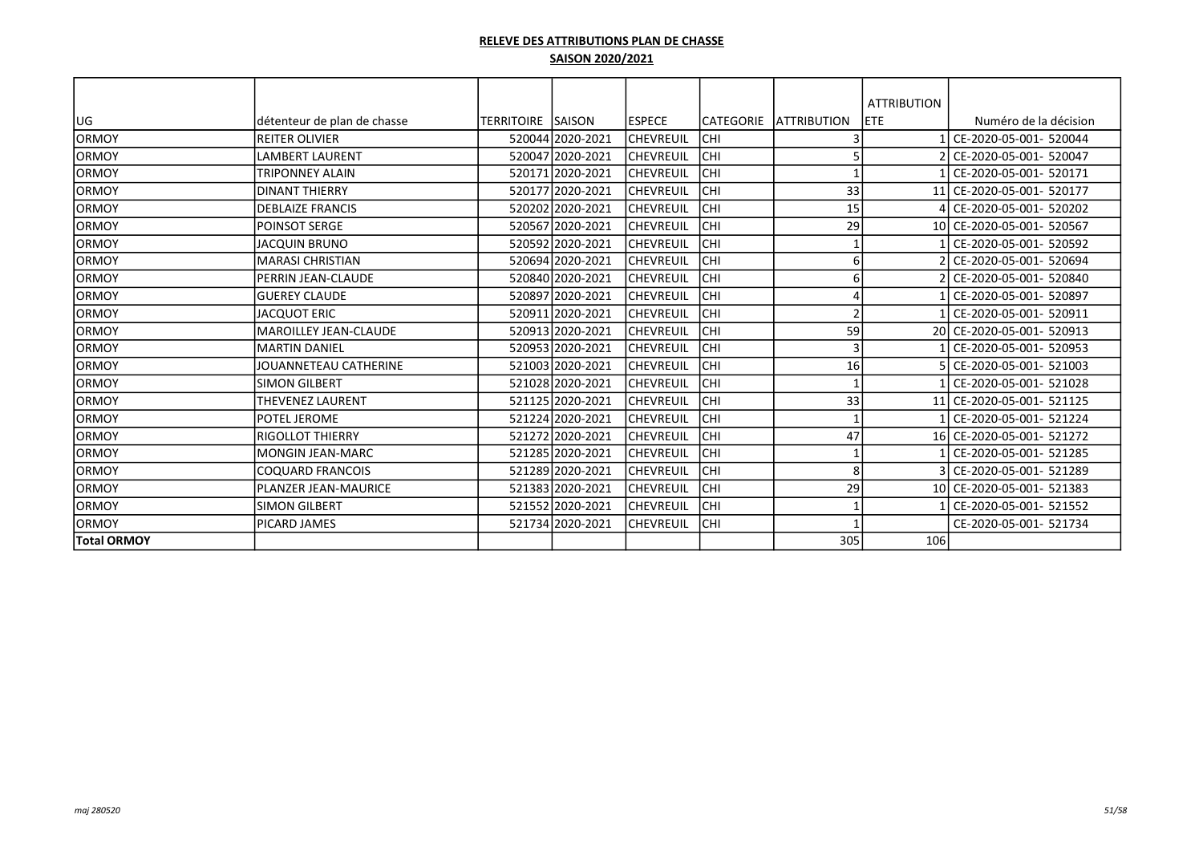**RELEVE DES ATTRIBUTIONS PLAN DE CHASSE**

**SAISON 2020/2021**

| UG | détenteur de plan de chasse | TERRITOIRE | SAISON | ESPECE | CATEGORIE | ATTRIBUTION | ATTRIBUTION ETE | Numéro de la décision |
|---|---|---|---|---|---|---|---|---|
| ORMOY | REITER OLIVIER | 520044 | 2020-2021 | CHEVREUIL | CHI | 3 | 1 | CE-2020-05-001- 520044 |
| ORMOY | LAMBERT LAURENT | 520047 | 2020-2021 | CHEVREUIL | CHI | 5 | 2 | CE-2020-05-001- 520047 |
| ORMOY | TRIPONNEY ALAIN | 520171 | 2020-2021 | CHEVREUIL | CHI | 1 | 1 | CE-2020-05-001- 520171 |
| ORMOY | DINANT THIERRY | 520177 | 2020-2021 | CHEVREUIL | CHI | 33 | 11 | CE-2020-05-001- 520177 |
| ORMOY | DEBLAIZE FRANCIS | 520202 | 2020-2021 | CHEVREUIL | CHI | 15 | 4 | CE-2020-05-001- 520202 |
| ORMOY | POINSOT SERGE | 520567 | 2020-2021 | CHEVREUIL | CHI | 29 | 10 | CE-2020-05-001- 520567 |
| ORMOY | JACQUIN BRUNO | 520592 | 2020-2021 | CHEVREUIL | CHI | 1 | 1 | CE-2020-05-001- 520592 |
| ORMOY | MARASI CHRISTIAN | 520694 | 2020-2021 | CHEVREUIL | CHI | 6 | 2 | CE-2020-05-001- 520694 |
| ORMOY | PERRIN JEAN-CLAUDE | 520840 | 2020-2021 | CHEVREUIL | CHI | 6 | 2 | CE-2020-05-001- 520840 |
| ORMOY | GUEREY CLAUDE | 520897 | 2020-2021 | CHEVREUIL | CHI | 4 | 1 | CE-2020-05-001- 520897 |
| ORMOY | JACQUOT ERIC | 520911 | 2020-2021 | CHEVREUIL | CHI | 2 | 1 | CE-2020-05-001- 520911 |
| ORMOY | MAROILLEY JEAN-CLAUDE | 520913 | 2020-2021 | CHEVREUIL | CHI | 59 | 20 | CE-2020-05-001- 520913 |
| ORMOY | MARTIN DANIEL | 520953 | 2020-2021 | CHEVREUIL | CHI | 3 | 1 | CE-2020-05-001- 520953 |
| ORMOY | JOUANNETEAU CATHERINE | 521003 | 2020-2021 | CHEVREUIL | CHI | 16 | 5 | CE-2020-05-001- 521003 |
| ORMOY | SIMON GILBERT | 521028 | 2020-2021 | CHEVREUIL | CHI | 1 | 1 | CE-2020-05-001- 521028 |
| ORMOY | THEVENEZ LAURENT | 521125 | 2020-2021 | CHEVREUIL | CHI | 33 | 11 | CE-2020-05-001- 521125 |
| ORMOY | POTEL JEROME | 521224 | 2020-2021 | CHEVREUIL | CHI | 1 | 1 | CE-2020-05-001- 521224 |
| ORMOY | RIGOLLOT THIERRY | 521272 | 2020-2021 | CHEVREUIL | CHI | 47 | 16 | CE-2020-05-001- 521272 |
| ORMOY | MONGIN JEAN-MARC | 521285 | 2020-2021 | CHEVREUIL | CHI | 1 | 1 | CE-2020-05-001- 521285 |
| ORMOY | COQUARD FRANCOIS | 521289 | 2020-2021 | CHEVREUIL | CHI | 8 | 3 | CE-2020-05-001- 521289 |
| ORMOY | PLANZER JEAN-MAURICE | 521383 | 2020-2021 | CHEVREUIL | CHI | 29 | 10 | CE-2020-05-001- 521383 |
| ORMOY | SIMON GILBERT | 521552 | 2020-2021 | CHEVREUIL | CHI | 1 | 1 | CE-2020-05-001- 521552 |
| ORMOY | PICARD JAMES | 521734 | 2020-2021 | CHEVREUIL | CHI | 1 | | CE-2020-05-001- 521734 |
| **Total ORMOY** | | | | | | 305 | 106 | |

*maj 280520*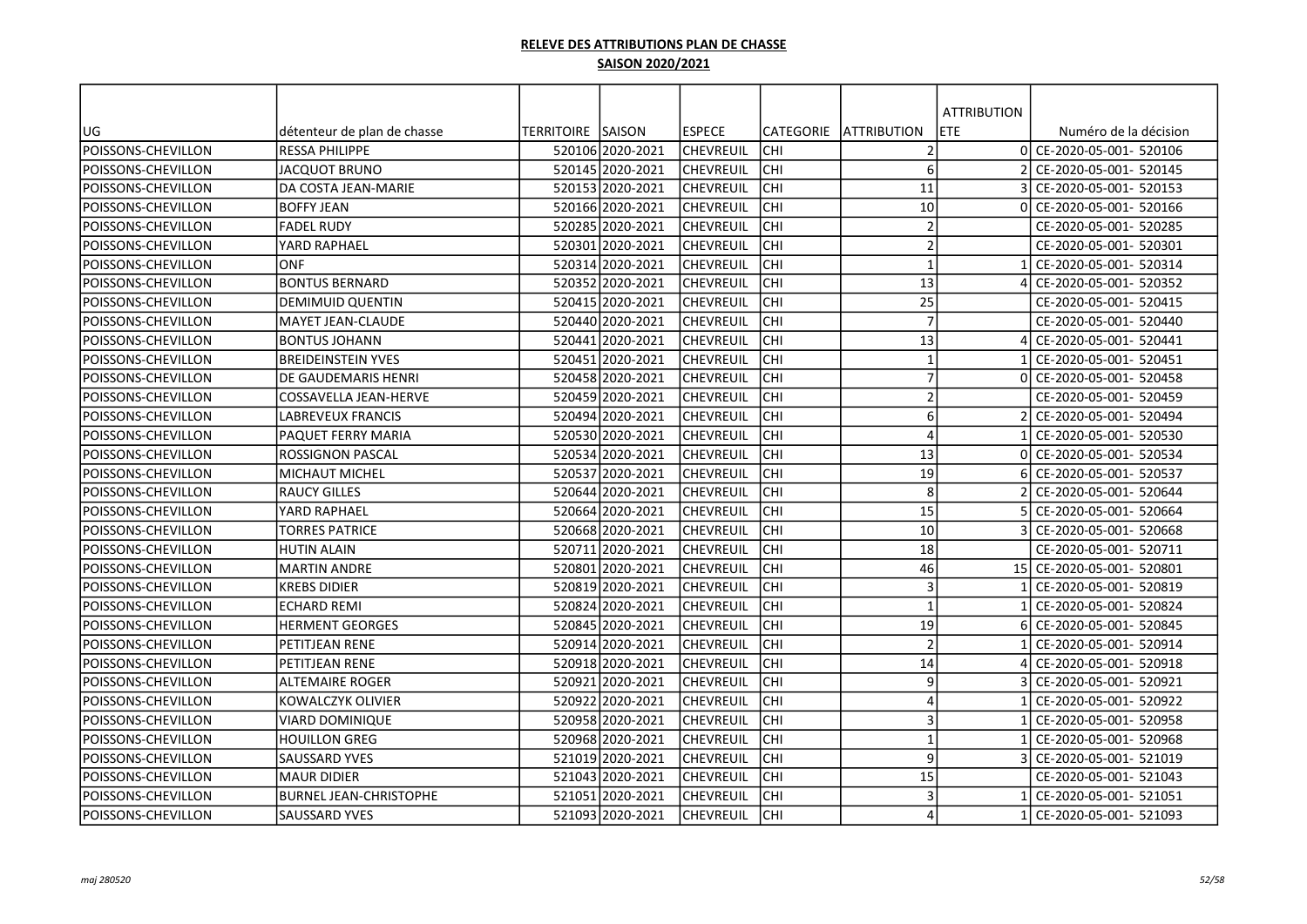**RELEVE DES ATTRIBUTIONS PLAN DE CHASSE**

**SAISON 2020/2021**

| UG | détenteur de plan de chasse | TERRITOIRE | SAISON | ESPECE | CATEGORIE | ATTRIBUTION | ATTRIBUTION ETE | Numéro de la décision |
|---|---|---|---|---|---|---|---|---|
| POISSONS-CHEVILLON | RESSA PHILIPPE | 520106 | 2020-2021 | CHEVREUIL | CHI | 2 | 0 | CE-2020-05-001- 520106 |
| POISSONS-CHEVILLON | JACQUOT BRUNO | 520145 | 2020-2021 | CHEVREUIL | CHI | 6 | 2 | CE-2020-05-001- 520145 |
| POISSONS-CHEVILLON | DA COSTA JEAN-MARIE | 520153 | 2020-2021 | CHEVREUIL | CHI | 11 | 3 | CE-2020-05-001- 520153 |
| POISSONS-CHEVILLON | BOFFY JEAN | 520166 | 2020-2021 | CHEVREUIL | CHI | 10 | 0 | CE-2020-05-001- 520166 |
| POISSONS-CHEVILLON | FADEL RUDY | 520285 | 2020-2021 | CHEVREUIL | CHI | 2 | | CE-2020-05-001- 520285 |
| POISSONS-CHEVILLON | YARD RAPHAEL | 520301 | 2020-2021 | CHEVREUIL | CHI | 2 | | CE-2020-05-001- 520301 |
| POISSONS-CHEVILLON | ONF | 520314 | 2020-2021 | CHEVREUIL | CHI | 1 | 1 | CE-2020-05-001- 520314 |
| POISSONS-CHEVILLON | BONTUS BERNARD | 520352 | 2020-2021 | CHEVREUIL | CHI | 13 | 4 | CE-2020-05-001- 520352 |
| POISSONS-CHEVILLON | DEMIMUID QUENTIN | 520415 | 2020-2021 | CHEVREUIL | CHI | 25 | | CE-2020-05-001- 520415 |
| POISSONS-CHEVILLON | MAYET JEAN-CLAUDE | 520440 | 2020-2021 | CHEVREUIL | CHI | 7 | | CE-2020-05-001- 520440 |
| POISSONS-CHEVILLON | BONTUS JOHANN | 520441 | 2020-2021 | CHEVREUIL | CHI | 13 | 4 | CE-2020-05-001- 520441 |
| POISSONS-CHEVILLON | BREIDEINSTEIN YVES | 520451 | 2020-2021 | CHEVREUIL | CHI | 1 | 1 | CE-2020-05-001- 520451 |
| POISSONS-CHEVILLON | DE GAUDEMARIS HENRI | 520458 | 2020-2021 | CHEVREUIL | CHI | 7 | 0 | CE-2020-05-001- 520458 |
| POISSONS-CHEVILLON | COSSAVELLA JEAN-HERVE | 520459 | 2020-2021 | CHEVREUIL | CHI | 2 | | CE-2020-05-001- 520459 |
| POISSONS-CHEVILLON | LABREVEUX FRANCIS | 520494 | 2020-2021 | CHEVREUIL | CHI | 6 | 2 | CE-2020-05-001- 520494 |
| POISSONS-CHEVILLON | PAQUET FERRY MARIA | 520530 | 2020-2021 | CHEVREUIL | CHI | 4 | 1 | CE-2020-05-001- 520530 |
| POISSONS-CHEVILLON | ROSSIGNON PASCAL | 520534 | 2020-2021 | CHEVREUIL | CHI | 13 | 0 | CE-2020-05-001- 520534 |
| POISSONS-CHEVILLON | MICHAUT MICHEL | 520537 | 2020-2021 | CHEVREUIL | CHI | 19 | 6 | CE-2020-05-001- 520537 |
| POISSONS-CHEVILLON | RAUCY GILLES | 520644 | 2020-2021 | CHEVREUIL | CHI | 8 | 2 | CE-2020-05-001- 520644 |
| POISSONS-CHEVILLON | YARD RAPHAEL | 520664 | 2020-2021 | CHEVREUIL | CHI | 15 | 5 | CE-2020-05-001- 520664 |
| POISSONS-CHEVILLON | TORRES PATRICE | 520668 | 2020-2021 | CHEVREUIL | CHI | 10 | 3 | CE-2020-05-001- 520668 |
| POISSONS-CHEVILLON | HUTIN ALAIN | 520711 | 2020-2021 | CHEVREUIL | CHI | 18 | | CE-2020-05-001- 520711 |
| POISSONS-CHEVILLON | MARTIN ANDRE | 520801 | 2020-2021 | CHEVREUIL | CHI | 46 | 15 | CE-2020-05-001- 520801 |
| POISSONS-CHEVILLON | KREBS DIDIER | 520819 | 2020-2021 | CHEVREUIL | CHI | 3 | 1 | CE-2020-05-001- 520819 |
| POISSONS-CHEVILLON | ECHARD REMI | 520824 | 2020-2021 | CHEVREUIL | CHI | 1 | 1 | CE-2020-05-001- 520824 |
| POISSONS-CHEVILLON | HERMENT GEORGES | 520845 | 2020-2021 | CHEVREUIL | CHI | 19 | 6 | CE-2020-05-001- 520845 |
| POISSONS-CHEVILLON | PETITJEAN RENE | 520914 | 2020-2021 | CHEVREUIL | CHI | 2 | 1 | CE-2020-05-001- 520914 |
| POISSONS-CHEVILLON | PETITJEAN RENE | 520918 | 2020-2021 | CHEVREUIL | CHI | 14 | 4 | CE-2020-05-001- 520918 |
| POISSONS-CHEVILLON | ALTEMAIRE ROGER | 520921 | 2020-2021 | CHEVREUIL | CHI | 9 | 3 | CE-2020-05-001- 520921 |
| POISSONS-CHEVILLON | KOWALCZYK OLIVIER | 520922 | 2020-2021 | CHEVREUIL | CHI | 4 | 1 | CE-2020-05-001- 520922 |
| POISSONS-CHEVILLON | VIARD DOMINIQUE | 520958 | 2020-2021 | CHEVREUIL | CHI | 3 | 1 | CE-2020-05-001- 520958 |
| POISSONS-CHEVILLON | HOUILLON GREG | 520968 | 2020-2021 | CHEVREUIL | CHI | 1 | 1 | CE-2020-05-001- 520968 |
| POISSONS-CHEVILLON | SAUSSARD YVES | 521019 | 2020-2021 | CHEVREUIL | CHI | 9 | 3 | CE-2020-05-001- 521019 |
| POISSONS-CHEVILLON | MAUR DIDIER | 521043 | 2020-2021 | CHEVREUIL | CHI | 15 | | CE-2020-05-001- 521043 |
| POISSONS-CHEVILLON | BURNEL JEAN-CHRISTOPHE | 521051 | 2020-2021 | CHEVREUIL | CHI | 3 | 1 | CE-2020-05-001- 521051 |
| POISSONS-CHEVILLON | SAUSSARD YVES | 521093 | 2020-2021 | CHEVREUIL | CHI | 4 | 1 | CE-2020-05-001- 521093 |

*maj 280520*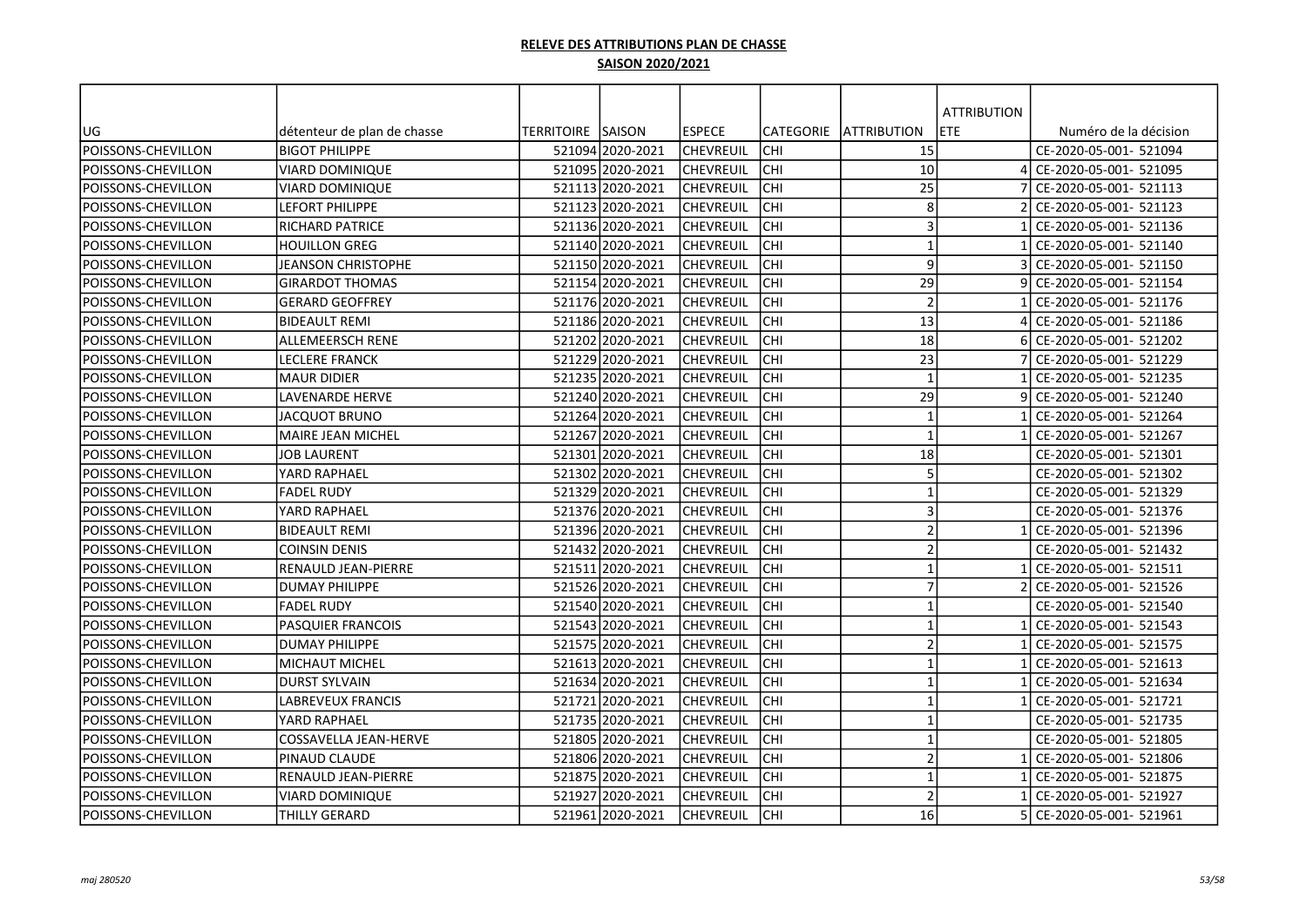**RELEVE DES ATTRIBUTIONS PLAN DE CHASSE**

**SAISON 2020/2021**

| UG | détenteur de plan de chasse | TERRITOIRE | SAISON | ESPECE | CATEGORIE | ATTRIBUTION | ATTRIBUTION ETE | Numéro de la décision |
|---|---|---|---|---|---|---|---|---|
| POISSONS-CHEVILLON | BIGOT PHILIPPE | 521094 | 2020-2021 | CHEVREUIL | CHI | 15 | | CE-2020-05-001- 521094 |
| POISSONS-CHEVILLON | VIARD DOMINIQUE | 521095 | 2020-2021 | CHEVREUIL | CHI | 10 | 4 | CE-2020-05-001- 521095 |
| POISSONS-CHEVILLON | VIARD DOMINIQUE | 521113 | 2020-2021 | CHEVREUIL | CHI | 25 | 7 | CE-2020-05-001- 521113 |
| POISSONS-CHEVILLON | LEFORT PHILIPPE | 521123 | 2020-2021 | CHEVREUIL | CHI | 8 | 2 | CE-2020-05-001- 521123 |
| POISSONS-CHEVILLON | RICHARD PATRICE | 521136 | 2020-2021 | CHEVREUIL | CHI | 3 | 1 | CE-2020-05-001- 521136 |
| POISSONS-CHEVILLON | HOUILLON GREG | 521140 | 2020-2021 | CHEVREUIL | CHI | 1 | 1 | CE-2020-05-001- 521140 |
| POISSONS-CHEVILLON | JEANSON CHRISTOPHE | 521150 | 2020-2021 | CHEVREUIL | CHI | 9 | 3 | CE-2020-05-001- 521150 |
| POISSONS-CHEVILLON | GIRARDOT THOMAS | 521154 | 2020-2021 | CHEVREUIL | CHI | 29 | 9 | CE-2020-05-001- 521154 |
| POISSONS-CHEVILLON | GERARD GEOFFREY | 521176 | 2020-2021 | CHEVREUIL | CHI | 2 | 1 | CE-2020-05-001- 521176 |
| POISSONS-CHEVILLON | BIDEAULT REMI | 521186 | 2020-2021 | CHEVREUIL | CHI | 13 | 4 | CE-2020-05-001- 521186 |
| POISSONS-CHEVILLON | ALLEMEERSCH RENE | 521202 | 2020-2021 | CHEVREUIL | CHI | 18 | 6 | CE-2020-05-001- 521202 |
| POISSONS-CHEVILLON | LECLERE FRANCK | 521229 | 2020-2021 | CHEVREUIL | CHI | 23 | 7 | CE-2020-05-001- 521229 |
| POISSONS-CHEVILLON | MAUR DIDIER | 521235 | 2020-2021 | CHEVREUIL | CHI | 1 | 1 | CE-2020-05-001- 521235 |
| POISSONS-CHEVILLON | LAVENARDE HERVE | 521240 | 2020-2021 | CHEVREUIL | CHI | 29 | 9 | CE-2020-05-001- 521240 |
| POISSONS-CHEVILLON | JACQUOT BRUNO | 521264 | 2020-2021 | CHEVREUIL | CHI | 1 | 1 | CE-2020-05-001- 521264 |
| POISSONS-CHEVILLON | MAIRE JEAN MICHEL | 521267 | 2020-2021 | CHEVREUIL | CHI | 1 | 1 | CE-2020-05-001- 521267 |
| POISSONS-CHEVILLON | JOB LAURENT | 521301 | 2020-2021 | CHEVREUIL | CHI | 18 | | CE-2020-05-001- 521301 |
| POISSONS-CHEVILLON | YARD RAPHAEL | 521302 | 2020-2021 | CHEVREUIL | CHI | 5 | | CE-2020-05-001- 521302 |
| POISSONS-CHEVILLON | FADEL RUDY | 521329 | 2020-2021 | CHEVREUIL | CHI | 1 | | CE-2020-05-001- 521329 |
| POISSONS-CHEVILLON | YARD RAPHAEL | 521376 | 2020-2021 | CHEVREUIL | CHI | 3 | | CE-2020-05-001- 521376 |
| POISSONS-CHEVILLON | BIDEAULT REMI | 521396 | 2020-2021 | CHEVREUIL | CHI | 2 | 1 | CE-2020-05-001- 521396 |
| POISSONS-CHEVILLON | COINSIN DENIS | 521432 | 2020-2021 | CHEVREUIL | CHI | 2 | | CE-2020-05-001- 521432 |
| POISSONS-CHEVILLON | RENAULD JEAN-PIERRE | 521511 | 2020-2021 | CHEVREUIL | CHI | 1 | 1 | CE-2020-05-001- 521511 |
| POISSONS-CHEVILLON | DUMAY PHILIPPE | 521526 | 2020-2021 | CHEVREUIL | CHI | 7 | 2 | CE-2020-05-001- 521526 |
| POISSONS-CHEVILLON | FADEL RUDY | 521540 | 2020-2021 | CHEVREUIL | CHI | 1 | | CE-2020-05-001- 521540 |
| POISSONS-CHEVILLON | PASQUIER FRANCOIS | 521543 | 2020-2021 | CHEVREUIL | CHI | 1 | 1 | CE-2020-05-001- 521543 |
| POISSONS-CHEVILLON | DUMAY PHILIPPE | 521575 | 2020-2021 | CHEVREUIL | CHI | 2 | 1 | CE-2020-05-001- 521575 |
| POISSONS-CHEVILLON | MICHAUT MICHEL | 521613 | 2020-2021 | CHEVREUIL | CHI | 1 | 1 | CE-2020-05-001- 521613 |
| POISSONS-CHEVILLON | DURST SYLVAIN | 521634 | 2020-2021 | CHEVREUIL | CHI | 1 | 1 | CE-2020-05-001- 521634 |
| POISSONS-CHEVILLON | LABREVEUX FRANCIS | 521721 | 2020-2021 | CHEVREUIL | CHI | 1 | 1 | CE-2020-05-001- 521721 |
| POISSONS-CHEVILLON | YARD RAPHAEL | 521735 | 2020-2021 | CHEVREUIL | CHI | 1 | | CE-2020-05-001- 521735 |
| POISSONS-CHEVILLON | COSSAVELLA JEAN-HERVE | 521805 | 2020-2021 | CHEVREUIL | CHI | 1 | | CE-2020-05-001- 521805 |
| POISSONS-CHEVILLON | PINAUD CLAUDE | 521806 | 2020-2021 | CHEVREUIL | CHI | 2 | 1 | CE-2020-05-001- 521806 |
| POISSONS-CHEVILLON | RENAULD JEAN-PIERRE | 521875 | 2020-2021 | CHEVREUIL | CHI | 1 | 1 | CE-2020-05-001- 521875 |
| POISSONS-CHEVILLON | VIARD DOMINIQUE | 521927 | 2020-2021 | CHEVREUIL | CHI | 2 | 1 | CE-2020-05-001- 521927 |
| POISSONS-CHEVILLON | THILLY GERARD | 521961 | 2020-2021 | CHEVREUIL | CHI | 16 | 5 | CE-2020-05-001- 521961 |

*maj 280520*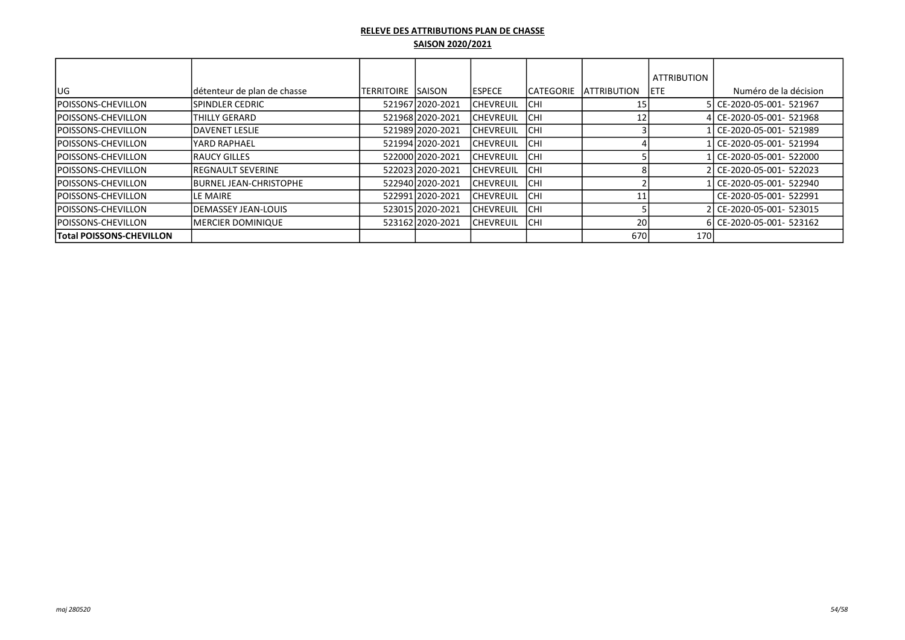**RELEVE DES ATTRIBUTIONS PLAN DE CHASSE**

**SAISON 2020/2021**

| UG | détenteur de plan de chasse | TERRITOIRE | SAISON | ESPECE | CATEGORIE | ATTRIBUTION | ATTRIBUTION ETE | Numéro de la décision |
|---|---|---|---|---|---|---|---|---|
| POISSONS-CHEVILLON | SPINDLER CEDRIC | 521967 | 2020-2021 | CHEVREUIL | CHI | 15 | 5 | CE-2020-05-001- 521967 |
| POISSONS-CHEVILLON | THILLY GERARD | 521968 | 2020-2021 | CHEVREUIL | CHI | 12 | 4 | CE-2020-05-001- 521968 |
| POISSONS-CHEVILLON | DAVENET LESLIE | 521989 | 2020-2021 | CHEVREUIL | CHI | 3 | 1 | CE-2020-05-001- 521989 |
| POISSONS-CHEVILLON | YARD RAPHAEL | 521994 | 2020-2021 | CHEVREUIL | CHI | 4 | 1 | CE-2020-05-001- 521994 |
| POISSONS-CHEVILLON | RAUCY GILLES | 522000 | 2020-2021 | CHEVREUIL | CHI | 5 | 1 | CE-2020-05-001- 522000 |
| POISSONS-CHEVILLON | REGNAULT SEVERINE | 522023 | 2020-2021 | CHEVREUIL | CHI | 8 | 2 | CE-2020-05-001- 522023 |
| POISSONS-CHEVILLON | BURNEL JEAN-CHRISTOPHE | 522940 | 2020-2021 | CHEVREUIL | CHI | 2 | 1 | CE-2020-05-001- 522940 |
| POISSONS-CHEVILLON | LE MAIRE | 522991 | 2020-2021 | CHEVREUIL | CHI | 11 | | CE-2020-05-001- 522991 |
| POISSONS-CHEVILLON | DEMASSEY JEAN-LOUIS | 523015 | 2020-2021 | CHEVREUIL | CHI | 5 | 2 | CE-2020-05-001- 523015 |
| POISSONS-CHEVILLON | MERCIER DOMINIQUE | 523162 | 2020-2021 | CHEVREUIL | CHI | 20 | 6 | CE-2020-05-001- 523162 |
| **Total POISSONS-CHEVILLON** | | | | | | 670 | 170 | |

*maj 280520*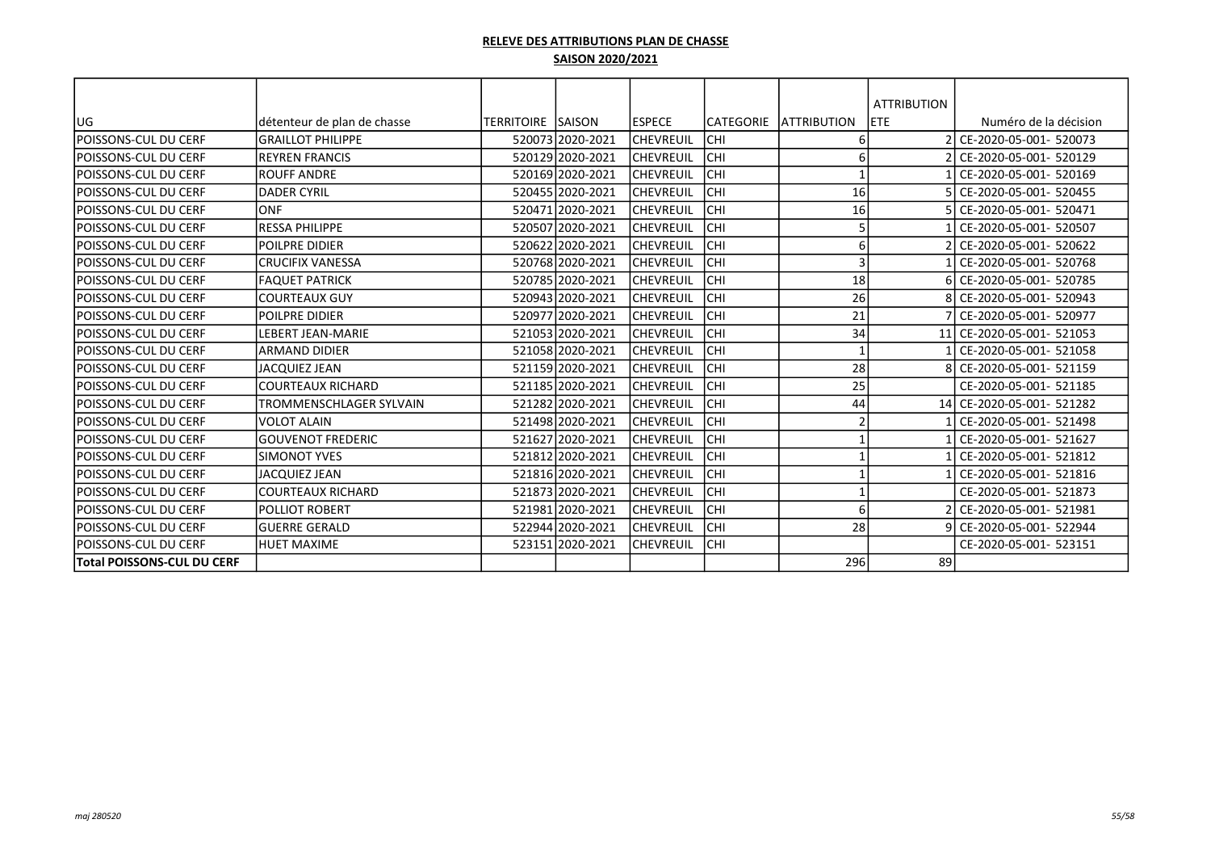**RELEVE DES ATTRIBUTIONS PLAN DE CHASSE**

**SAISON 2020/2021**

| UG | détenteur de plan de chasse | TERRITOIRE | SAISON | ESPECE | CATEGORIE | ATTRIBUTION | ATTRIBUTION ETE | Numéro de la décision |
|---|---|---|---|---|---|---|---|---|
| POISSONS-CUL DU CERF | GRAILLOT PHILIPPE | 520073 | 2020-2021 | CHEVREUIL | CHI | 6 | 2 | CE-2020-05-001- 520073 |
| POISSONS-CUL DU CERF | REYREN FRANCIS | 520129 | 2020-2021 | CHEVREUIL | CHI | 6 | 2 | CE-2020-05-001- 520129 |
| POISSONS-CUL DU CERF | ROUFF ANDRE | 520169 | 2020-2021 | CHEVREUIL | CHI | 1 | 1 | CE-2020-05-001- 520169 |
| POISSONS-CUL DU CERF | DADER CYRIL | 520455 | 2020-2021 | CHEVREUIL | CHI | 16 | 5 | CE-2020-05-001- 520455 |
| POISSONS-CUL DU CERF | ONF | 520471 | 2020-2021 | CHEVREUIL | CHI | 16 | 5 | CE-2020-05-001- 520471 |
| POISSONS-CUL DU CERF | RESSA PHILIPPE | 520507 | 2020-2021 | CHEVREUIL | CHI | 5 | 1 | CE-2020-05-001- 520507 |
| POISSONS-CUL DU CERF | POILPRE DIDIER | 520622 | 2020-2021 | CHEVREUIL | CHI | 6 | 2 | CE-2020-05-001- 520622 |
| POISSONS-CUL DU CERF | CRUCIFIX VANESSA | 520768 | 2020-2021 | CHEVREUIL | CHI | 3 | 1 | CE-2020-05-001- 520768 |
| POISSONS-CUL DU CERF | FAQUET PATRICK | 520785 | 2020-2021 | CHEVREUIL | CHI | 18 | 6 | CE-2020-05-001- 520785 |
| POISSONS-CUL DU CERF | COURTEAUX GUY | 520943 | 2020-2021 | CHEVREUIL | CHI | 26 | 8 | CE-2020-05-001- 520943 |
| POISSONS-CUL DU CERF | POILPRE DIDIER | 520977 | 2020-2021 | CHEVREUIL | CHI | 21 | 7 | CE-2020-05-001- 520977 |
| POISSONS-CUL DU CERF | LEBERT JEAN-MARIE | 521053 | 2020-2021 | CHEVREUIL | CHI | 34 | 11 | CE-2020-05-001- 521053 |
| POISSONS-CUL DU CERF | ARMAND DIDIER | 521058 | 2020-2021 | CHEVREUIL | CHI | 1 | 1 | CE-2020-05-001- 521058 |
| POISSONS-CUL DU CERF | JACQUIEZ JEAN | 521159 | 2020-2021 | CHEVREUIL | CHI | 28 | 8 | CE-2020-05-001- 521159 |
| POISSONS-CUL DU CERF | COURTEAUX RICHARD | 521185 | 2020-2021 | CHEVREUIL | CHI | 25 | | CE-2020-05-001- 521185 |
| POISSONS-CUL DU CERF | TROMMENSCHLAGER SYLVAIN | 521282 | 2020-2021 | CHEVREUIL | CHI | 44 | 14 | CE-2020-05-001- 521282 |
| POISSONS-CUL DU CERF | VOLOT ALAIN | 521498 | 2020-2021 | CHEVREUIL | CHI | 2 | 1 | CE-2020-05-001- 521498 |
| POISSONS-CUL DU CERF | GOUVENOT FREDERIC | 521627 | 2020-2021 | CHEVREUIL | CHI | 1 | 1 | CE-2020-05-001- 521627 |
| POISSONS-CUL DU CERF | SIMONOT YVES | 521812 | 2020-2021 | CHEVREUIL | CHI | 1 | 1 | CE-2020-05-001- 521812 |
| POISSONS-CUL DU CERF | JACQUIEZ JEAN | 521816 | 2020-2021 | CHEVREUIL | CHI | 1 | 1 | CE-2020-05-001- 521816 |
| POISSONS-CUL DU CERF | COURTEAUX RICHARD | 521873 | 2020-2021 | CHEVREUIL | CHI | 1 | | CE-2020-05-001- 521873 |
| POISSONS-CUL DU CERF | POLLIOT ROBERT | 521981 | 2020-2021 | CHEVREUIL | CHI | 6 | 2 | CE-2020-05-001- 521981 |
| POISSONS-CUL DU CERF | GUERRE GERALD | 522944 | 2020-2021 | CHEVREUIL | CHI | 28 | 9 | CE-2020-05-001- 522944 |
| POISSONS-CUL DU CERF | HUET MAXIME | 523151 | 2020-2021 | CHEVREUIL | CHI | | | CE-2020-05-001- 523151 |
| **Total POISSONS-CUL DU CERF** | | | | | | 296 | 89 | |

*maj 280520*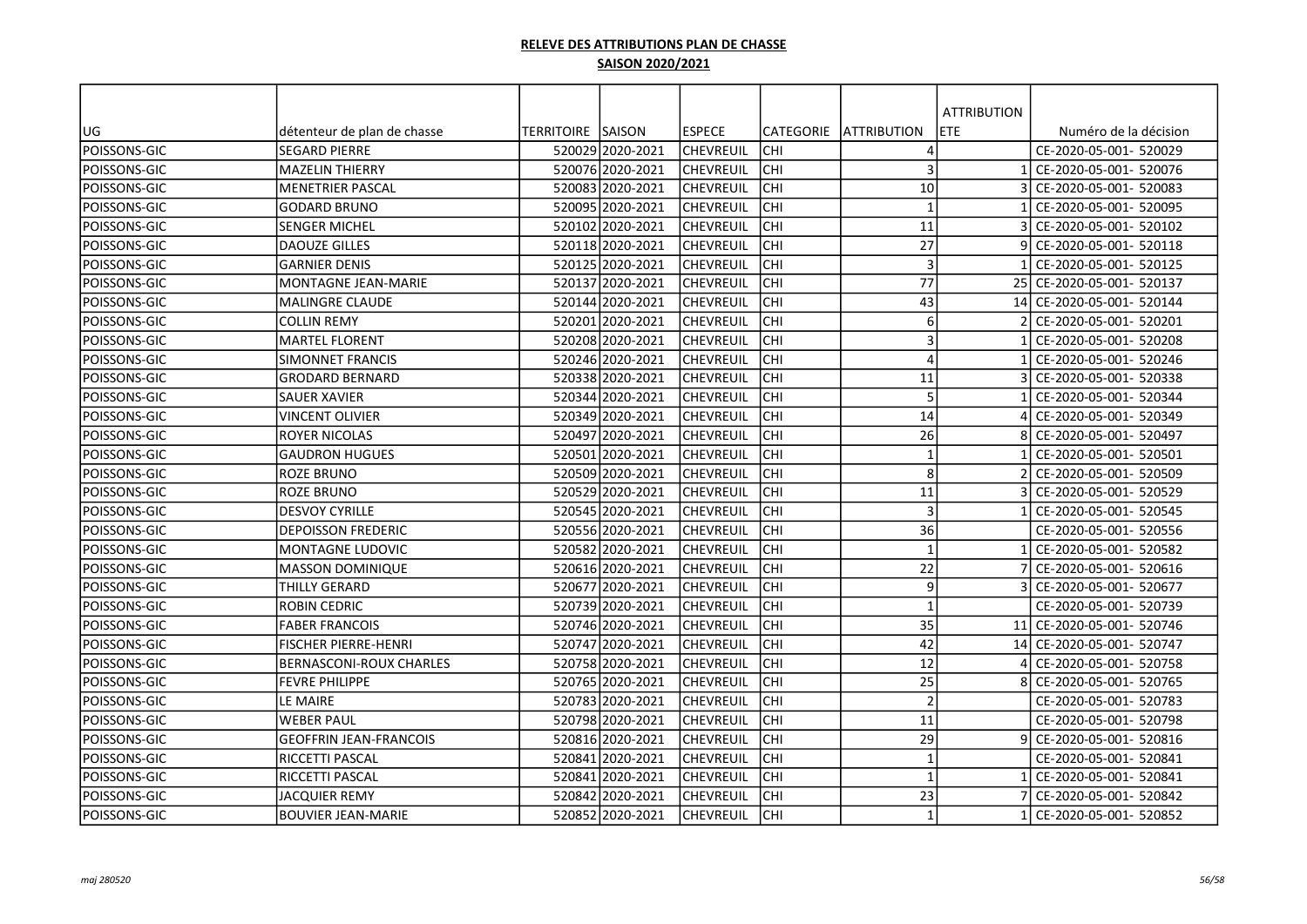**RELEVE DES ATTRIBUTIONS PLAN DE CHASSE**

**SAISON 2020/2021**

| UG | détenteur de plan de chasse | TERRITOIRE | SAISON | ESPECE | CATEGORIE | ATTRIBUTION | ATTRIBUTION ETE | Numéro de la décision |
|---|---|---|---|---|---|---|---|---|
| POISSONS-GIC | SEGARD PIERRE | 520029 | 2020-2021 | CHEVREUIL | CHI | 4 | | CE-2020-05-001- 520029 |
| POISSONS-GIC | MAZELIN THIERRY | 520076 | 2020-2021 | CHEVREUIL | CHI | 3 | 1 | CE-2020-05-001- 520076 |
| POISSONS-GIC | MENETRIER PASCAL | 520083 | 2020-2021 | CHEVREUIL | CHI | 10 | 3 | CE-2020-05-001- 520083 |
| POISSONS-GIC | GODARD BRUNO | 520095 | 2020-2021 | CHEVREUIL | CHI | 1 | 1 | CE-2020-05-001- 520095 |
| POISSONS-GIC | SENGER MICHEL | 520102 | 2020-2021 | CHEVREUIL | CHI | 11 | 3 | CE-2020-05-001- 520102 |
| POISSONS-GIC | DAOUZE GILLES | 520118 | 2020-2021 | CHEVREUIL | CHI | 27 | 9 | CE-2020-05-001- 520118 |
| POISSONS-GIC | GARNIER DENIS | 520125 | 2020-2021 | CHEVREUIL | CHI | 3 | 1 | CE-2020-05-001- 520125 |
| POISSONS-GIC | MONTAGNE JEAN-MARIE | 520137 | 2020-2021 | CHEVREUIL | CHI | 77 | 25 | CE-2020-05-001- 520137 |
| POISSONS-GIC | MALINGRE CLAUDE | 520144 | 2020-2021 | CHEVREUIL | CHI | 43 | 14 | CE-2020-05-001- 520144 |
| POISSONS-GIC | COLLIN REMY | 520201 | 2020-2021 | CHEVREUIL | CHI | 6 | 2 | CE-2020-05-001- 520201 |
| POISSONS-GIC | MARTEL FLORENT | 520208 | 2020-2021 | CHEVREUIL | CHI | 3 | 1 | CE-2020-05-001- 520208 |
| POISSONS-GIC | SIMONNET FRANCIS | 520246 | 2020-2021 | CHEVREUIL | CHI | 4 | 1 | CE-2020-05-001- 520246 |
| POISSONS-GIC | GRODARD BERNARD | 520338 | 2020-2021 | CHEVREUIL | CHI | 11 | 3 | CE-2020-05-001- 520338 |
| POISSONS-GIC | SAUER XAVIER | 520344 | 2020-2021 | CHEVREUIL | CHI | 5 | 1 | CE-2020-05-001- 520344 |
| POISSONS-GIC | VINCENT OLIVIER | 520349 | 2020-2021 | CHEVREUIL | CHI | 14 | 4 | CE-2020-05-001- 520349 |
| POISSONS-GIC | ROYER NICOLAS | 520497 | 2020-2021 | CHEVREUIL | CHI | 26 | 8 | CE-2020-05-001- 520497 |
| POISSONS-GIC | GAUDRON HUGUES | 520501 | 2020-2021 | CHEVREUIL | CHI | 1 | 1 | CE-2020-05-001- 520501 |
| POISSONS-GIC | ROZE BRUNO | 520509 | 2020-2021 | CHEVREUIL | CHI | 8 | 2 | CE-2020-05-001- 520509 |
| POISSONS-GIC | ROZE BRUNO | 520529 | 2020-2021 | CHEVREUIL | CHI | 11 | 3 | CE-2020-05-001- 520529 |
| POISSONS-GIC | DESVOY CYRILLE | 520545 | 2020-2021 | CHEVREUIL | CHI | 3 | 1 | CE-2020-05-001- 520545 |
| POISSONS-GIC | DEPOISSON FREDERIC | 520556 | 2020-2021 | CHEVREUIL | CHI | 36 | | CE-2020-05-001- 520556 |
| POISSONS-GIC | MONTAGNE LUDOVIC | 520582 | 2020-2021 | CHEVREUIL | CHI | 1 | 1 | CE-2020-05-001- 520582 |
| POISSONS-GIC | MASSON DOMINIQUE | 520616 | 2020-2021 | CHEVREUIL | CHI | 22 | 7 | CE-2020-05-001- 520616 |
| POISSONS-GIC | THILLY GERARD | 520677 | 2020-2021 | CHEVREUIL | CHI | 9 | 3 | CE-2020-05-001- 520677 |
| POISSONS-GIC | ROBIN CEDRIC | 520739 | 2020-2021 | CHEVREUIL | CHI | 1 | | CE-2020-05-001- 520739 |
| POISSONS-GIC | FABER FRANCOIS | 520746 | 2020-2021 | CHEVREUIL | CHI | 35 | 11 | CE-2020-05-001- 520746 |
| POISSONS-GIC | FISCHER PIERRE-HENRI | 520747 | 2020-2021 | CHEVREUIL | CHI | 42 | 14 | CE-2020-05-001- 520747 |
| POISSONS-GIC | BERNASCONI-ROUX CHARLES | 520758 | 2020-2021 | CHEVREUIL | CHI | 12 | 4 | CE-2020-05-001- 520758 |
| POISSONS-GIC | FEVRE PHILIPPE | 520765 | 2020-2021 | CHEVREUIL | CHI | 25 | 8 | CE-2020-05-001- 520765 |
| POISSONS-GIC | LE MAIRE | 520783 | 2020-2021 | CHEVREUIL | CHI | 2 | | CE-2020-05-001- 520783 |
| POISSONS-GIC | WEBER PAUL | 520798 | 2020-2021 | CHEVREUIL | CHI | 11 | | CE-2020-05-001- 520798 |
| POISSONS-GIC | GEOFFRIN JEAN-FRANCOIS | 520816 | 2020-2021 | CHEVREUIL | CHI | 29 | 9 | CE-2020-05-001- 520816 |
| POISSONS-GIC | RICCETTI PASCAL | 520841 | 2020-2021 | CHEVREUIL | CHI | 1 | | CE-2020-05-001- 520841 |
| POISSONS-GIC | RICCETTI PASCAL | 520841 | 2020-2021 | CHEVREUIL | CHI | 1 | 1 | CE-2020-05-001- 520841 |
| POISSONS-GIC | JACQUIER REMY | 520842 | 2020-2021 | CHEVREUIL | CHI | 23 | 7 | CE-2020-05-001- 520842 |
| POISSONS-GIC | BOUVIER JEAN-MARIE | 520852 | 2020-2021 | CHEVREUIL | CHI | 1 | 1 | CE-2020-05-001- 520852 |

*maj 280520*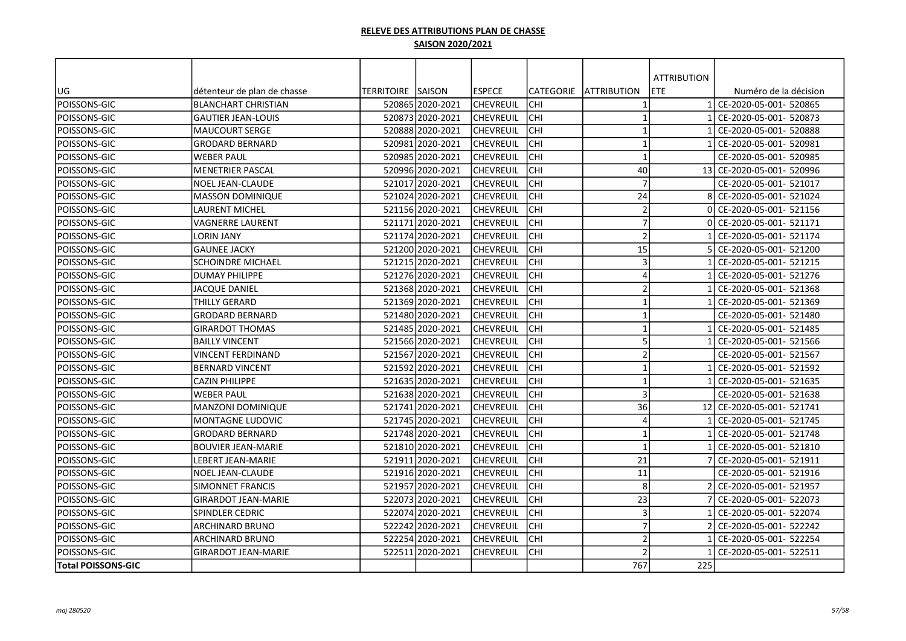**RELEVE DES ATTRIBUTIONS PLAN DE CHASSE**

**SAISON 2020/2021**

| UG | détenteur de plan de chasse | TERRITOIRE | SAISON | ESPECE | CATEGORIE | ATTRIBUTION | ATTRIBUTION ETE | Numéro de la décision |
|---|---|---|---|---|---|---|---|---|
| POISSONS-GIC | BLANCHART CHRISTIAN | 520865 | 2020-2021 | CHEVREUIL | CHI | 1 | 1 | CE-2020-05-001- 520865 |
| POISSONS-GIC | GAUTIER JEAN-LOUIS | 520873 | 2020-2021 | CHEVREUIL | CHI | 1 | 1 | CE-2020-05-001- 520873 |
| POISSONS-GIC | MAUCOURT SERGE | 520888 | 2020-2021 | CHEVREUIL | CHI | 1 | 1 | CE-2020-05-001- 520888 |
| POISSONS-GIC | GRODARD BERNARD | 520981 | 2020-2021 | CHEVREUIL | CHI | 1 | 1 | CE-2020-05-001- 520981 |
| POISSONS-GIC | WEBER PAUL | 520985 | 2020-2021 | CHEVREUIL | CHI | 1 | | CE-2020-05-001- 520985 |
| POISSONS-GIC | MENETRIER PASCAL | 520996 | 2020-2021 | CHEVREUIL | CHI | 40 | 13 | CE-2020-05-001- 520996 |
| POISSONS-GIC | NOEL JEAN-CLAUDE | 521017 | 2020-2021 | CHEVREUIL | CHI | 7 | | CE-2020-05-001- 521017 |
| POISSONS-GIC | MASSON DOMINIQUE | 521024 | 2020-2021 | CHEVREUIL | CHI | 24 | 8 | CE-2020-05-001- 521024 |
| POISSONS-GIC | LAURENT MICHEL | 521156 | 2020-2021 | CHEVREUIL | CHI | 2 | 0 | CE-2020-05-001- 521156 |
| POISSONS-GIC | VAGNERRE LAURENT | 521171 | 2020-2021 | CHEVREUIL | CHI | 7 | 0 | CE-2020-05-001- 521171 |
| POISSONS-GIC | LORIN JANY | 521174 | 2020-2021 | CHEVREUIL | CHI | 2 | 1 | CE-2020-05-001- 521174 |
| POISSONS-GIC | GAUNEE JACKY | 521200 | 2020-2021 | CHEVREUIL | CHI | 15 | 5 | CE-2020-05-001- 521200 |
| POISSONS-GIC | SCHOINDRE MICHAEL | 521215 | 2020-2021 | CHEVREUIL | CHI | 3 | 1 | CE-2020-05-001- 521215 |
| POISSONS-GIC | DUMAY PHILIPPE | 521276 | 2020-2021 | CHEVREUIL | CHI | 4 | 1 | CE-2020-05-001- 521276 |
| POISSONS-GIC | JACQUE DANIEL | 521368 | 2020-2021 | CHEVREUIL | CHI | 2 | 1 | CE-2020-05-001- 521368 |
| POISSONS-GIC | THILLY GERARD | 521369 | 2020-2021 | CHEVREUIL | CHI | 1 | 1 | CE-2020-05-001- 521369 |
| POISSONS-GIC | GRODARD BERNARD | 521480 | 2020-2021 | CHEVREUIL | CHI | 1 | | CE-2020-05-001- 521480 |
| POISSONS-GIC | GIRARDOT THOMAS | 521485 | 2020-2021 | CHEVREUIL | CHI | 1 | 1 | CE-2020-05-001- 521485 |
| POISSONS-GIC | BAILLY VINCENT | 521566 | 2020-2021 | CHEVREUIL | CHI | 5 | 1 | CE-2020-05-001- 521566 |
| POISSONS-GIC | VINCENT FERDINAND | 521567 | 2020-2021 | CHEVREUIL | CHI | 2 | | CE-2020-05-001- 521567 |
| POISSONS-GIC | BERNARD VINCENT | 521592 | 2020-2021 | CHEVREUIL | CHI | 1 | 1 | CE-2020-05-001- 521592 |
| POISSONS-GIC | CAZIN PHILIPPE | 521635 | 2020-2021 | CHEVREUIL | CHI | 1 | 1 | CE-2020-05-001- 521635 |
| POISSONS-GIC | WEBER PAUL | 521638 | 2020-2021 | CHEVREUIL | CHI | 3 | | CE-2020-05-001- 521638 |
| POISSONS-GIC | MANZONI DOMINIQUE | 521741 | 2020-2021 | CHEVREUIL | CHI | 36 | 12 | CE-2020-05-001- 521741 |
| POISSONS-GIC | MONTAGNE LUDOVIC | 521745 | 2020-2021 | CHEVREUIL | CHI | 4 | 1 | CE-2020-05-001- 521745 |
| POISSONS-GIC | GRODARD BERNARD | 521748 | 2020-2021 | CHEVREUIL | CHI | 1 | 1 | CE-2020-05-001- 521748 |
| POISSONS-GIC | BOUVIER JEAN-MARIE | 521810 | 2020-2021 | CHEVREUIL | CHI | 1 | 1 | CE-2020-05-001- 521810 |
| POISSONS-GIC | LEBERT JEAN-MARIE | 521911 | 2020-2021 | CHEVREUIL | CHI | 21 | 7 | CE-2020-05-001- 521911 |
| POISSONS-GIC | NOEL JEAN-CLAUDE | 521916 | 2020-2021 | CHEVREUIL | CHI | 11 | | CE-2020-05-001- 521916 |
| POISSONS-GIC | SIMONNET FRANCIS | 521957 | 2020-2021 | CHEVREUIL | CHI | 8 | 2 | CE-2020-05-001- 521957 |
| POISSONS-GIC | GIRARDOT JEAN-MARIE | 522073 | 2020-2021 | CHEVREUIL | CHI | 23 | 7 | CE-2020-05-001- 522073 |
| POISSONS-GIC | SPINDLER CEDRIC | 522074 | 2020-2021 | CHEVREUIL | CHI | 3 | 1 | CE-2020-05-001- 522074 |
| POISSONS-GIC | ARCHINARD BRUNO | 522242 | 2020-2021 | CHEVREUIL | CHI | 7 | 2 | CE-2020-05-001- 522242 |
| POISSONS-GIC | ARCHINARD BRUNO | 522254 | 2020-2021 | CHEVREUIL | CHI | 2 | 1 | CE-2020-05-001- 522254 |
| POISSONS-GIC | GIRARDOT JEAN-MARIE | 522511 | 2020-2021 | CHEVREUIL | CHI | 2 | 1 | CE-2020-05-001- 522511 |
| **Total POISSONS-GIC** | | | | | | 767 | 225 | |

*maj 280520*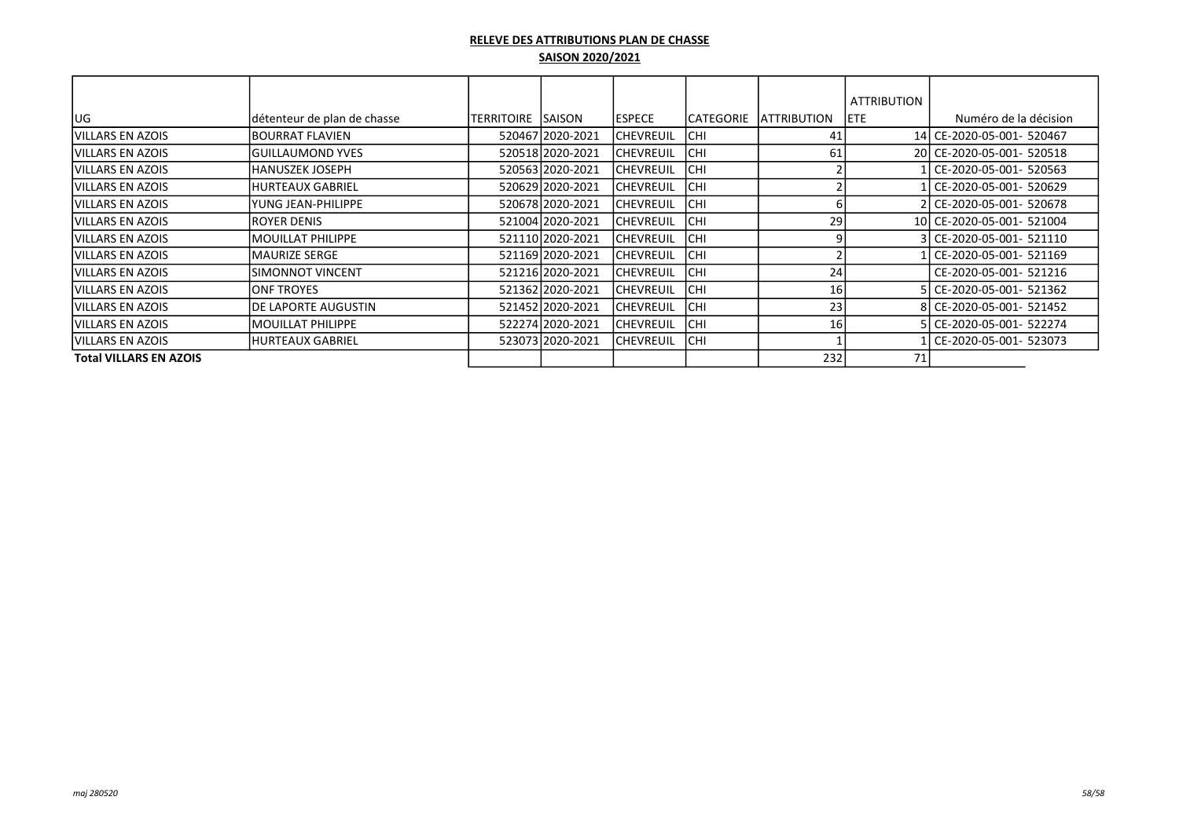**RELEVE DES ATTRIBUTIONS PLAN DE CHASSE**

**SAISON 2020/2021**

| UG | détenteur de plan de chasse | TERRITOIRE | SAISON | ESPECE | CATEGORIE | ATTRIBUTION | ATTRIBUTION ETE | Numéro de la décision |
|---|---|---|---|---|---|---|---|---|
| VILLARS EN AZOIS | BOURRAT FLAVIEN | 520467 | 2020-2021 | CHEVREUIL | CHI | 41 | 14 | CE-2020-05-001- 520467 |
| VILLARS EN AZOIS | GUILLAUMOND YVES | 520518 | 2020-2021 | CHEVREUIL | CHI | 61 | 20 | CE-2020-05-001- 520518 |
| VILLARS EN AZOIS | HANUSZEK JOSEPH | 520563 | 2020-2021 | CHEVREUIL | CHI | 2 | 1 | CE-2020-05-001- 520563 |
| VILLARS EN AZOIS | HURTEAUX GABRIEL | 520629 | 2020-2021 | CHEVREUIL | CHI | 2 | 1 | CE-2020-05-001- 520629 |
| VILLARS EN AZOIS | YUNG JEAN-PHILIPPE | 520678 | 2020-2021 | CHEVREUIL | CHI | 6 | 2 | CE-2020-05-001- 520678 |
| VILLARS EN AZOIS | ROYER DENIS | 521004 | 2020-2021 | CHEVREUIL | CHI | 29 | 10 | CE-2020-05-001- 521004 |
| VILLARS EN AZOIS | MOUILLAT PHILIPPE | 521110 | 2020-2021 | CHEVREUIL | CHI | 9 | 3 | CE-2020-05-001- 521110 |
| VILLARS EN AZOIS | MAURIZE SERGE | 521169 | 2020-2021 | CHEVREUIL | CHI | 2 | 1 | CE-2020-05-001- 521169 |
| VILLARS EN AZOIS | SIMONNOT VINCENT | 521216 | 2020-2021 | CHEVREUIL | CHI | 24 | | CE-2020-05-001- 521216 |
| VILLARS EN AZOIS | ONF TROYES | 521362 | 2020-2021 | CHEVREUIL | CHI | 16 | 5 | CE-2020-05-001- 521362 |
| VILLARS EN AZOIS | DE LAPORTE AUGUSTIN | 521452 | 2020-2021 | CHEVREUIL | CHI | 23 | 8 | CE-2020-05-001- 521452 |
| VILLARS EN AZOIS | MOUILLAT PHILIPPE | 522274 | 2020-2021 | CHEVREUIL | CHI | 16 | 5 | CE-2020-05-001- 522274 |
| VILLARS EN AZOIS | HURTEAUX GABRIEL | 523073 | 2020-2021 | CHEVREUIL | CHI | 1 | 1 | CE-2020-05-001- 523073 |
| **Total VILLARS EN AZOIS** | | | | | | 232 | 71 | |

*maj 280520*